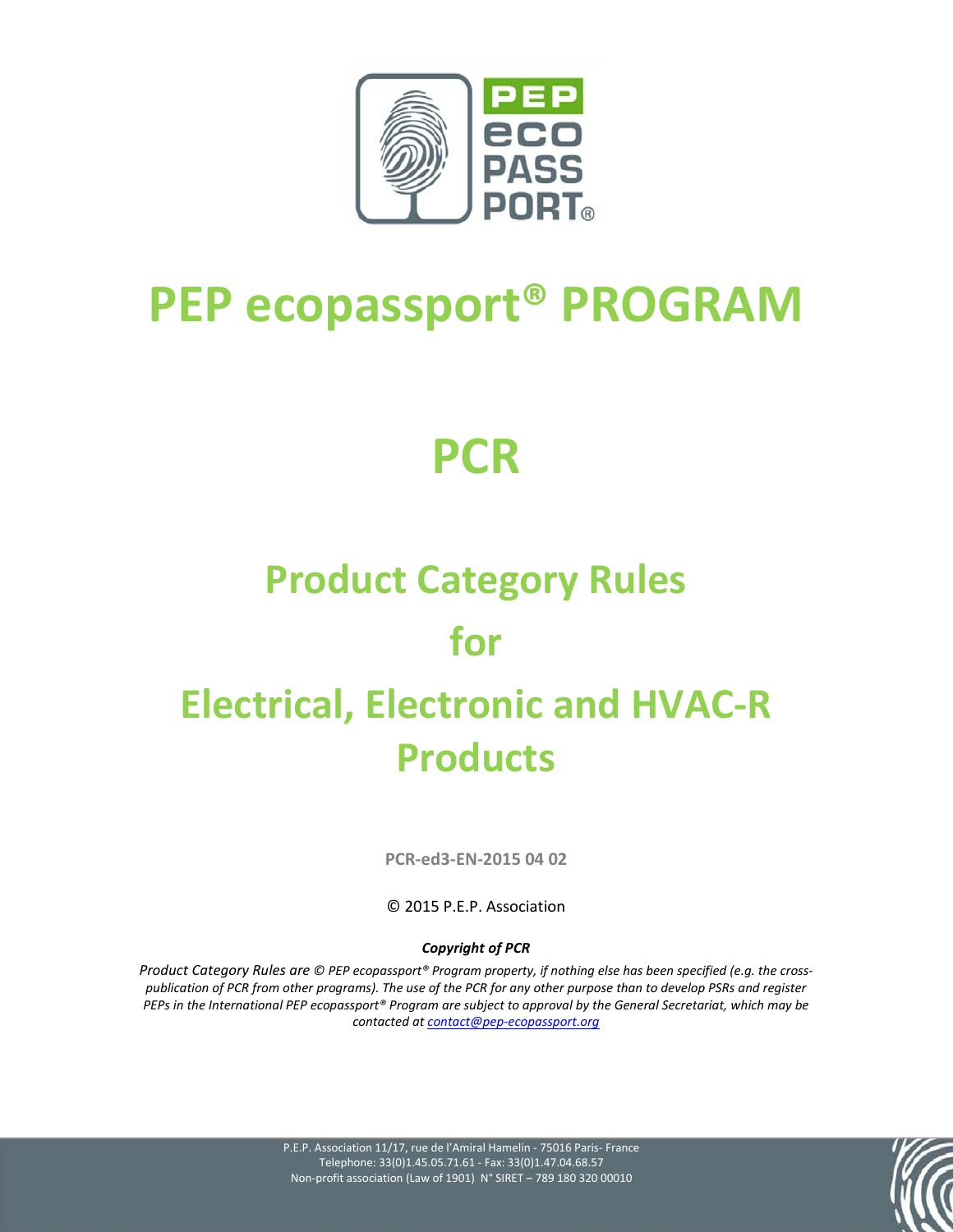# PEP ecopassport® PROGRAM

# PCR

## Product Category Rules for Electrical, Electronic and HVAC-R Products

**PCR-ed3-EN-2015 04 02**

© 2015 P.E.P. Association

***Copyright of PCR***

*Product Category Rules are © PEP ecopassport® Program property, if nothing else has been specified (e.g. the cross-publication of PCR from other programs). The use of the PCR for any other purpose than to develop PSRs and register PEPs in the International PEP ecopassport® Program are subject to approval by the General Secretariat, which may be contacted at [contact@pep-ecopassport.org](mailto:contact@pep-ecopassport.org)*

P.E.P. Association 11/17, rue de l'Amiral Hamelin - 75016 Paris- France
Telephone: 33(0)1.45.05.71.61 - Fax: 33(0)1.47.04.68.57
Non-profit association (Law of 1901) N° SIRET – 789 180 320 00010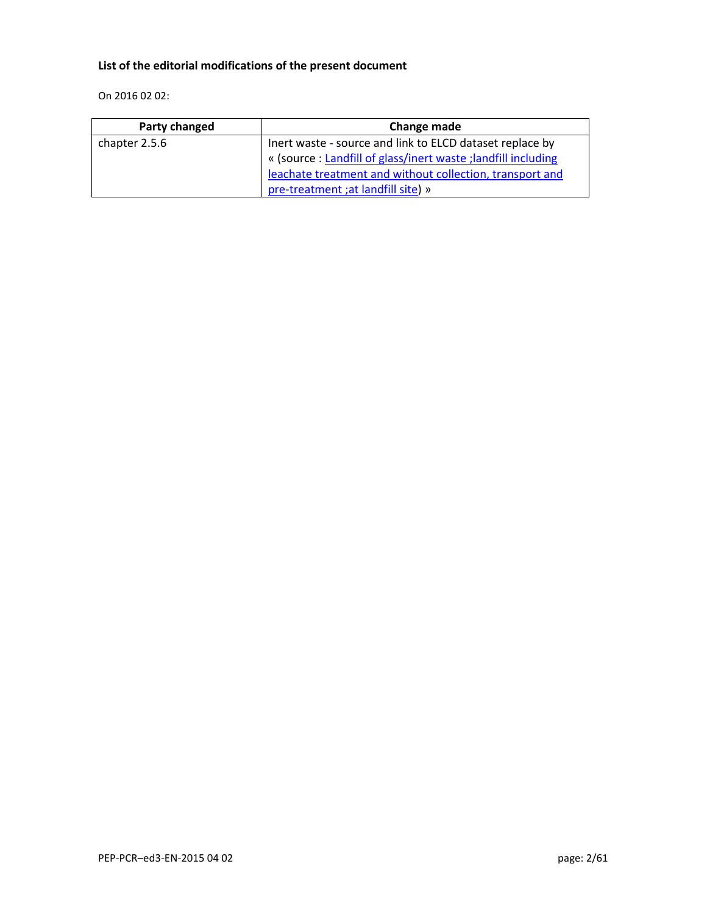**List of the editorial modifications of the present document**

On 2016 02 02:

| Party changed | Change made |
| --- | --- |
| chapter 2.5.6 | Inert waste - source and link to ELCD dataset replace by « (source : Landfill of glass/inert waste ;landfill including leachate treatment and without collection, transport and pre-treatment ;at landfill site) » |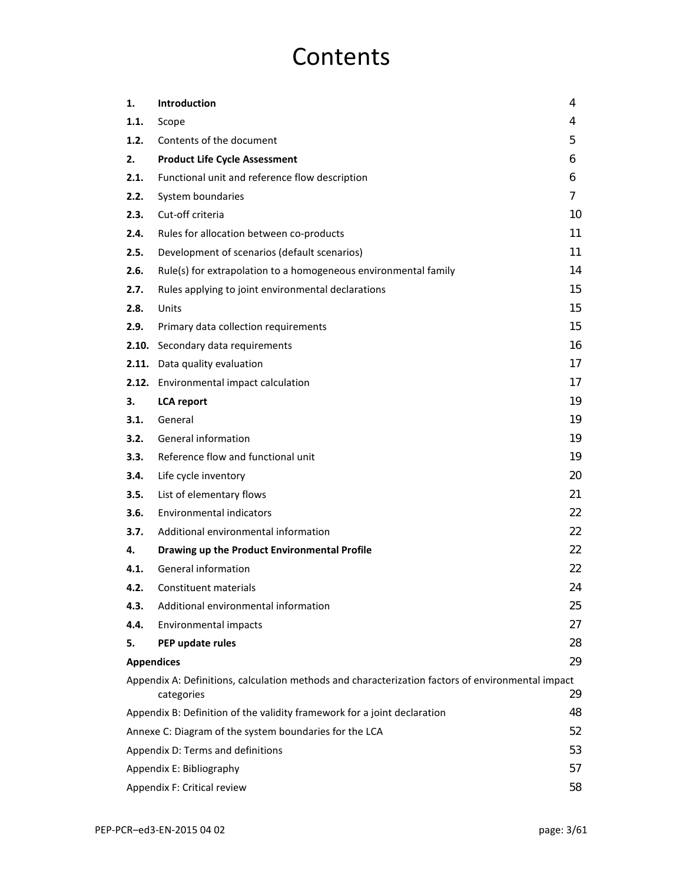# Contents

| | | |
|---|---|---|
| **1.** | **Introduction** | 4 |
| **1.1.** | Scope | 4 |
| **1.2.** | Contents of the document | 5 |
| **2.** | **Product Life Cycle Assessment** | 6 |
| **2.1.** | Functional unit and reference flow description | 6 |
| **2.2.** | System boundaries | 7 |
| **2.3.** | Cut-off criteria | 10 |
| **2.4.** | Rules for allocation between co-products | 11 |
| **2.5.** | Development of scenarios (default scenarios) | 11 |
| **2.6.** | Rule(s) for extrapolation to a homogeneous environmental family | 14 |
| **2.7.** | Rules applying to joint environmental declarations | 15 |
| **2.8.** | Units | 15 |
| **2.9.** | Primary data collection requirements | 15 |
| **2.10.** | Secondary data requirements | 16 |
| **2.11.** | Data quality evaluation | 17 |
| **2.12.** | Environmental impact calculation | 17 |
| **3.** | **LCA report** | 19 |
| **3.1.** | General | 19 |
| **3.2.** | General information | 19 |
| **3.3.** | Reference flow and functional unit | 19 |
| **3.4.** | Life cycle inventory | 20 |
| **3.5.** | List of elementary flows | 21 |
| **3.6.** | Environmental indicators | 22 |
| **3.7.** | Additional environmental information | 22 |
| **4.** | **Drawing up the Product Environmental Profile** | 22 |
| **4.1.** | General information | 22 |
| **4.2.** | Constituent materials | 24 |
| **4.3.** | Additional environmental information | 25 |
| **4.4.** | Environmental impacts | 27 |
| **5.** | **PEP update rules** | 28 |
| **Appendices** | | 29 |
| Appendix A: Definitions, calculation methods and characterization factors of environmental impact categories | | 29 |
| Appendix B: Definition of the validity framework for a joint declaration | | 48 |
| Annexe C: Diagram of the system boundaries for the LCA | | 52 |
| Appendix D: Terms and definitions | | 53 |
| Appendix E: Bibliography | | 57 |
| Appendix F: Critical review | | 58 |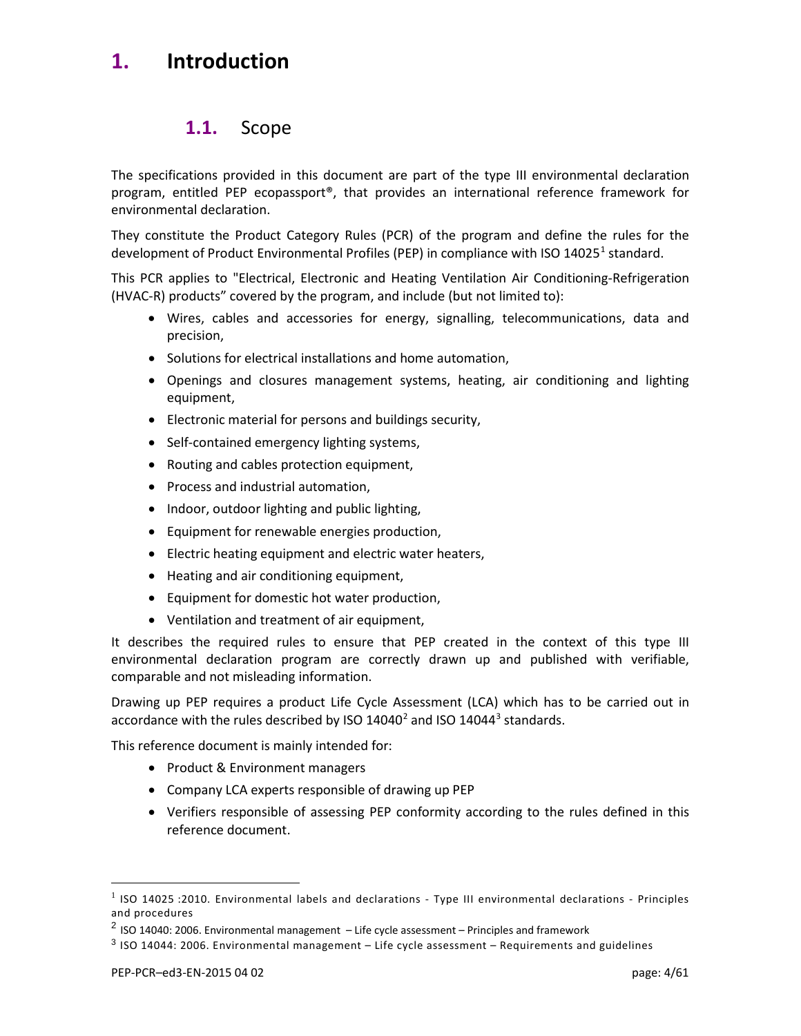# 1. Introduction

## 1.1. Scope

The specifications provided in this document are part of the type III environmental declaration program, entitled PEP ecopassport®, that provides an international reference framework for environmental declaration.

They constitute the Product Category Rules (PCR) of the program and define the rules for the development of Product Environmental Profiles (PEP) in compliance with ISO 14025[1] standard.

This PCR applies to "Electrical, Electronic and Heating Ventilation Air Conditioning-Refrigeration (HVAC-R) products" covered by the program, and include (but not limited to):

- Wires, cables and accessories for energy, signalling, telecommunications, data and precision,
- Solutions for electrical installations and home automation,
- Openings and closures management systems, heating, air conditioning and lighting equipment,
- Electronic material for persons and buildings security,
- Self-contained emergency lighting systems,
- Routing and cables protection equipment,
- Process and industrial automation,
- Indoor, outdoor lighting and public lighting,
- Equipment for renewable energies production,
- Electric heating equipment and electric water heaters,
- Heating and air conditioning equipment,
- Equipment for domestic hot water production,
- Ventilation and treatment of air equipment,

It describes the required rules to ensure that PEP created in the context of this type III environmental declaration program are correctly drawn up and published with verifiable, comparable and not misleading information.

Drawing up PEP requires a product Life Cycle Assessment (LCA) which has to be carried out in accordance with the rules described by ISO 14040[2] and ISO 14044[3] standards.

This reference document is mainly intended for:

- Product & Environment managers
- Company LCA experts responsible of drawing up PEP
- Verifiers responsible of assessing PEP conformity according to the rules defined in this reference document.

---

[1] ISO 14025 :2010. Environmental labels and declarations - Type III environmental declarations - Principles and procedures

[2] ISO 14040: 2006. Environmental management – Life cycle assessment – Principles and framework

[3] ISO 14044: 2006. Environmental management – Life cycle assessment – Requirements and guidelines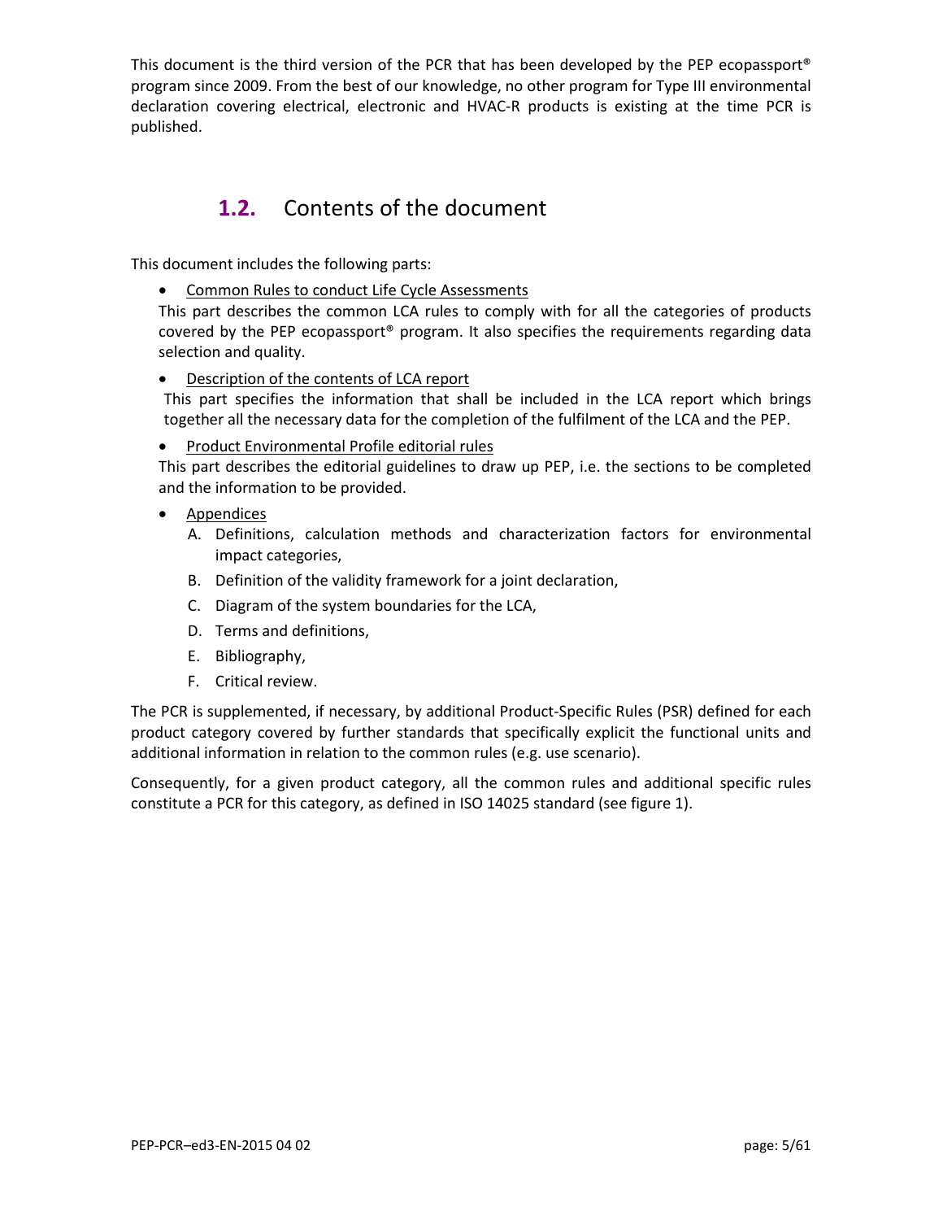This document is the third version of the PCR that has been developed by the PEP ecopassport® program since 2009. From the best of our knowledge, no other program for Type III environmental declaration covering electrical, electronic and HVAC-R products is existing at the time PCR is published.

## 1.2. Contents of the document

This document includes the following parts:

- Common Rules to conduct Life Cycle Assessments
  This part describes the common LCA rules to comply with for all the categories of products covered by the PEP ecopassport® program. It also specifies the requirements regarding data selection and quality.
- Description of the contents of LCA report
  This part specifies the information that shall be included in the LCA report which brings together all the necessary data for the completion of the fulfilment of the LCA and the PEP.
- Product Environmental Profile editorial rules
  This part describes the editorial guidelines to draw up PEP, i.e. the sections to be completed and the information to be provided.
- Appendices
  A. Definitions, calculation methods and characterization factors for environmental impact categories,
  B. Definition of the validity framework for a joint declaration,
  C. Diagram of the system boundaries for the LCA,
  D. Terms and definitions,
  E. Bibliography,
  F. Critical review.

The PCR is supplemented, if necessary, by additional Product-Specific Rules (PSR) defined for each product category covered by further standards that specifically explicit the functional units and additional information in relation to the common rules (e.g. use scenario).

Consequently, for a given product category, all the common rules and additional specific rules constitute a PCR for this category, as defined in ISO 14025 standard (see figure 1).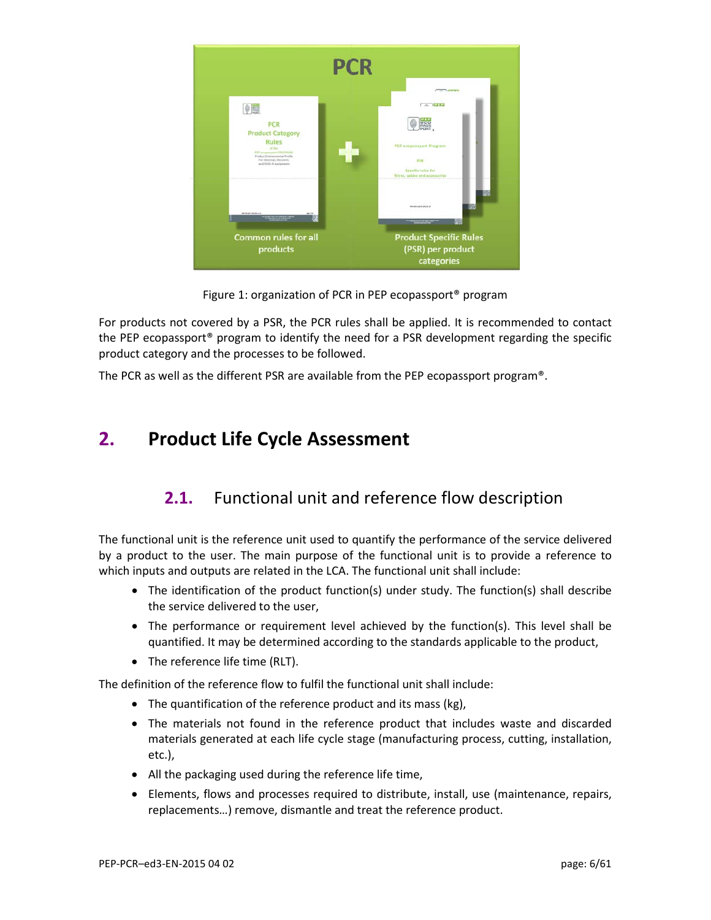Figure 1: organization of PCR in PEP ecopassport® program

For products not covered by a PSR, the PCR rules shall be applied. It is recommended to contact the PEP ecopassport® program to identify the need for a PSR development regarding the specific product category and the processes to be followed.

The PCR as well as the different PSR are available from the PEP ecopassport program®.

# 2. Product Life Cycle Assessment

## 2.1. Functional unit and reference flow description

The functional unit is the reference unit used to quantify the performance of the service delivered by a product to the user. The main purpose of the functional unit is to provide a reference to which inputs and outputs are related in the LCA. The functional unit shall include:

- The identification of the product function(s) under study. The function(s) shall describe the service delivered to the user,
- The performance or requirement level achieved by the function(s). This level shall be quantified. It may be determined according to the standards applicable to the product,
- The reference life time (RLT).

The definition of the reference flow to fulfil the functional unit shall include:

- The quantification of the reference product and its mass (kg),
- The materials not found in the reference product that includes waste and discarded materials generated at each life cycle stage (manufacturing process, cutting, installation, etc.),
- All the packaging used during the reference life time,
- Elements, flows and processes required to distribute, install, use (maintenance, repairs, replacements…) remove, dismantle and treat the reference product.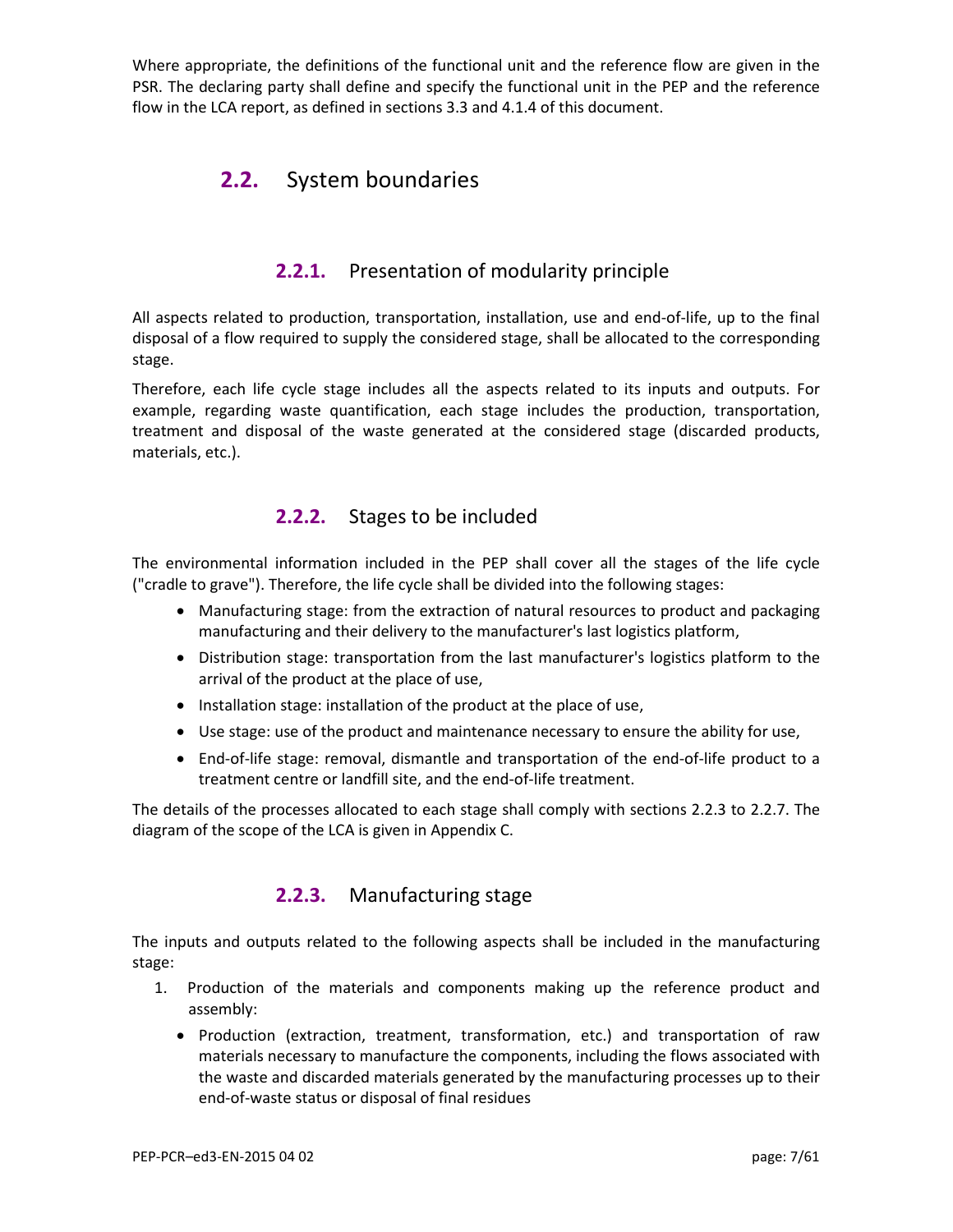Where appropriate, the definitions of the functional unit and the reference flow are given in the PSR. The declaring party shall define and specify the functional unit in the PEP and the reference flow in the LCA report, as defined in sections 3.3 and 4.1.4 of this document.

## 2.2. System boundaries

### 2.2.1. Presentation of modularity principle

All aspects related to production, transportation, installation, use and end-of-life, up to the final disposal of a flow required to supply the considered stage, shall be allocated to the corresponding stage.

Therefore, each life cycle stage includes all the aspects related to its inputs and outputs. For example, regarding waste quantification, each stage includes the production, transportation, treatment and disposal of the waste generated at the considered stage (discarded products, materials, etc.).

### 2.2.2. Stages to be included

The environmental information included in the PEP shall cover all the stages of the life cycle ("cradle to grave"). Therefore, the life cycle shall be divided into the following stages:

- Manufacturing stage: from the extraction of natural resources to product and packaging manufacturing and their delivery to the manufacturer's last logistics platform,
- Distribution stage: transportation from the last manufacturer's logistics platform to the arrival of the product at the place of use,
- Installation stage: installation of the product at the place of use,
- Use stage: use of the product and maintenance necessary to ensure the ability for use,
- End-of-life stage: removal, dismantle and transportation of the end-of-life product to a treatment centre or landfill site, and the end-of-life treatment.

The details of the processes allocated to each stage shall comply with sections 2.2.3 to 2.2.7. The diagram of the scope of the LCA is given in Appendix C.

### 2.2.3. Manufacturing stage

The inputs and outputs related to the following aspects shall be included in the manufacturing stage:

1. Production of the materials and components making up the reference product and assembly:
   - Production (extraction, treatment, transformation, etc.) and transportation of raw materials necessary to manufacture the components, including the flows associated with the waste and discarded materials generated by the manufacturing processes up to their end-of-waste status or disposal of final residues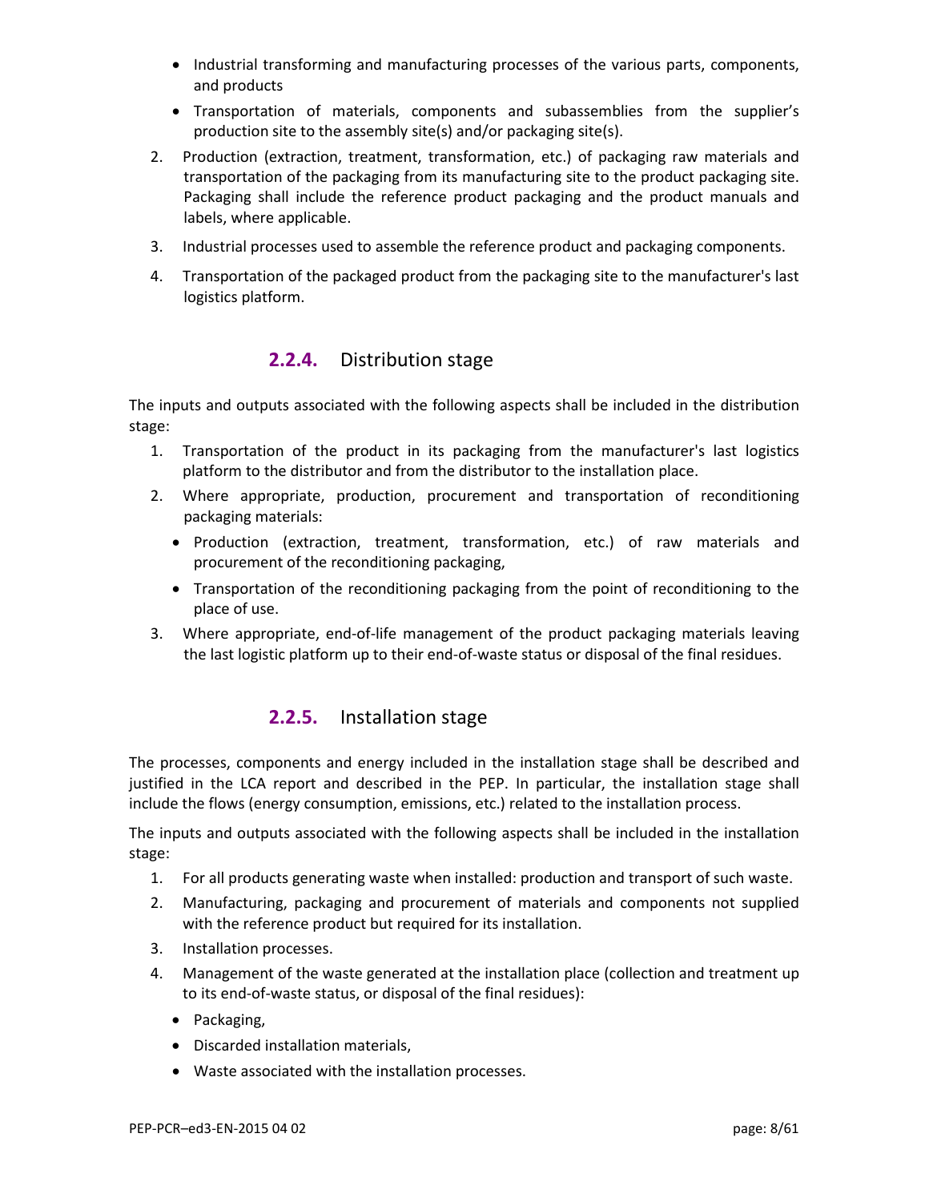- Industrial transforming and manufacturing processes of the various parts, components, and products
- Transportation of materials, components and subassemblies from the supplier's production site to the assembly site(s) and/or packaging site(s).

2. Production (extraction, treatment, transformation, etc.) of packaging raw materials and transportation of the packaging from its manufacturing site to the product packaging site. Packaging shall include the reference product packaging and the product manuals and labels, where applicable.
3. Industrial processes used to assemble the reference product and packaging components.
4. Transportation of the packaged product from the packaging site to the manufacturer's last logistics platform.

### 2.2.4. Distribution stage

The inputs and outputs associated with the following aspects shall be included in the distribution stage:

1. Transportation of the product in its packaging from the manufacturer's last logistics platform to the distributor and from the distributor to the installation place.
2. Where appropriate, production, procurement and transportation of reconditioning packaging materials:
   - Production (extraction, treatment, transformation, etc.) of raw materials and procurement of the reconditioning packaging,
   - Transportation of the reconditioning packaging from the point of reconditioning to the place of use.
3. Where appropriate, end-of-life management of the product packaging materials leaving the last logistic platform up to their end-of-waste status or disposal of the final residues.

### 2.2.5. Installation stage

The processes, components and energy included in the installation stage shall be described and justified in the LCA report and described in the PEP. In particular, the installation stage shall include the flows (energy consumption, emissions, etc.) related to the installation process.

The inputs and outputs associated with the following aspects shall be included in the installation stage:

1. For all products generating waste when installed: production and transport of such waste.
2. Manufacturing, packaging and procurement of materials and components not supplied with the reference product but required for its installation.
3. Installation processes.
4. Management of the waste generated at the installation place (collection and treatment up to its end-of-waste status, or disposal of the final residues):
   - Packaging,
   - Discarded installation materials,
   - Waste associated with the installation processes.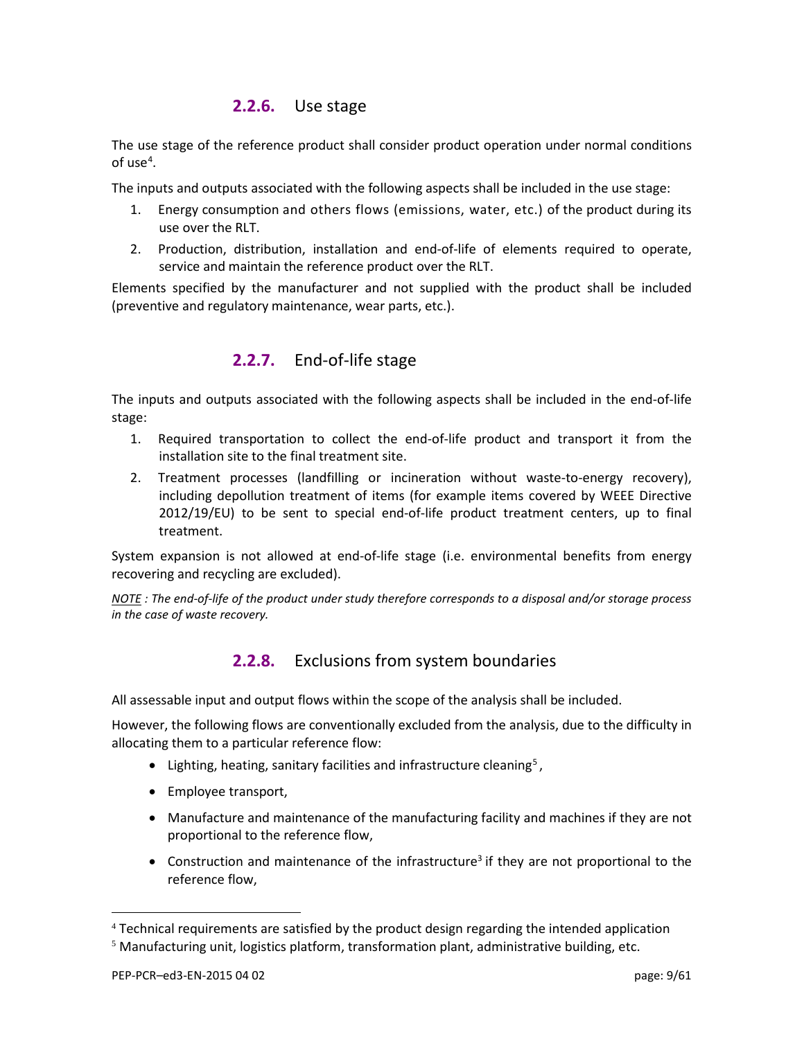### 2.2.6. Use stage

The use stage of the reference product shall consider product operation under normal conditions of use[4].

The inputs and outputs associated with the following aspects shall be included in the use stage:

1. Energy consumption and others flows (emissions, water, etc.) of the product during its use over the RLT.
2. Production, distribution, installation and end-of-life of elements required to operate, service and maintain the reference product over the RLT.

Elements specified by the manufacturer and not supplied with the product shall be included (preventive and regulatory maintenance, wear parts, etc.).

### 2.2.7. End-of-life stage

The inputs and outputs associated with the following aspects shall be included in the end-of-life stage:

1. Required transportation to collect the end-of-life product and transport it from the installation site to the final treatment site.
2. Treatment processes (landfilling or incineration without waste-to-energy recovery), including depollution treatment of items (for example items covered by WEEE Directive 2012/19/EU) to be sent to special end-of-life product treatment centers, up to final treatment.

System expansion is not allowed at end-of-life stage (i.e. environmental benefits from energy recovering and recycling are excluded).

*NOTE : The end-of-life of the product under study therefore corresponds to a disposal and/or storage process in the case of waste recovery.*

### 2.2.8. Exclusions from system boundaries

All assessable input and output flows within the scope of the analysis shall be included.

However, the following flows are conventionally excluded from the analysis, due to the difficulty in allocating them to a particular reference flow:

- Lighting, heating, sanitary facilities and infrastructure cleaning[5],
- Employee transport,
- Manufacture and maintenance of the manufacturing facility and machines if they are not proportional to the reference flow,
- Construction and maintenance of the infrastructure[3] if they are not proportional to the reference flow,

---

[4] Technical requirements are satisfied by the product design regarding the intended application

[5] Manufacturing unit, logistics platform, transformation plant, administrative building, etc.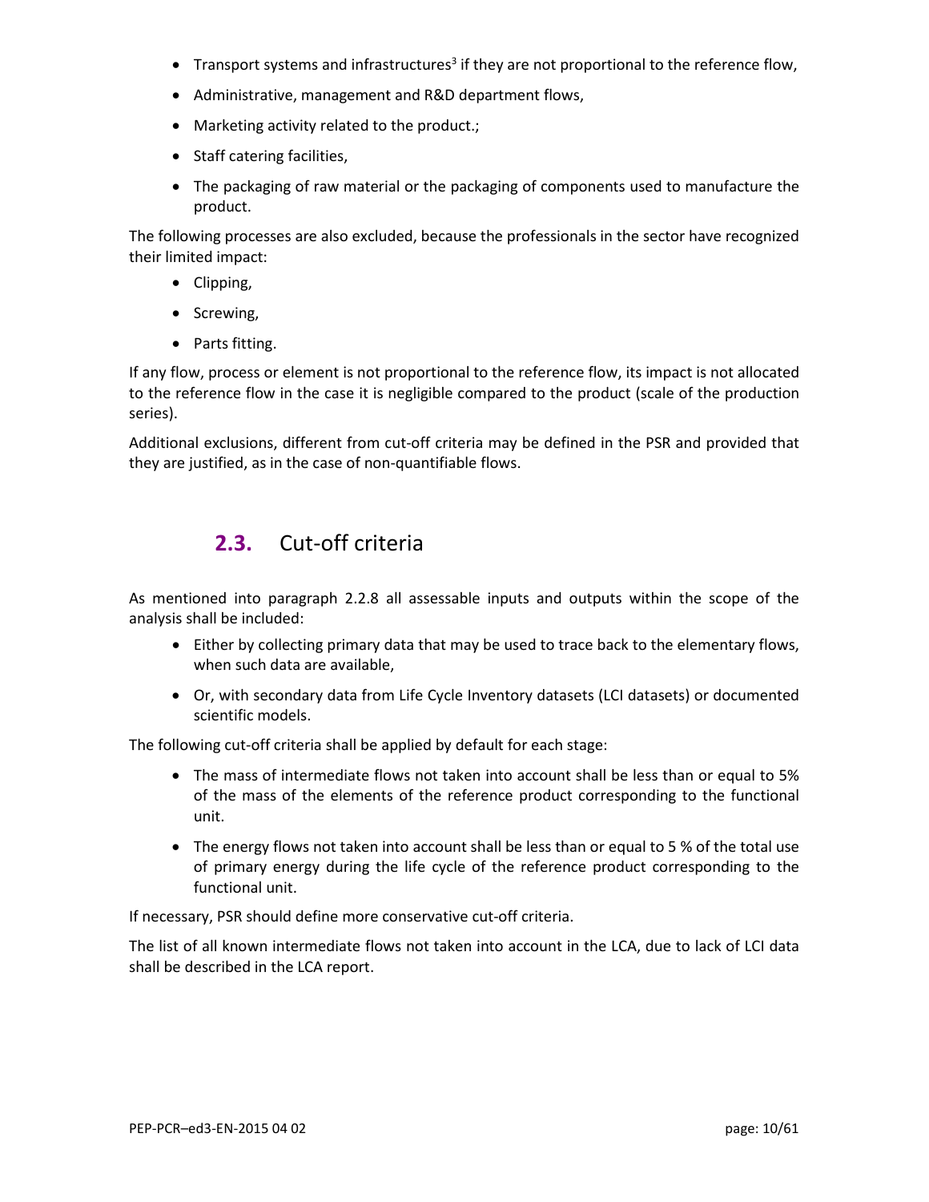- Transport systems and infrastructures[3] if they are not proportional to the reference flow,
- Administrative, management and R&D department flows,
- Marketing activity related to the product.;
- Staff catering facilities,
- The packaging of raw material or the packaging of components used to manufacture the product.

The following processes are also excluded, because the professionals in the sector have recognized their limited impact:

- Clipping,
- Screwing,
- Parts fitting.

If any flow, process or element is not proportional to the reference flow, its impact is not allocated to the reference flow in the case it is negligible compared to the product (scale of the production series).

Additional exclusions, different from cut-off criteria may be defined in the PSR and provided that they are justified, as in the case of non-quantifiable flows.

## 2.3. Cut-off criteria

As mentioned into paragraph 2.2.8 all assessable inputs and outputs within the scope of the analysis shall be included:

- Either by collecting primary data that may be used to trace back to the elementary flows, when such data are available,
- Or, with secondary data from Life Cycle Inventory datasets (LCI datasets) or documented scientific models.

The following cut-off criteria shall be applied by default for each stage:

- The mass of intermediate flows not taken into account shall be less than or equal to 5% of the mass of the elements of the reference product corresponding to the functional unit.
- The energy flows not taken into account shall be less than or equal to 5 % of the total use of primary energy during the life cycle of the reference product corresponding to the functional unit.

If necessary, PSR should define more conservative cut-off criteria.

The list of all known intermediate flows not taken into account in the LCA, due to lack of LCI data shall be described in the LCA report.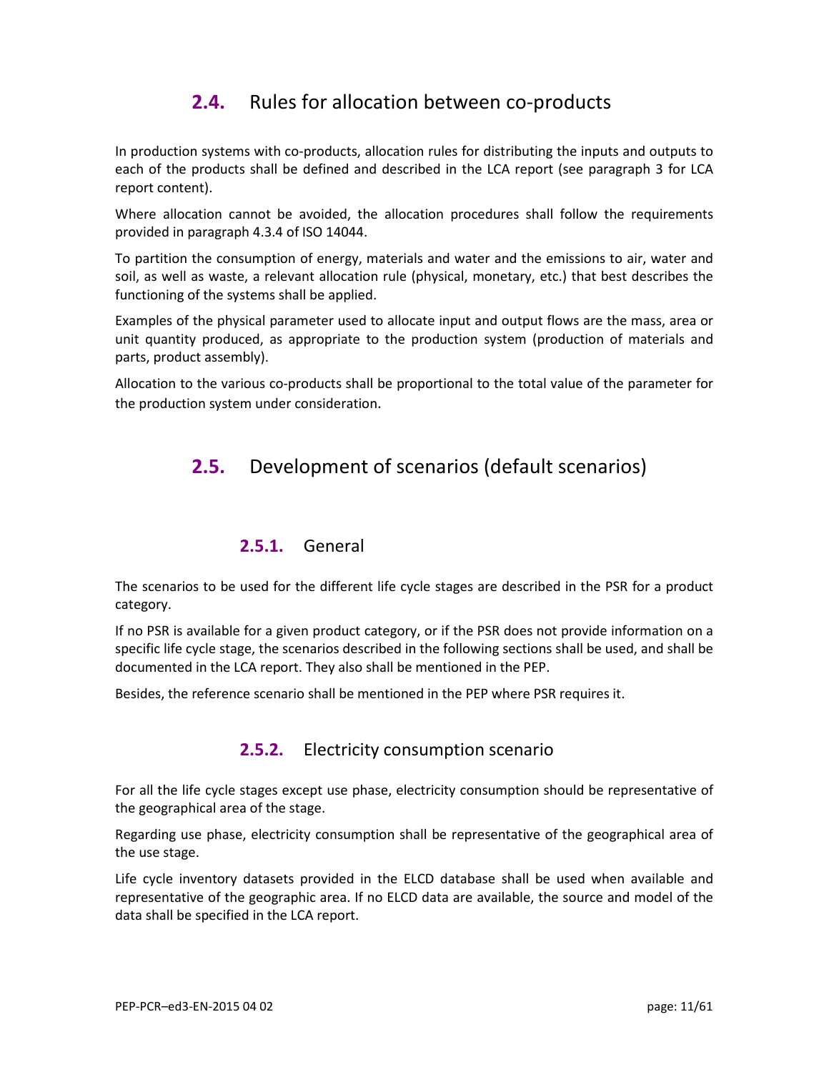## 2.4. Rules for allocation between co-products

In production systems with co-products, allocation rules for distributing the inputs and outputs to each of the products shall be defined and described in the LCA report (see paragraph 3 for LCA report content).

Where allocation cannot be avoided, the allocation procedures shall follow the requirements provided in paragraph 4.3.4 of ISO 14044.

To partition the consumption of energy, materials and water and the emissions to air, water and soil, as well as waste, a relevant allocation rule (physical, monetary, etc.) that best describes the functioning of the systems shall be applied.

Examples of the physical parameter used to allocate input and output flows are the mass, area or unit quantity produced, as appropriate to the production system (production of materials and parts, product assembly).

Allocation to the various co-products shall be proportional to the total value of the parameter for the production system under consideration.

## 2.5. Development of scenarios (default scenarios)

### 2.5.1. General

The scenarios to be used for the different life cycle stages are described in the PSR for a product category.

If no PSR is available for a given product category, or if the PSR does not provide information on a specific life cycle stage, the scenarios described in the following sections shall be used, and shall be documented in the LCA report. They also shall be mentioned in the PEP.

Besides, the reference scenario shall be mentioned in the PEP where PSR requires it.

### 2.5.2. Electricity consumption scenario

For all the life cycle stages except use phase, electricity consumption should be representative of the geographical area of the stage.

Regarding use phase, electricity consumption shall be representative of the geographical area of the use stage.

Life cycle inventory datasets provided in the ELCD database shall be used when available and representative of the geographic area. If no ELCD data are available, the source and model of the data shall be specified in the LCA report.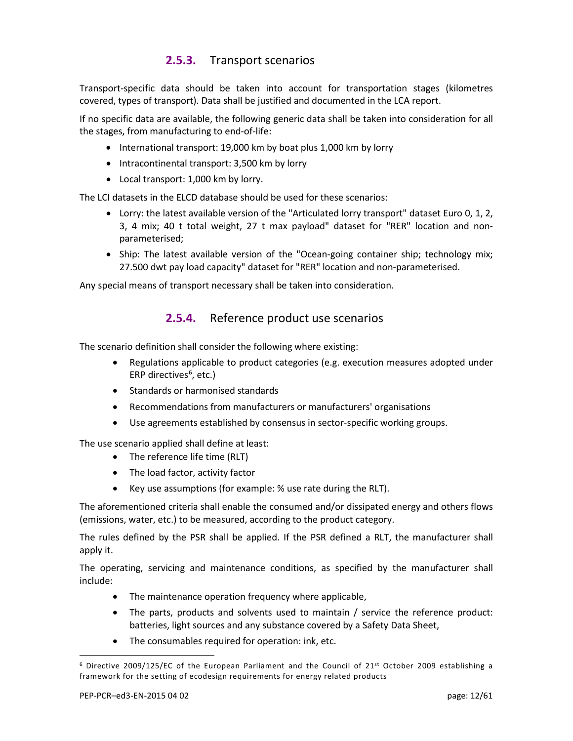### 2.5.3. Transport scenarios

Transport-specific data should be taken into account for transportation stages (kilometres covered, types of transport). Data shall be justified and documented in the LCA report.

If no specific data are available, the following generic data shall be taken into consideration for all the stages, from manufacturing to end-of-life:

- International transport: 19,000 km by boat plus 1,000 km by lorry
- Intracontinental transport: 3,500 km by lorry
- Local transport: 1,000 km by lorry.

The LCI datasets in the ELCD database should be used for these scenarios:

- Lorry: the latest available version of the "Articulated lorry transport" dataset Euro 0, 1, 2, 3, 4 mix; 40 t total weight, 27 t max payload" dataset for "RER" location and non-parameterised;
- Ship: The latest available version of the "Ocean-going container ship; technology mix; 27.500 dwt pay load capacity" dataset for "RER" location and non-parameterised.

Any special means of transport necessary shall be taken into consideration.

### 2.5.4. Reference product use scenarios

The scenario definition shall consider the following where existing:

- Regulations applicable to product categories (e.g. execution measures adopted under ERP directives[6], etc.)
- Standards or harmonised standards
- Recommendations from manufacturers or manufacturers' organisations
- Use agreements established by consensus in sector-specific working groups.

The use scenario applied shall define at least:

- The reference life time (RLT)
- The load factor, activity factor
- Key use assumptions (for example: % use rate during the RLT).

The aforementioned criteria shall enable the consumed and/or dissipated energy and others flows (emissions, water, etc.) to be measured, according to the product category.

The rules defined by the PSR shall be applied. If the PSR defined a RLT, the manufacturer shall apply it.

The operating, servicing and maintenance conditions, as specified by the manufacturer shall include:

- The maintenance operation frequency where applicable,
- The parts, products and solvents used to maintain / service the reference product: batteries, light sources and any substance covered by a Safety Data Sheet,
- The consumables required for operation: ink, etc.

[6] Directive 2009/125/EC of the European Parliament and the Council of 21st October 2009 establishing a framework for the setting of ecodesign requirements for energy related products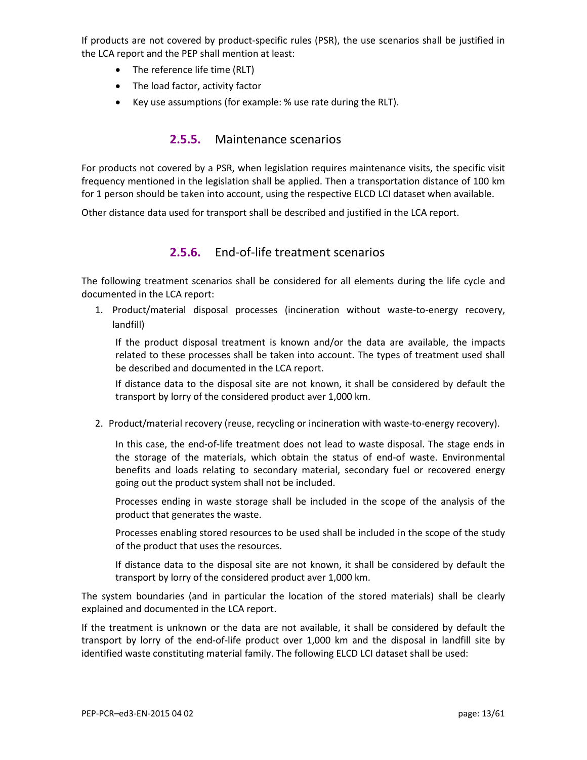If products are not covered by product-specific rules (PSR), the use scenarios shall be justified in the LCA report and the PEP shall mention at least:

- The reference life time (RLT)
- The load factor, activity factor
- Key use assumptions (for example: % use rate during the RLT).

### 2.5.5. Maintenance scenarios

For products not covered by a PSR, when legislation requires maintenance visits, the specific visit frequency mentioned in the legislation shall be applied. Then a transportation distance of 100 km for 1 person should be taken into account, using the respective ELCD LCI dataset when available.

Other distance data used for transport shall be described and justified in the LCA report.

### 2.5.6. End-of-life treatment scenarios

The following treatment scenarios shall be considered for all elements during the life cycle and documented in the LCA report:

1. Product/material disposal processes (incineration without waste-to-energy recovery, landfill)

   If the product disposal treatment is known and/or the data are available, the impacts related to these processes shall be taken into account. The types of treatment used shall be described and documented in the LCA report.

   If distance data to the disposal site are not known, it shall be considered by default the transport by lorry of the considered product aver 1,000 km.

2. Product/material recovery (reuse, recycling or incineration with waste-to-energy recovery).

   In this case, the end-of-life treatment does not lead to waste disposal. The stage ends in the storage of the materials, which obtain the status of end-of waste. Environmental benefits and loads relating to secondary material, secondary fuel or recovered energy going out the product system shall not be included.

   Processes ending in waste storage shall be included in the scope of the analysis of the product that generates the waste.

   Processes enabling stored resources to be used shall be included in the scope of the study of the product that uses the resources.

   If distance data to the disposal site are not known, it shall be considered by default the transport by lorry of the considered product aver 1,000 km.

The system boundaries (and in particular the location of the stored materials) shall be clearly explained and documented in the LCA report.

If the treatment is unknown or the data are not available, it shall be considered by default the transport by lorry of the end-of-life product over 1,000 km and the disposal in landfill site by identified waste constituting material family. The following ELCD LCI dataset shall be used: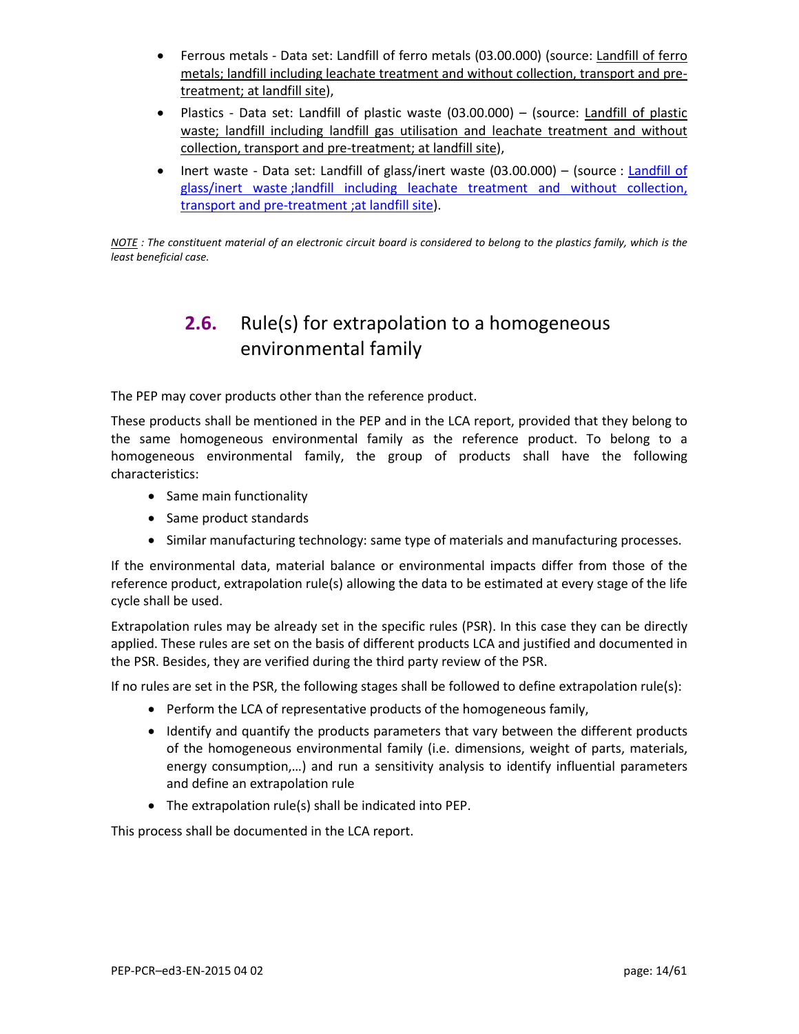- Ferrous metals - Data set: Landfill of ferro metals (03.00.000) (source: Landfill of ferro metals; landfill including leachate treatment and without collection, transport and pre-treatment; at landfill site),
- Plastics - Data set: Landfill of plastic waste (03.00.000) – (source: Landfill of plastic waste; landfill including landfill gas utilisation and leachate treatment and without collection, transport and pre-treatment; at landfill site),
- Inert waste - Data set: Landfill of glass/inert waste (03.00.000) – (source : Landfill of glass/inert waste ;landfill including leachate treatment and without collection, transport and pre-treatment ;at landfill site).

*NOTE : The constituent material of an electronic circuit board is considered to belong to the plastics family, which is the least beneficial case.*

## 2.6. Rule(s) for extrapolation to a homogeneous environmental family

The PEP may cover products other than the reference product.

These products shall be mentioned in the PEP and in the LCA report, provided that they belong to the same homogeneous environmental family as the reference product. To belong to a homogeneous environmental family, the group of products shall have the following characteristics:

- Same main functionality
- Same product standards
- Similar manufacturing technology: same type of materials and manufacturing processes.

If the environmental data, material balance or environmental impacts differ from those of the reference product, extrapolation rule(s) allowing the data to be estimated at every stage of the life cycle shall be used.

Extrapolation rules may be already set in the specific rules (PSR). In this case they can be directly applied. These rules are set on the basis of different products LCA and justified and documented in the PSR. Besides, they are verified during the third party review of the PSR.

If no rules are set in the PSR, the following stages shall be followed to define extrapolation rule(s):

- Perform the LCA of representative products of the homogeneous family,
- Identify and quantify the products parameters that vary between the different products of the homogeneous environmental family (i.e. dimensions, weight of parts, materials, energy consumption,…) and run a sensitivity analysis to identify influential parameters and define an extrapolation rule
- The extrapolation rule(s) shall be indicated into PEP.

This process shall be documented in the LCA report.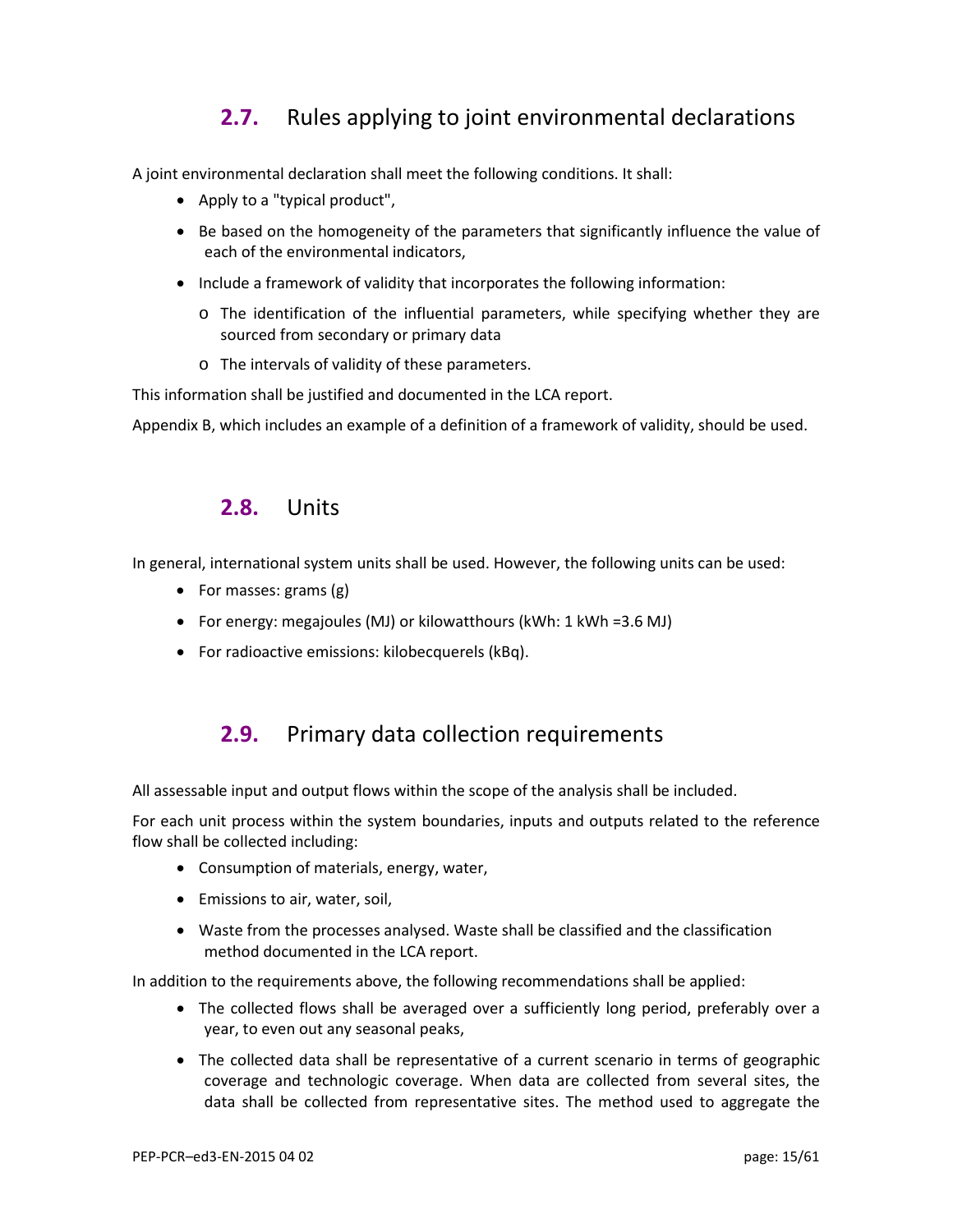## 2.7. Rules applying to joint environmental declarations

A joint environmental declaration shall meet the following conditions. It shall:

- Apply to a "typical product",
- Be based on the homogeneity of the parameters that significantly influence the value of each of the environmental indicators,
- Include a framework of validity that incorporates the following information:
    - The identification of the influential parameters, while specifying whether they are sourced from secondary or primary data
    - The intervals of validity of these parameters.

This information shall be justified and documented in the LCA report.

Appendix B, which includes an example of a definition of a framework of validity, should be used.

## 2.8. Units

In general, international system units shall be used. However, the following units can be used:

- For masses: grams (g)
- For energy: megajoules (MJ) or kilowatthours (kWh: 1 kWh =3.6 MJ)
- For radioactive emissions: kilobecquerels (kBq).

## 2.9. Primary data collection requirements

All assessable input and output flows within the scope of the analysis shall be included.

For each unit process within the system boundaries, inputs and outputs related to the reference flow shall be collected including:

- Consumption of materials, energy, water,
- Emissions to air, water, soil,
- Waste from the processes analysed. Waste shall be classified and the classification method documented in the LCA report.

In addition to the requirements above, the following recommendations shall be applied:

- The collected flows shall be averaged over a sufficiently long period, preferably over a year, to even out any seasonal peaks,
- The collected data shall be representative of a current scenario in terms of geographic coverage and technologic coverage. When data are collected from several sites, the data shall be collected from representative sites. The method used to aggregate the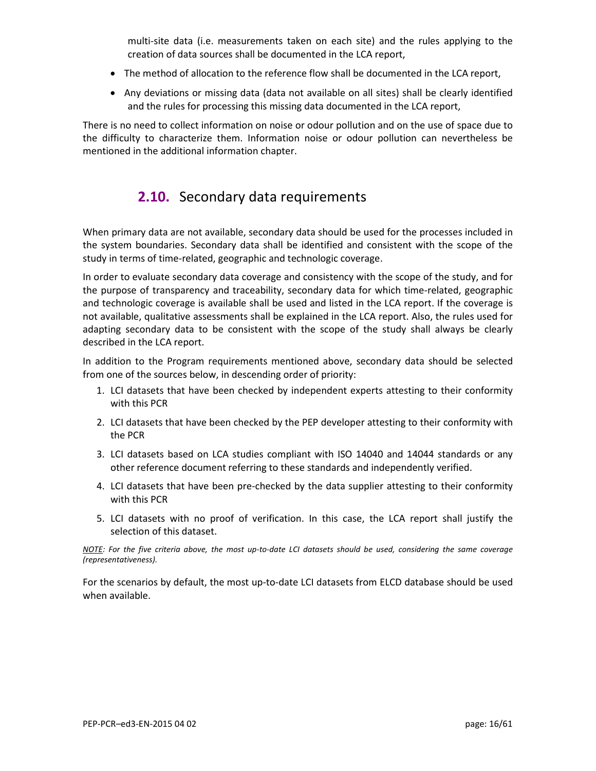multi-site data (i.e. measurements taken on each site) and the rules applying to the creation of data sources shall be documented in the LCA report,

- The method of allocation to the reference flow shall be documented in the LCA report,
- Any deviations or missing data (data not available on all sites) shall be clearly identified and the rules for processing this missing data documented in the LCA report,

There is no need to collect information on noise or odour pollution and on the use of space due to the difficulty to characterize them. Information noise or odour pollution can nevertheless be mentioned in the additional information chapter.

## 2.10. Secondary data requirements

When primary data are not available, secondary data should be used for the processes included in the system boundaries. Secondary data shall be identified and consistent with the scope of the study in terms of time-related, geographic and technologic coverage.

In order to evaluate secondary data coverage and consistency with the scope of the study, and for the purpose of transparency and traceability, secondary data for which time-related, geographic and technologic coverage is available shall be used and listed in the LCA report. If the coverage is not available, qualitative assessments shall be explained in the LCA report. Also, the rules used for adapting secondary data to be consistent with the scope of the study shall always be clearly described in the LCA report.

In addition to the Program requirements mentioned above, secondary data should be selected from one of the sources below, in descending order of priority:

1. LCI datasets that have been checked by independent experts attesting to their conformity with this PCR
2. LCI datasets that have been checked by the PEP developer attesting to their conformity with the PCR
3. LCI datasets based on LCA studies compliant with ISO 14040 and 14044 standards or any other reference document referring to these standards and independently verified.
4. LCI datasets that have been pre-checked by the data supplier attesting to their conformity with this PCR
5. LCI datasets with no proof of verification. In this case, the LCA report shall justify the selection of this dataset.

*NOTE: For the five criteria above, the most up-to-date LCI datasets should be used, considering the same coverage (representativeness).*

For the scenarios by default, the most up-to-date LCI datasets from ELCD database should be used when available.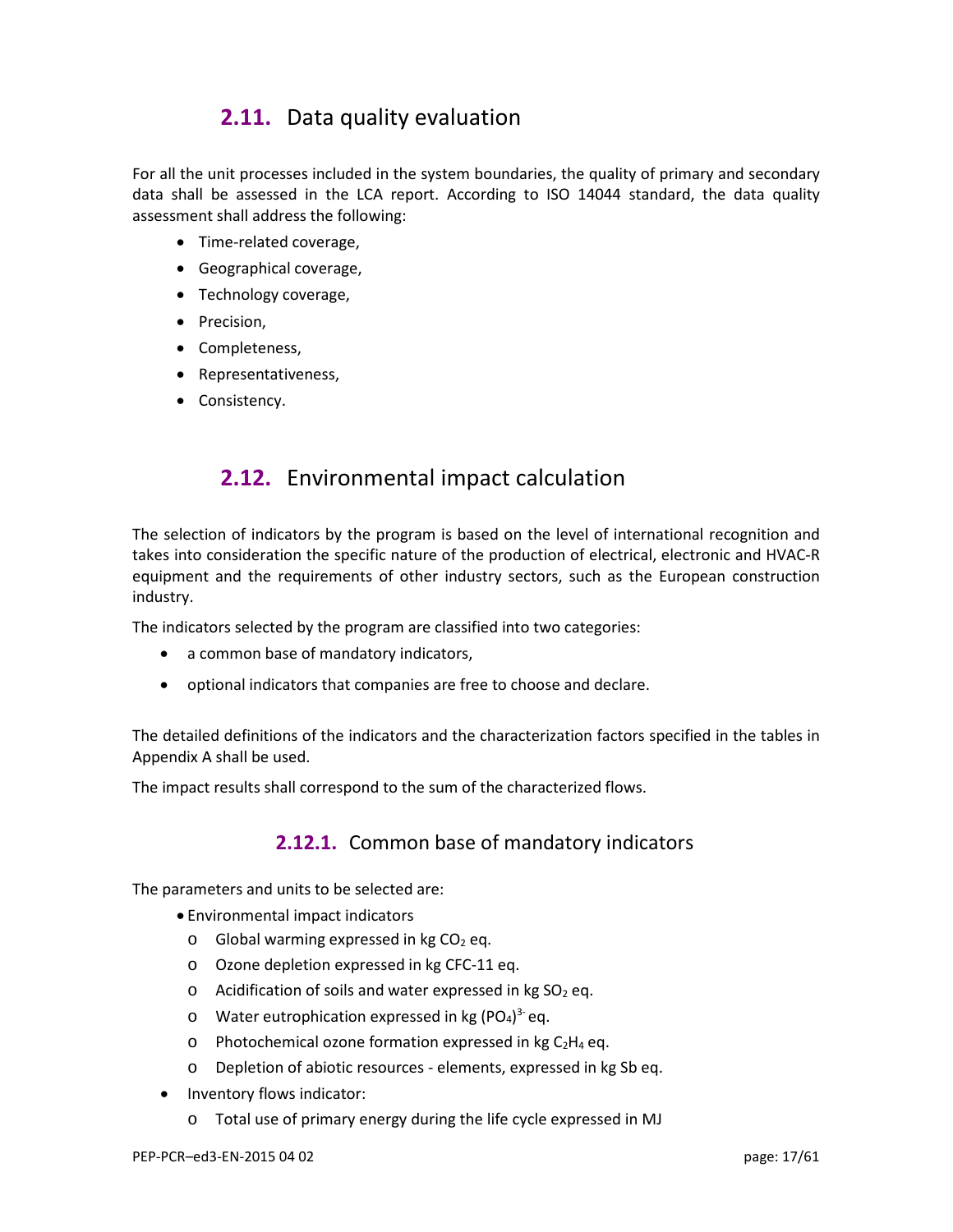## 2.11. Data quality evaluation

For all the unit processes included in the system boundaries, the quality of primary and secondary data shall be assessed in the LCA report. According to ISO 14044 standard, the data quality assessment shall address the following:

- Time-related coverage,
- Geographical coverage,
- Technology coverage,
- Precision,
- Completeness,
- Representativeness,
- Consistency.

## 2.12. Environmental impact calculation

The selection of indicators by the program is based on the level of international recognition and takes into consideration the specific nature of the production of electrical, electronic and HVAC-R equipment and the requirements of other industry sectors, such as the European construction industry.

The indicators selected by the program are classified into two categories:

- a common base of mandatory indicators,
- optional indicators that companies are free to choose and declare.

The detailed definitions of the indicators and the characterization factors specified in the tables in Appendix A shall be used.

The impact results shall correspond to the sum of the characterized flows.

### 2.12.1. Common base of mandatory indicators

The parameters and units to be selected are:

- Environmental impact indicators
  - Global warming expressed in kg $CO_2$ eq.
  - Ozone depletion expressed in kg CFC-11 eq.
  - Acidification of soils and water expressed in kg $SO_2$ eq.
  - Water eutrophication expressed in kg $(PO_4)^{3-}$ eq.
  - Photochemical ozone formation expressed in kg $C_2H_4$ eq.
  - Depletion of abiotic resources - elements, expressed in kg Sb eq.
- Inventory flows indicator:
  - Total use of primary energy during the life cycle expressed in MJ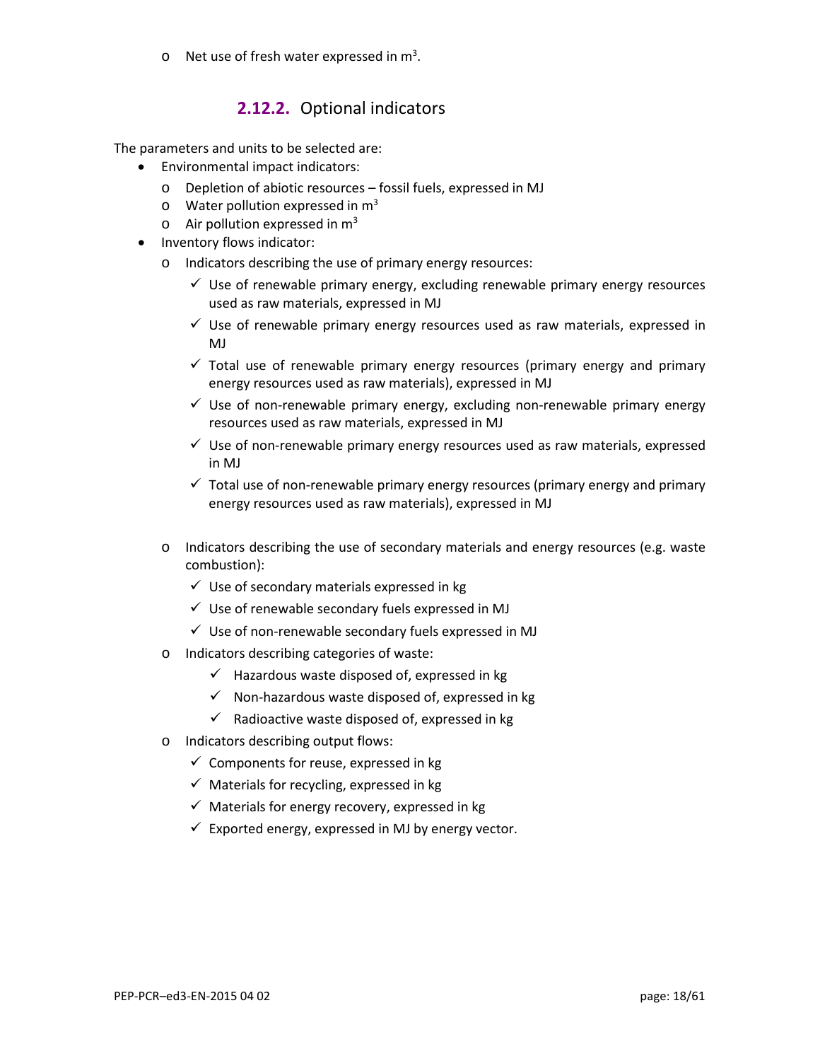- Net use of fresh water expressed in $m^3$.

### 2.12.2. Optional indicators

The parameters and units to be selected are:

- Environmental impact indicators:
  - Depletion of abiotic resources – fossil fuels, expressed in MJ
  - Water pollution expressed in $m^3$
  - Air pollution expressed in $m^3$
- Inventory flows indicator:
  - Indicators describing the use of primary energy resources:
    - ✓ Use of renewable primary energy, excluding renewable primary energy resources used as raw materials, expressed in MJ
    - ✓ Use of renewable primary energy resources used as raw materials, expressed in MJ
    - ✓ Total use of renewable primary energy resources (primary energy and primary energy resources used as raw materials), expressed in MJ
    - ✓ Use of non-renewable primary energy, excluding non-renewable primary energy resources used as raw materials, expressed in MJ
    - ✓ Use of non-renewable primary energy resources used as raw materials, expressed in MJ
    - ✓ Total use of non-renewable primary energy resources (primary energy and primary energy resources used as raw materials), expressed in MJ
  - Indicators describing the use of secondary materials and energy resources (e.g. waste combustion):
    - ✓ Use of secondary materials expressed in kg
    - ✓ Use of renewable secondary fuels expressed in MJ
    - ✓ Use of non-renewable secondary fuels expressed in MJ
  - Indicators describing categories of waste:
    - ✓ Hazardous waste disposed of, expressed in kg
    - ✓ Non-hazardous waste disposed of, expressed in kg
    - ✓ Radioactive waste disposed of, expressed in kg
  - Indicators describing output flows:
    - ✓ Components for reuse, expressed in kg
    - ✓ Materials for recycling, expressed in kg
    - ✓ Materials for energy recovery, expressed in kg
    - ✓ Exported energy, expressed in MJ by energy vector.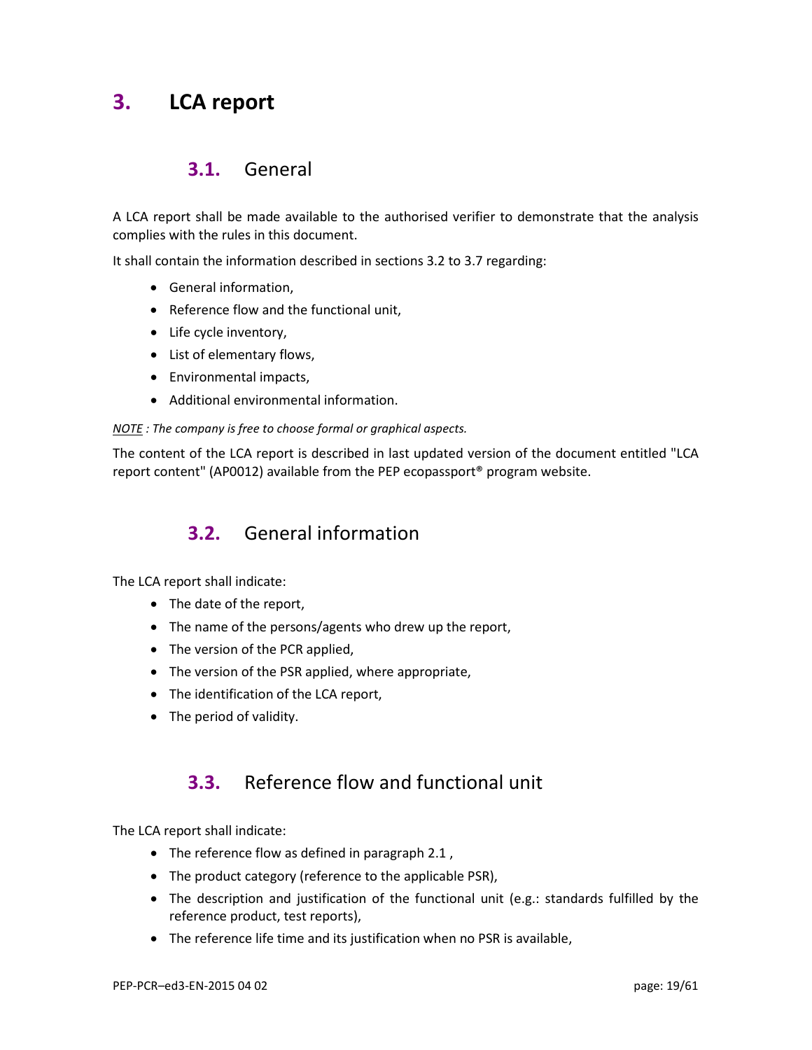# 3. LCA report

## 3.1. General

A LCA report shall be made available to the authorised verifier to demonstrate that the analysis complies with the rules in this document.

It shall contain the information described in sections 3.2 to 3.7 regarding:

- General information,
- Reference flow and the functional unit,
- Life cycle inventory,
- List of elementary flows,
- Environmental impacts,
- Additional environmental information.

*<u>NOTE</u> : The company is free to choose formal or graphical aspects.*

The content of the LCA report is described in last updated version of the document entitled "LCA report content" (AP0012) available from the PEP ecopassport® program website.

## 3.2. General information

The LCA report shall indicate:

- The date of the report,
- The name of the persons/agents who drew up the report,
- The version of the PCR applied,
- The version of the PSR applied, where appropriate,
- The identification of the LCA report,
- The period of validity.

## 3.3. Reference flow and functional unit

The LCA report shall indicate:

- The reference flow as defined in paragraph 2.1 ,
- The product category (reference to the applicable PSR),
- The description and justification of the functional unit (e.g.: standards fulfilled by the reference product, test reports),
- The reference life time and its justification when no PSR is available,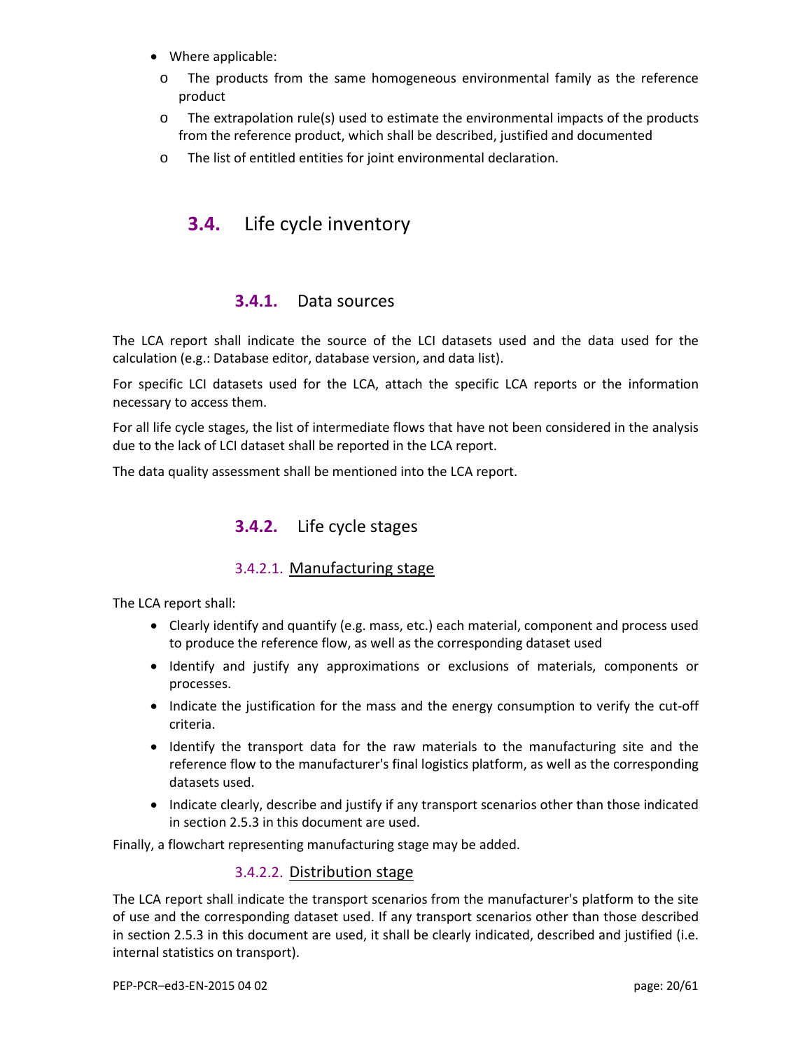- Where applicable:
  - The products from the same homogeneous environmental family as the reference product
  - The extrapolation rule(s) used to estimate the environmental impacts of the products from the reference product, which shall be described, justified and documented
  - The list of entitled entities for joint environmental declaration.

## 3.4. Life cycle inventory

### 3.4.1. Data sources

The LCA report shall indicate the source of the LCI datasets used and the data used for the calculation (e.g.: Database editor, database version, and data list).

For specific LCI datasets used for the LCA, attach the specific LCA reports or the information necessary to access them.

For all life cycle stages, the list of intermediate flows that have not been considered in the analysis due to the lack of LCI dataset shall be reported in the LCA report.

The data quality assessment shall be mentioned into the LCA report.

### 3.4.2. Life cycle stages

#### 3.4.2.1. Manufacturing stage

The LCA report shall:

- Clearly identify and quantify (e.g. mass, etc.) each material, component and process used to produce the reference flow, as well as the corresponding dataset used
- Identify and justify any approximations or exclusions of materials, components or processes.
- Indicate the justification for the mass and the energy consumption to verify the cut-off criteria.
- Identify the transport data for the raw materials to the manufacturing site and the reference flow to the manufacturer's final logistics platform, as well as the corresponding datasets used.
- Indicate clearly, describe and justify if any transport scenarios other than those indicated in section 2.5.3 in this document are used.

Finally, a flowchart representing manufacturing stage may be added.

#### 3.4.2.2. Distribution stage

The LCA report shall indicate the transport scenarios from the manufacturer's platform to the site of use and the corresponding dataset used. If any transport scenarios other than those described in section 2.5.3 in this document are used, it shall be clearly indicated, described and justified (i.e. internal statistics on transport).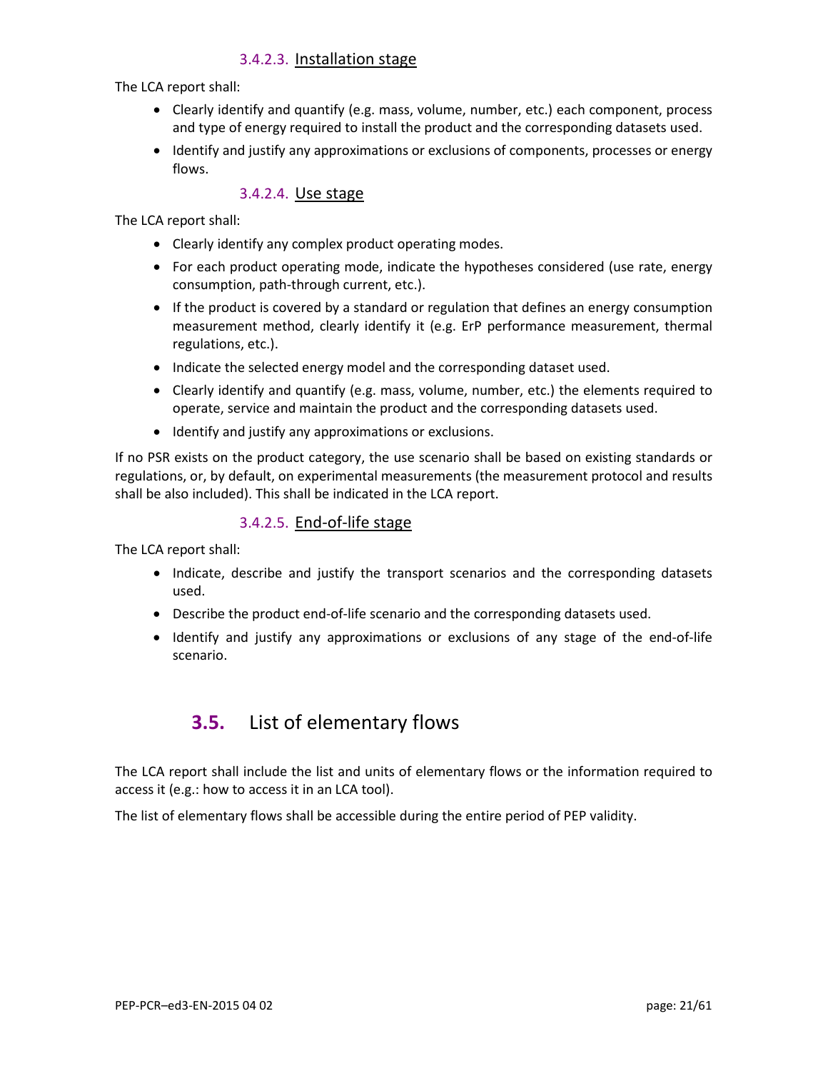#### 3.4.2.3. Installation stage

The LCA report shall:

- Clearly identify and quantify (e.g. mass, volume, number, etc.) each component, process and type of energy required to install the product and the corresponding datasets used.
- Identify and justify any approximations or exclusions of components, processes or energy flows.

#### 3.4.2.4. Use stage

The LCA report shall:

- Clearly identify any complex product operating modes.
- For each product operating mode, indicate the hypotheses considered (use rate, energy consumption, path-through current, etc.).
- If the product is covered by a standard or regulation that defines an energy consumption measurement method, clearly identify it (e.g. ErP performance measurement, thermal regulations, etc.).
- Indicate the selected energy model and the corresponding dataset used.
- Clearly identify and quantify (e.g. mass, volume, number, etc.) the elements required to operate, service and maintain the product and the corresponding datasets used.
- Identify and justify any approximations or exclusions.

If no PSR exists on the product category, the use scenario shall be based on existing standards or regulations, or, by default, on experimental measurements (the measurement protocol and results shall be also included). This shall be indicated in the LCA report.

#### 3.4.2.5. End-of-life stage

The LCA report shall:

- Indicate, describe and justify the transport scenarios and the corresponding datasets used.
- Describe the product end-of-life scenario and the corresponding datasets used.
- Identify and justify any approximations or exclusions of any stage of the end-of-life scenario.

## 3.5. List of elementary flows

The LCA report shall include the list and units of elementary flows or the information required to access it (e.g.: how to access it in an LCA tool).

The list of elementary flows shall be accessible during the entire period of PEP validity.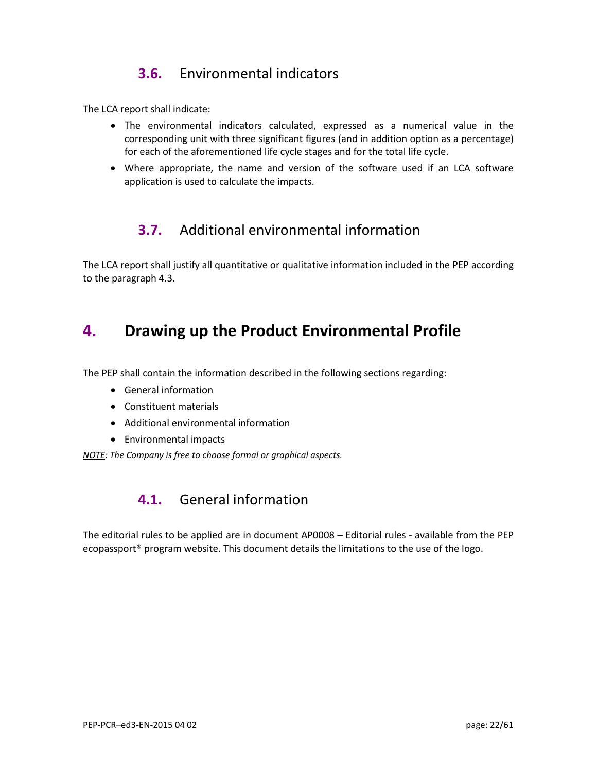## 3.6. Environmental indicators

The LCA report shall indicate:

- The environmental indicators calculated, expressed as a numerical value in the corresponding unit with three significant figures (and in addition option as a percentage) for each of the aforementioned life cycle stages and for the total life cycle.
- Where appropriate, the name and version of the software used if an LCA software application is used to calculate the impacts.

## 3.7. Additional environmental information

The LCA report shall justify all quantitative or qualitative information included in the PEP according to the paragraph 4.3.

# 4. Drawing up the Product Environmental Profile

The PEP shall contain the information described in the following sections regarding:

- General information
- Constituent materials
- Additional environmental information
- Environmental impacts

*<u>NOTE</u>: The Company is free to choose formal or graphical aspects.*

## 4.1. General information

The editorial rules to be applied are in document AP0008 – Editorial rules - available from the PEP ecopassport® program website. This document details the limitations to the use of the logo.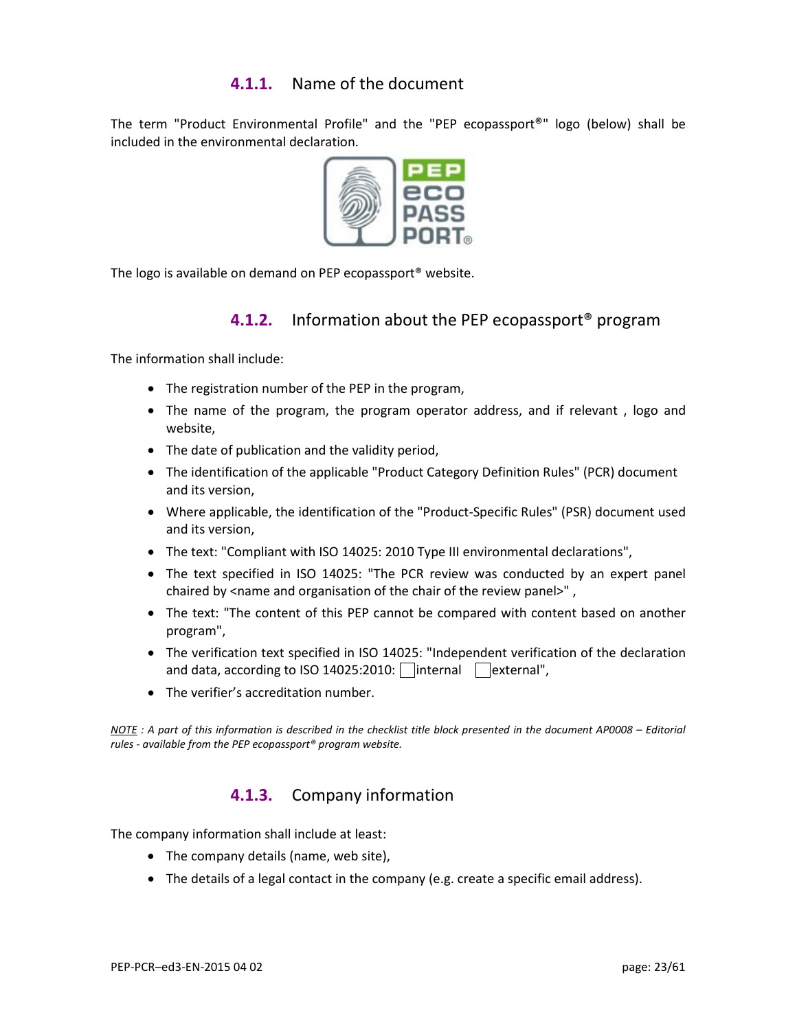### 4.1.1. Name of the document

The term "Product Environmental Profile" and the "PEP ecopassport®" logo (below) shall be included in the environmental declaration.

The logo is available on demand on PEP ecopassport® website.

### 4.1.2. Information about the PEP ecopassport® program

The information shall include:

- The registration number of the PEP in the program,
- The name of the program, the program operator address, and if relevant , logo and website,
- The date of publication and the validity period,
- The identification of the applicable "Product Category Definition Rules" (PCR) document and its version,
- Where applicable, the identification of the "Product-Specific Rules" (PSR) document used and its version,
- The text: "Compliant with ISO 14025: 2010 Type III environmental declarations",
- The text specified in ISO 14025: "The PCR review was conducted by an expert panel chaired by <name and organisation of the chair of the review panel>" ,
- The text: "The content of this PEP cannot be compared with content based on another program",
- The verification text specified in ISO 14025: "Independent verification of the declaration and data, according to ISO 14025:2010: ☐ internal ☐ external",
- The verifier's accreditation number.

*<u>NOTE</u> : A part of this information is described in the checklist title block presented in the document AP0008 – Editorial rules - available from the PEP ecopassport® program website.*

### 4.1.3. Company information

The company information shall include at least:

- The company details (name, web site),
- The details of a legal contact in the company (e.g. create a specific email address).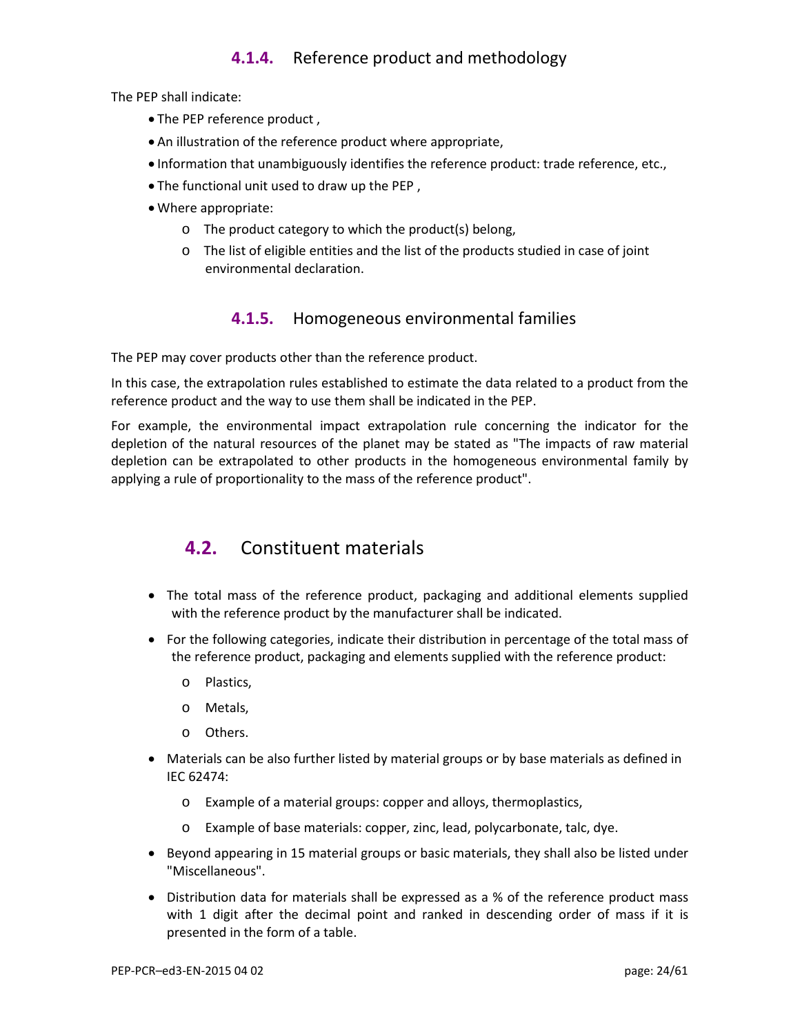### 4.1.4. Reference product and methodology

The PEP shall indicate:

- The PEP reference product ,
- An illustration of the reference product where appropriate,
- Information that unambiguously identifies the reference product: trade reference, etc.,
- The functional unit used to draw up the PEP ,
- Where appropriate:
  - The product category to which the product(s) belong,
  - The list of eligible entities and the list of the products studied in case of joint environmental declaration.

### 4.1.5. Homogeneous environmental families

The PEP may cover products other than the reference product.

In this case, the extrapolation rules established to estimate the data related to a product from the reference product and the way to use them shall be indicated in the PEP.

For example, the environmental impact extrapolation rule concerning the indicator for the depletion of the natural resources of the planet may be stated as "The impacts of raw material depletion can be extrapolated to other products in the homogeneous environmental family by applying a rule of proportionality to the mass of the reference product".

## 4.2. Constituent materials

- The total mass of the reference product, packaging and additional elements supplied with the reference product by the manufacturer shall be indicated.
- For the following categories, indicate their distribution in percentage of the total mass of the reference product, packaging and elements supplied with the reference product:
  - Plastics,
  - Metals,
  - Others.
- Materials can be also further listed by material groups or by base materials as defined in IEC 62474:
  - Example of a material groups: copper and alloys, thermoplastics,
  - Example of base materials: copper, zinc, lead, polycarbonate, talc, dye.
- Beyond appearing in 15 material groups or basic materials, they shall also be listed under "Miscellaneous".
- Distribution data for materials shall be expressed as a % of the reference product mass with 1 digit after the decimal point and ranked in descending order of mass if it is presented in the form of a table.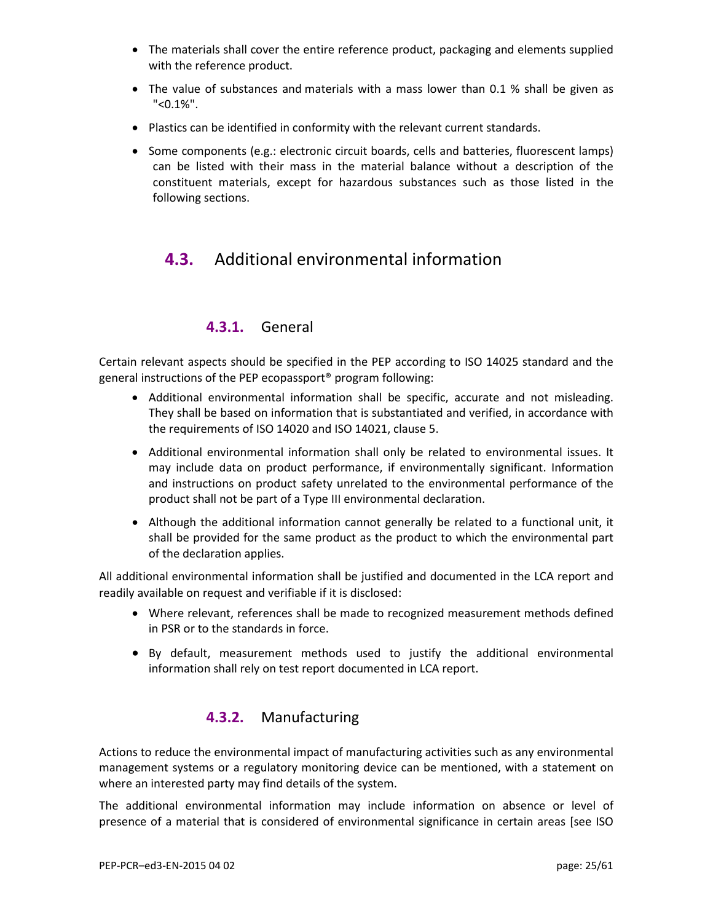- The materials shall cover the entire reference product, packaging and elements supplied with the reference product.
- The value of substances and materials with a mass lower than 0.1 % shall be given as "<0.1%".
- Plastics can be identified in conformity with the relevant current standards.
- Some components (e.g.: electronic circuit boards, cells and batteries, fluorescent lamps) can be listed with their mass in the material balance without a description of the constituent materials, except for hazardous substances such as those listed in the following sections.

## 4.3. Additional environmental information

### 4.3.1. General

Certain relevant aspects should be specified in the PEP according to ISO 14025 standard and the general instructions of the PEP ecopassport® program following:

- Additional environmental information shall be specific, accurate and not misleading. They shall be based on information that is substantiated and verified, in accordance with the requirements of ISO 14020 and ISO 14021, clause 5.
- Additional environmental information shall only be related to environmental issues. It may include data on product performance, if environmentally significant. Information and instructions on product safety unrelated to the environmental performance of the product shall not be part of a Type III environmental declaration.
- Although the additional information cannot generally be related to a functional unit, it shall be provided for the same product as the product to which the environmental part of the declaration applies.

All additional environmental information shall be justified and documented in the LCA report and readily available on request and verifiable if it is disclosed:

- Where relevant, references shall be made to recognized measurement methods defined in PSR or to the standards in force.
- By default, measurement methods used to justify the additional environmental information shall rely on test report documented in LCA report.

### 4.3.2. Manufacturing

Actions to reduce the environmental impact of manufacturing activities such as any environmental management systems or a regulatory monitoring device can be mentioned, with a statement on where an interested party may find details of the system.

The additional environmental information may include information on absence or level of presence of a material that is considered of environmental significance in certain areas [see ISO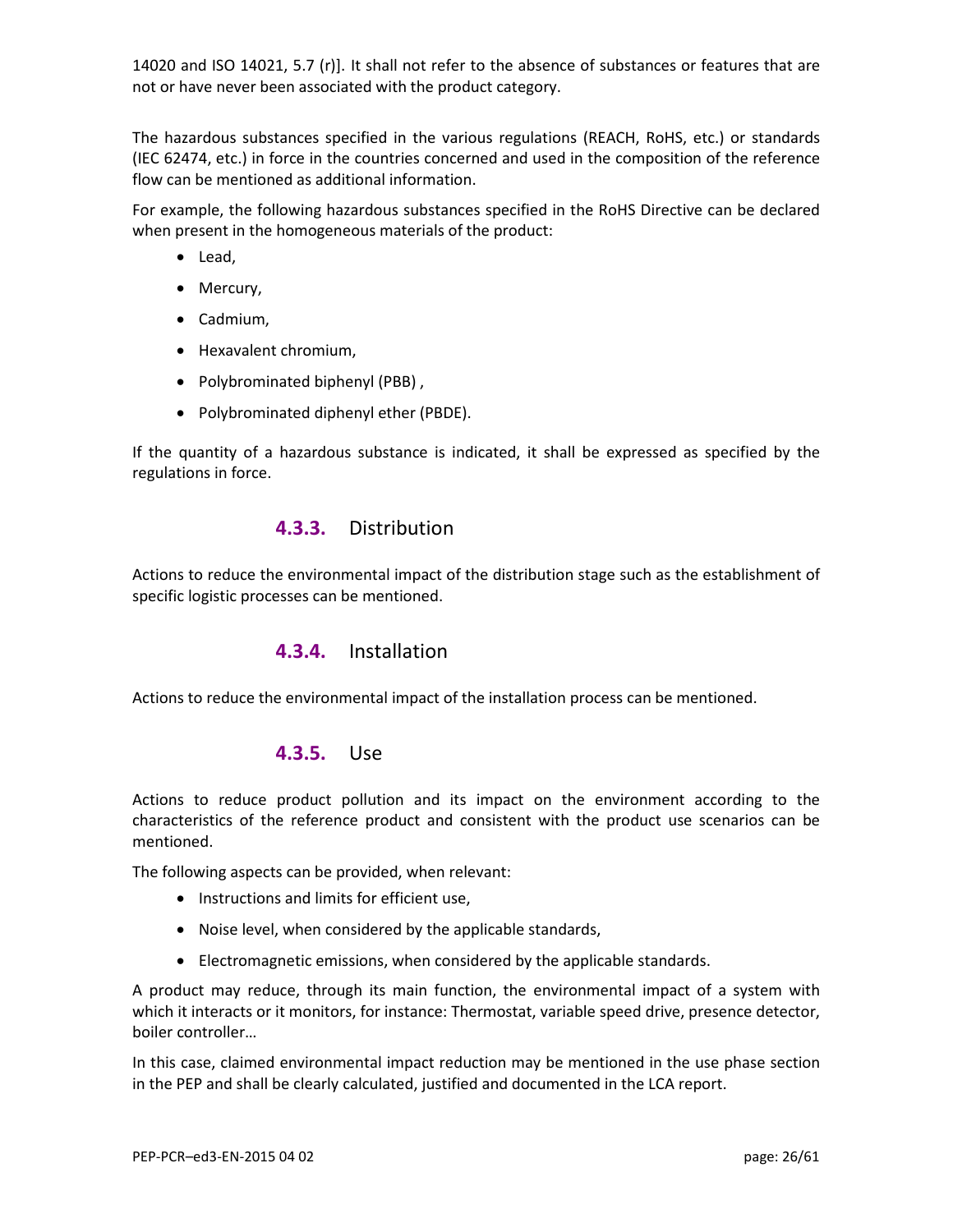14020 and ISO 14021, 5.7 (r)]. It shall not refer to the absence of substances or features that are not or have never been associated with the product category.

The hazardous substances specified in the various regulations (REACH, RoHS, etc.) or standards (IEC 62474, etc.) in force in the countries concerned and used in the composition of the reference flow can be mentioned as additional information.

For example, the following hazardous substances specified in the RoHS Directive can be declared when present in the homogeneous materials of the product:

- Lead,
- Mercury,
- Cadmium,
- Hexavalent chromium,
- Polybrominated biphenyl (PBB) ,
- Polybrominated diphenyl ether (PBDE).

If the quantity of a hazardous substance is indicated, it shall be expressed as specified by the regulations in force.

### 4.3.3. Distribution

Actions to reduce the environmental impact of the distribution stage such as the establishment of specific logistic processes can be mentioned.

### 4.3.4. Installation

Actions to reduce the environmental impact of the installation process can be mentioned.

### 4.3.5. Use

Actions to reduce product pollution and its impact on the environment according to the characteristics of the reference product and consistent with the product use scenarios can be mentioned.

The following aspects can be provided, when relevant:

- Instructions and limits for efficient use,
- Noise level, when considered by the applicable standards,
- Electromagnetic emissions, when considered by the applicable standards.

A product may reduce, through its main function, the environmental impact of a system with which it interacts or it monitors, for instance: Thermostat, variable speed drive, presence detector, boiler controller…

In this case, claimed environmental impact reduction may be mentioned in the use phase section in the PEP and shall be clearly calculated, justified and documented in the LCA report.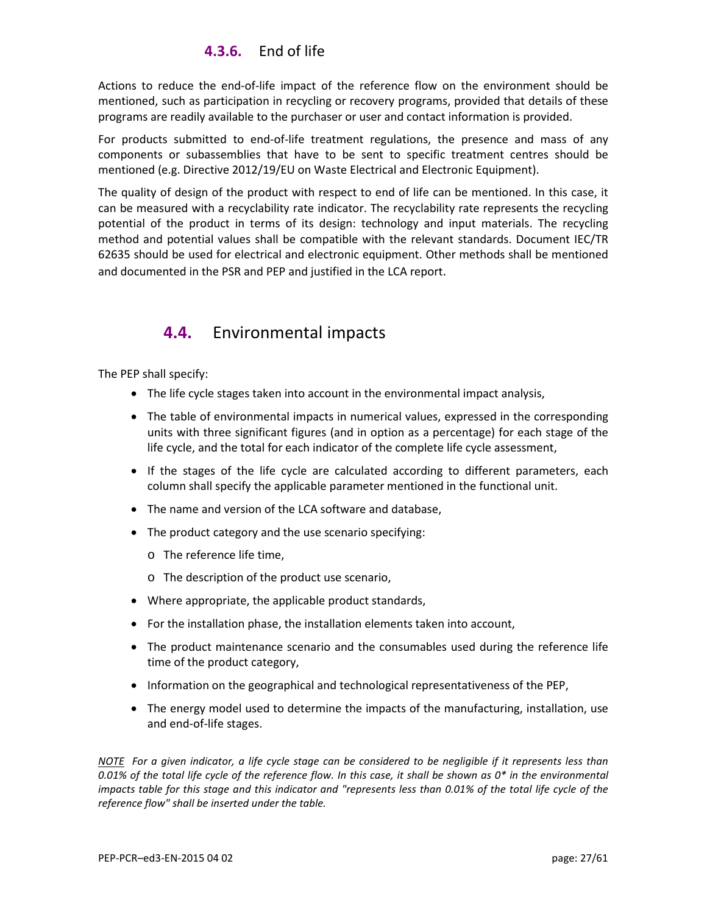### 4.3.6. End of life

Actions to reduce the end-of-life impact of the reference flow on the environment should be mentioned, such as participation in recycling or recovery programs, provided that details of these programs are readily available to the purchaser or user and contact information is provided.

For products submitted to end-of-life treatment regulations, the presence and mass of any components or subassemblies that have to be sent to specific treatment centres should be mentioned (e.g. Directive 2012/19/EU on Waste Electrical and Electronic Equipment).

The quality of design of the product with respect to end of life can be mentioned. In this case, it can be measured with a recyclability rate indicator. The recyclability rate represents the recycling potential of the product in terms of its design: technology and input materials. The recycling method and potential values shall be compatible with the relevant standards. Document IEC/TR 62635 should be used for electrical and electronic equipment. Other methods shall be mentioned and documented in the PSR and PEP and justified in the LCA report.

## 4.4. Environmental impacts

The PEP shall specify:

- The life cycle stages taken into account in the environmental impact analysis,
- The table of environmental impacts in numerical values, expressed in the corresponding units with three significant figures (and in option as a percentage) for each stage of the life cycle, and the total for each indicator of the complete life cycle assessment,
- If the stages of the life cycle are calculated according to different parameters, each column shall specify the applicable parameter mentioned in the functional unit.
- The name and version of the LCA software and database,
- The product category and the use scenario specifying:
  - The reference life time,
  - The description of the product use scenario,
- Where appropriate, the applicable product standards,
- For the installation phase, the installation elements taken into account,
- The product maintenance scenario and the consumables used during the reference life time of the product category,
- Information on the geographical and technological representativeness of the PEP,
- The energy model used to determine the impacts of the manufacturing, installation, use and end-of-life stages.

*<u>NOTE</u> For a given indicator, a life cycle stage can be considered to be negligible if it represents less than 0.01% of the total life cycle of the reference flow. In this case, it shall be shown as 0* in the environmental impacts table for this stage and this indicator and "represents less than 0.01% of the total life cycle of the reference flow" shall be inserted under the table.*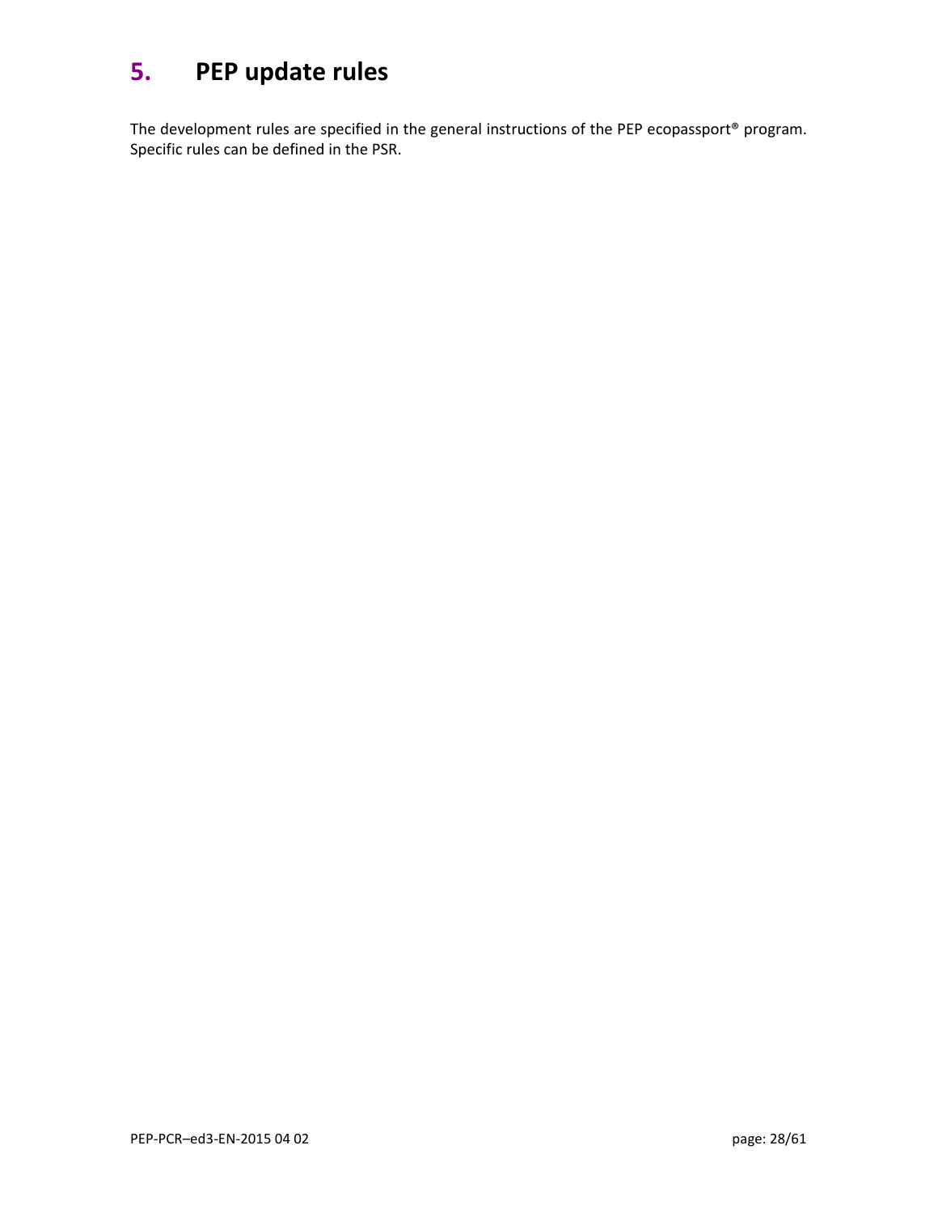# 5. PEP update rules

The development rules are specified in the general instructions of the PEP ecopassport® program. Specific rules can be defined in the PSR.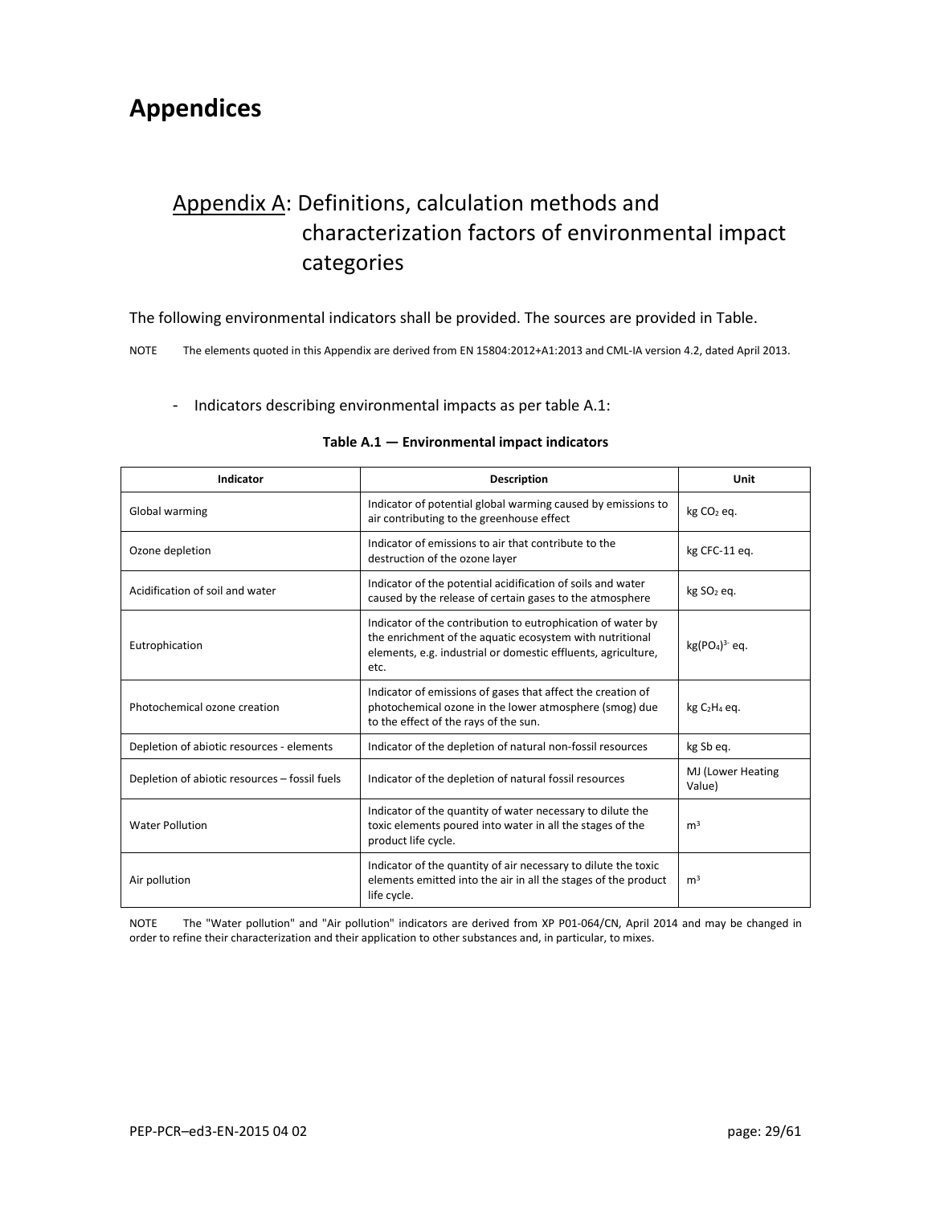# Appendices

## Appendix A: Definitions, calculation methods and characterization factors of environmental impact categories

The following environmental indicators shall be provided. The sources are provided in Table.

NOTE The elements quoted in this Appendix are derived from EN 15804:2012+A1:2013 and CML-IA version 4.2, dated April 2013.

- Indicators describing environmental impacts as per table A.1:

**Table A.1 — Environmental impact indicators**

| Indicator | Description | Unit |
|---|---|---|
| Global warming | Indicator of potential global warming caused by emissions to air contributing to the greenhouse effect | kg $CO_2$ eq. |
| Ozone depletion | Indicator of emissions to air that contribute to the destruction of the ozone layer | kg CFC-11 eq. |
| Acidification of soil and water | Indicator of the potential acidification of soils and water caused by the release of certain gases to the atmosphere | kg $SO_2$ eq. |
| Eutrophication | Indicator of the contribution to eutrophication of water by the enrichment of the aquatic ecosystem with nutritional elements, e.g. industrial or domestic effluents, agriculture, etc. | kg$(PO_4)^{3-}$ eq. |
| Photochemical ozone creation | Indicator of emissions of gases that affect the creation of photochemical ozone in the lower atmosphere (smog) due to the effect of the rays of the sun. | kg $C_2H_4$ eq. |
| Depletion of abiotic resources - elements | Indicator of the depletion of natural non-fossil resources | kg Sb eq. |
| Depletion of abiotic resources – fossil fuels | Indicator of the depletion of natural fossil resources | MJ (Lower Heating Value) |
| Water Pollution | Indicator of the quantity of water necessary to dilute the toxic elements poured into water in all the stages of the product life cycle. | $m^3$ |
| Air pollution | Indicator of the quantity of air necessary to dilute the toxic elements emitted into the air in all the stages of the product life cycle. | $m^3$ |

NOTE The "Water pollution" and "Air pollution" indicators are derived from XP P01-064/CN, April 2014 and may be changed in order to refine their characterization and their application to other substances and, in particular, to mixes.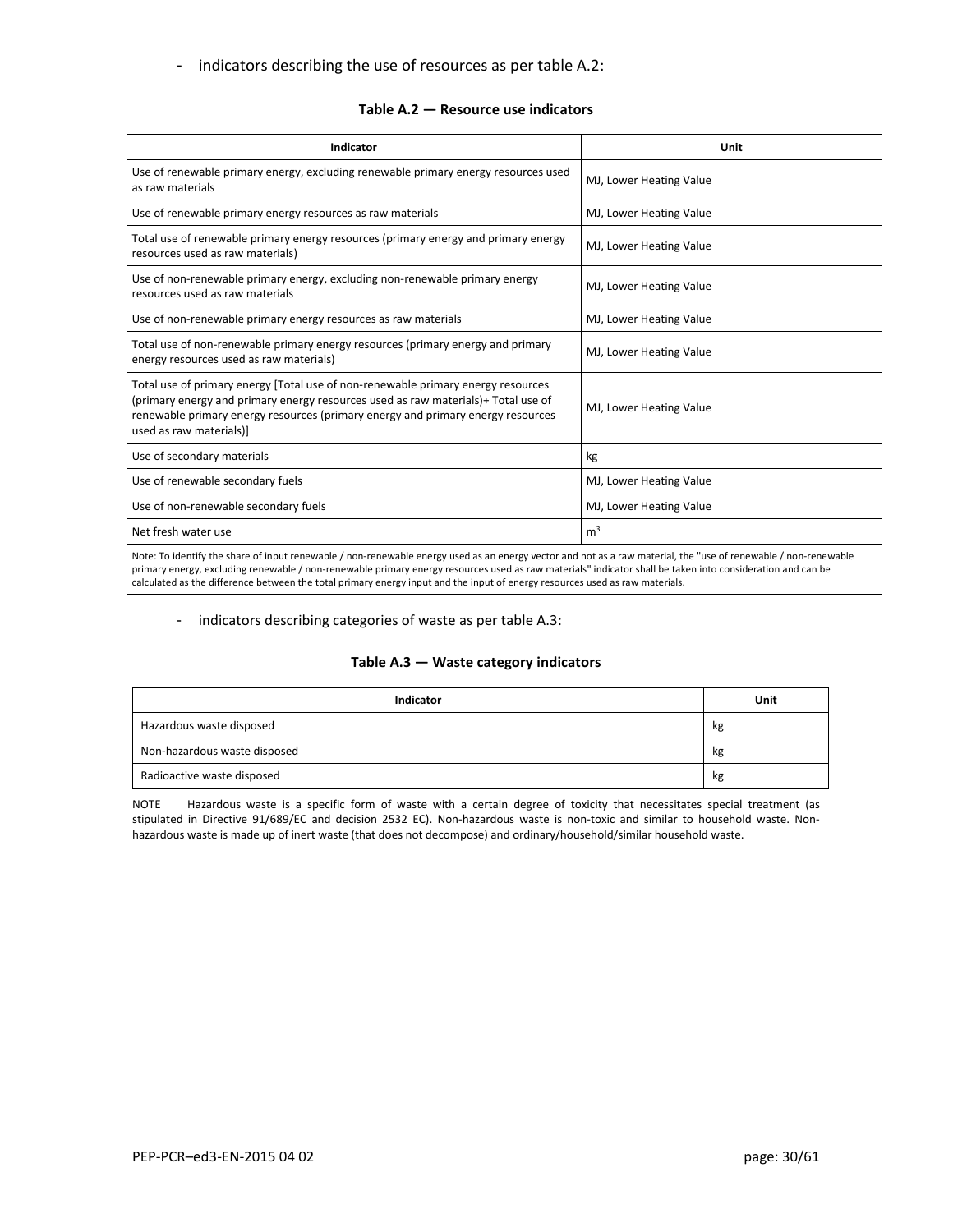- indicators describing the use of resources as per table A.2:

**Table A.2 — Resource use indicators**

| Indicator | Unit |
|---|---|
| Use of renewable primary energy, excluding renewable primary energy resources used as raw materials | MJ, Lower Heating Value |
| Use of renewable primary energy resources as raw materials | MJ, Lower Heating Value |
| Total use of renewable primary energy resources (primary energy and primary energy resources used as raw materials) | MJ, Lower Heating Value |
| Use of non-renewable primary energy, excluding non-renewable primary energy resources used as raw materials | MJ, Lower Heating Value |
| Use of non-renewable primary energy resources as raw materials | MJ, Lower Heating Value |
| Total use of non-renewable primary energy resources (primary energy and primary energy resources used as raw materials) | MJ, Lower Heating Value |
| Total use of primary energy [Total use of non-renewable primary energy resources (primary energy and primary energy resources used as raw materials)+ Total use of renewable primary energy resources (primary energy and primary energy resources used as raw materials)] | MJ, Lower Heating Value |
| Use of secondary materials | kg |
| Use of renewable secondary fuels | MJ, Lower Heating Value |
| Use of non-renewable secondary fuels | MJ, Lower Heating Value |
| Net fresh water use | $m^3$ |
| Note: To identify the share of input renewable / non-renewable energy used as an energy vector and not as a raw material, the "use of renewable / non-renewable primary energy, excluding renewable / non-renewable primary energy resources used as raw materials" indicator shall be taken into consideration and can be calculated as the difference between the total primary energy input and the input of energy resources used as raw materials. | |

- indicators describing categories of waste as per table A.3:

**Table A.3 — Waste category indicators**

| Indicator | Unit |
|---|---|
| Hazardous waste disposed | kg |
| Non-hazardous waste disposed | kg |
| Radioactive waste disposed | kg |

NOTE Hazardous waste is a specific form of waste with a certain degree of toxicity that necessitates special treatment (as stipulated in Directive 91/689/EC and decision 2532 EC). Non-hazardous waste is non-toxic and similar to household waste. Non-hazardous waste is made up of inert waste (that does not decompose) and ordinary/household/similar household waste.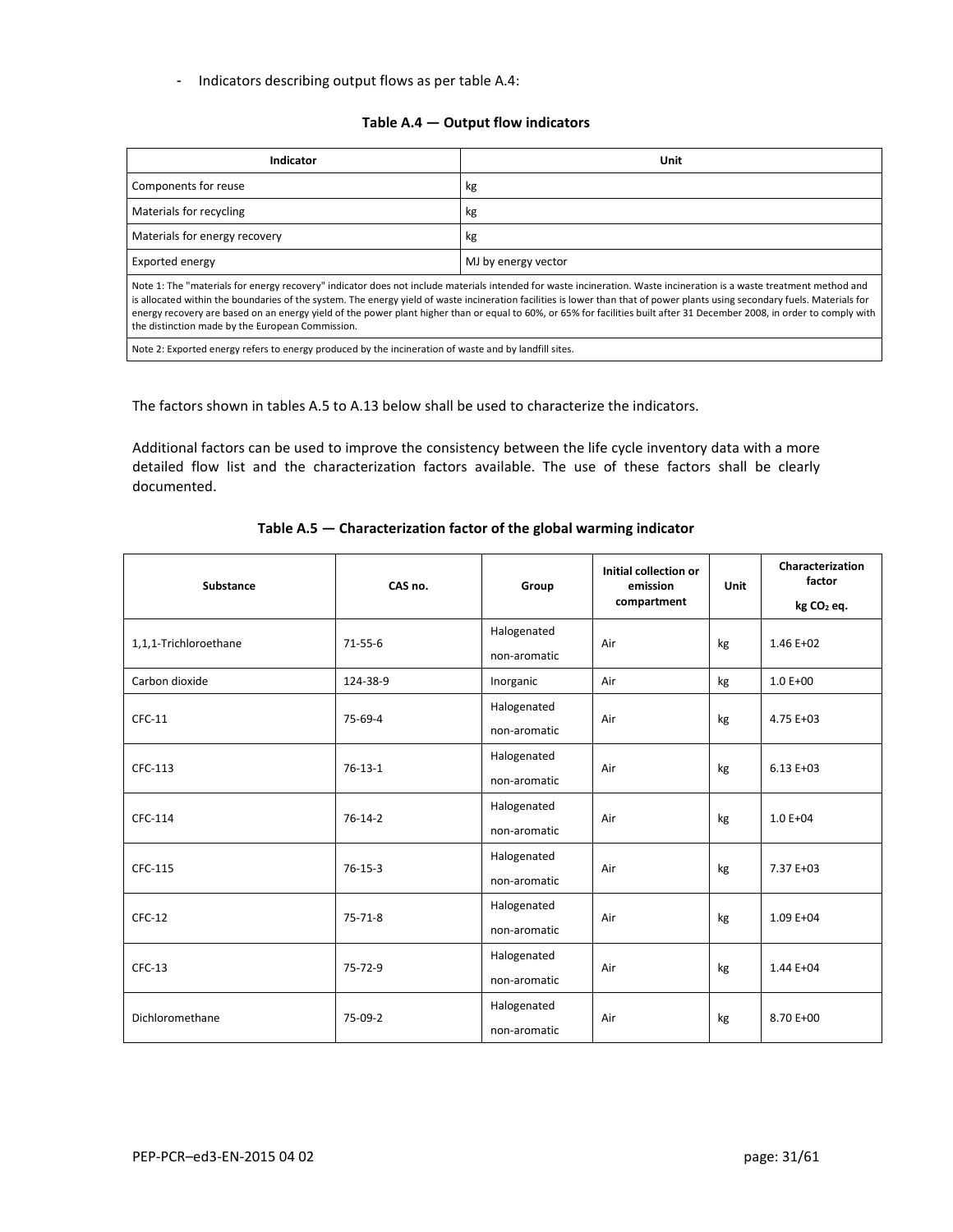- Indicators describing output flows as per table A.4:

**Table A.4 — Output flow indicators**

| Indicator | Unit |
|---|---|
| Components for reuse | kg |
| Materials for recycling | kg |
| Materials for energy recovery | kg |
| Exported energy | MJ by energy vector |
| Note 1: The "materials for energy recovery" indicator does not include materials intended for waste incineration. Waste incineration is a waste treatment method and is allocated within the boundaries of the system. The energy yield of waste incineration facilities is lower than that of power plants using secondary fuels. Materials for energy recovery are based on an energy yield of the power plant higher than or equal to 60%, or 65% for facilities built after 31 December 2008, in order to comply with the distinction made by the European Commission. | |
| Note 2: Exported energy refers to energy produced by the incineration of waste and by landfill sites. | |

The factors shown in tables A.5 to A.13 below shall be used to characterize the indicators.

Additional factors can be used to improve the consistency between the life cycle inventory data with a more detailed flow list and the characterization factors available. The use of these factors shall be clearly documented.

**Table A.5 — Characterization factor of the global warming indicator**

| Substance | CAS no. | Group | Initial collection or emission compartment | Unit | Characterization factor kg $CO_2$ eq. |
|---|---|---|---|---|---|
| 1,1,1-Trichloroethane | 71-55-6 | Halogenated non-aromatic | Air | kg | 1.46 E+02 |
| Carbon dioxide | 124-38-9 | Inorganic | Air | kg | 1.0 E+00 |
| CFC-11 | 75-69-4 | Halogenated non-aromatic | Air | kg | 4.75 E+03 |
| CFC-113 | 76-13-1 | Halogenated non-aromatic | Air | kg | 6.13 E+03 |
| CFC-114 | 76-14-2 | Halogenated non-aromatic | Air | kg | 1.0 E+04 |
| CFC-115 | 76-15-3 | Halogenated non-aromatic | Air | kg | 7.37 E+03 |
| CFC-12 | 75-71-8 | Halogenated non-aromatic | Air | kg | 1.09 E+04 |
| CFC-13 | 75-72-9 | Halogenated non-aromatic | Air | kg | 1.44 E+04 |
| Dichloromethane | 75-09-2 | Halogenated non-aromatic | Air | kg | 8.70 E+00 |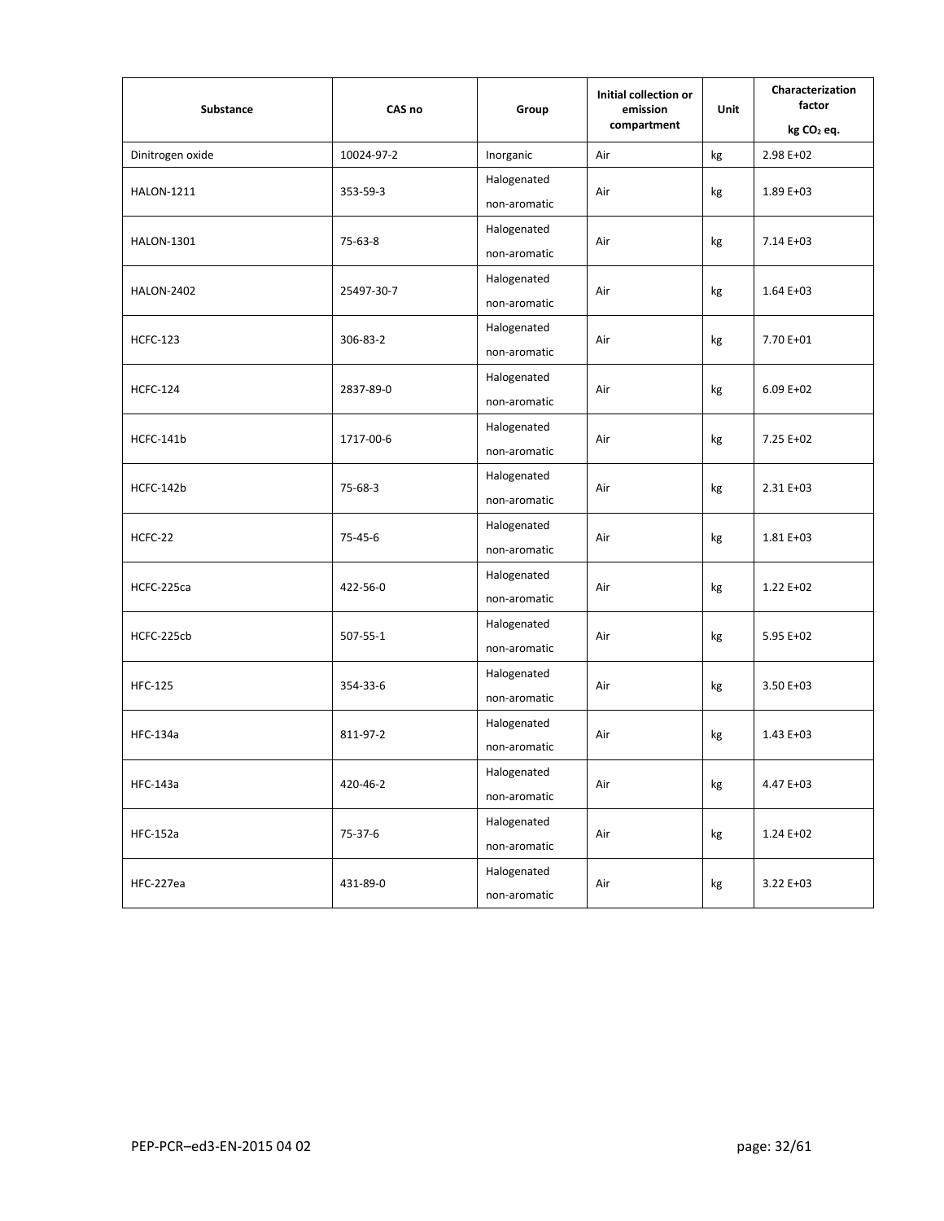| Substance | CAS no | Group | Initial collection or emission compartment | Unit | Characterization factor kg $CO_2$ eq. |
|---|---|---|---|---|---|
| Dinitrogen oxide | 10024-97-2 | Inorganic | Air | kg | 2.98 E+02 |
| HALON-1211 | 353-59-3 | Halogenated non-aromatic | Air | kg | 1.89 E+03 |
| HALON-1301 | 75-63-8 | Halogenated non-aromatic | Air | kg | 7.14 E+03 |
| HALON-2402 | 25497-30-7 | Halogenated non-aromatic | Air | kg | 1.64 E+03 |
| HCFC-123 | 306-83-2 | Halogenated non-aromatic | Air | kg | 7.70 E+01 |
| HCFC-124 | 2837-89-0 | Halogenated non-aromatic | Air | kg | 6.09 E+02 |
| HCFC-141b | 1717-00-6 | Halogenated non-aromatic | Air | kg | 7.25 E+02 |
| HCFC-142b | 75-68-3 | Halogenated non-aromatic | Air | kg | 2.31 E+03 |
| HCFC-22 | 75-45-6 | Halogenated non-aromatic | Air | kg | 1.81 E+03 |
| HCFC-225ca | 422-56-0 | Halogenated non-aromatic | Air | kg | 1.22 E+02 |
| HCFC-225cb | 507-55-1 | Halogenated non-aromatic | Air | kg | 5.95 E+02 |
| HFC-125 | 354-33-6 | Halogenated non-aromatic | Air | kg | 3.50 E+03 |
| HFC-134a | 811-97-2 | Halogenated non-aromatic | Air | kg | 1.43 E+03 |
| HFC-143a | 420-46-2 | Halogenated non-aromatic | Air | kg | 4.47 E+03 |
| HFC-152a | 75-37-6 | Halogenated non-aromatic | Air | kg | 1.24 E+02 |
| HFC-227ea | 431-89-0 | Halogenated non-aromatic | Air | kg | 3.22 E+03 |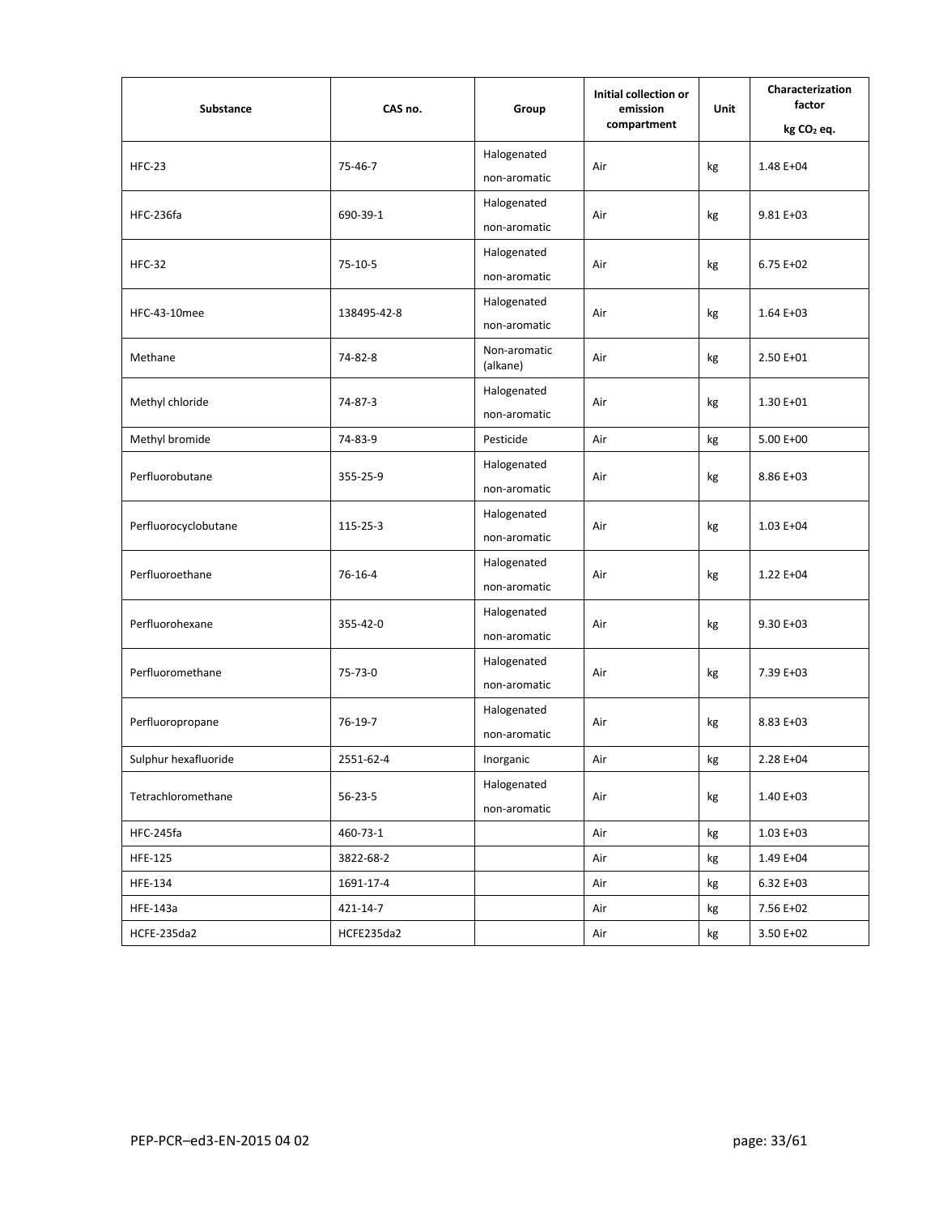| Substance | CAS no. | Group | Initial collection or emission compartment | Unit | Characterization factor kg $CO_2$ eq. |
|---|---|---|---|---|---|
| HFC-23 | 75-46-7 | Halogenated non-aromatic | Air | kg | 1.48 E+04 |
| HFC-236fa | 690-39-1 | Halogenated non-aromatic | Air | kg | 9.81 E+03 |
| HFC-32 | 75-10-5 | Halogenated non-aromatic | Air | kg | 6.75 E+02 |
| HFC-43-10mee | 138495-42-8 | Halogenated non-aromatic | Air | kg | 1.64 E+03 |
| Methane | 74-82-8 | Non-aromatic (alkane) | Air | kg | 2.50 E+01 |
| Methyl chloride | 74-87-3 | Halogenated non-aromatic | Air | kg | 1.30 E+01 |
| Methyl bromide | 74-83-9 | Pesticide | Air | kg | 5.00 E+00 |
| Perfluorobutane | 355-25-9 | Halogenated non-aromatic | Air | kg | 8.86 E+03 |
| Perfluorocyclobutane | 115-25-3 | Halogenated non-aromatic | Air | kg | 1.03 E+04 |
| Perfluoroethane | 76-16-4 | Halogenated non-aromatic | Air | kg | 1.22 E+04 |
| Perfluorohexane | 355-42-0 | Halogenated non-aromatic | Air | kg | 9.30 E+03 |
| Perfluoromethane | 75-73-0 | Halogenated non-aromatic | Air | kg | 7.39 E+03 |
| Perfluoropropane | 76-19-7 | Halogenated non-aromatic | Air | kg | 8.83 E+03 |
| Sulphur hexafluoride | 2551-62-4 | Inorganic | Air | kg | 2.28 E+04 |
| Tetrachloromethane | 56-23-5 | Halogenated non-aromatic | Air | kg | 1.40 E+03 |
| HFC-245fa | 460-73-1 | | Air | kg | 1.03 E+03 |
| HFE-125 | 3822-68-2 | | Air | kg | 1.49 E+04 |
| HFE-134 | 1691-17-4 | | Air | kg | 6.32 E+03 |
| HFE-143a | 421-14-7 | | Air | kg | 7.56 E+02 |
| HCFE-235da2 | HCFE235da2 | | Air | kg | 3.50 E+02 |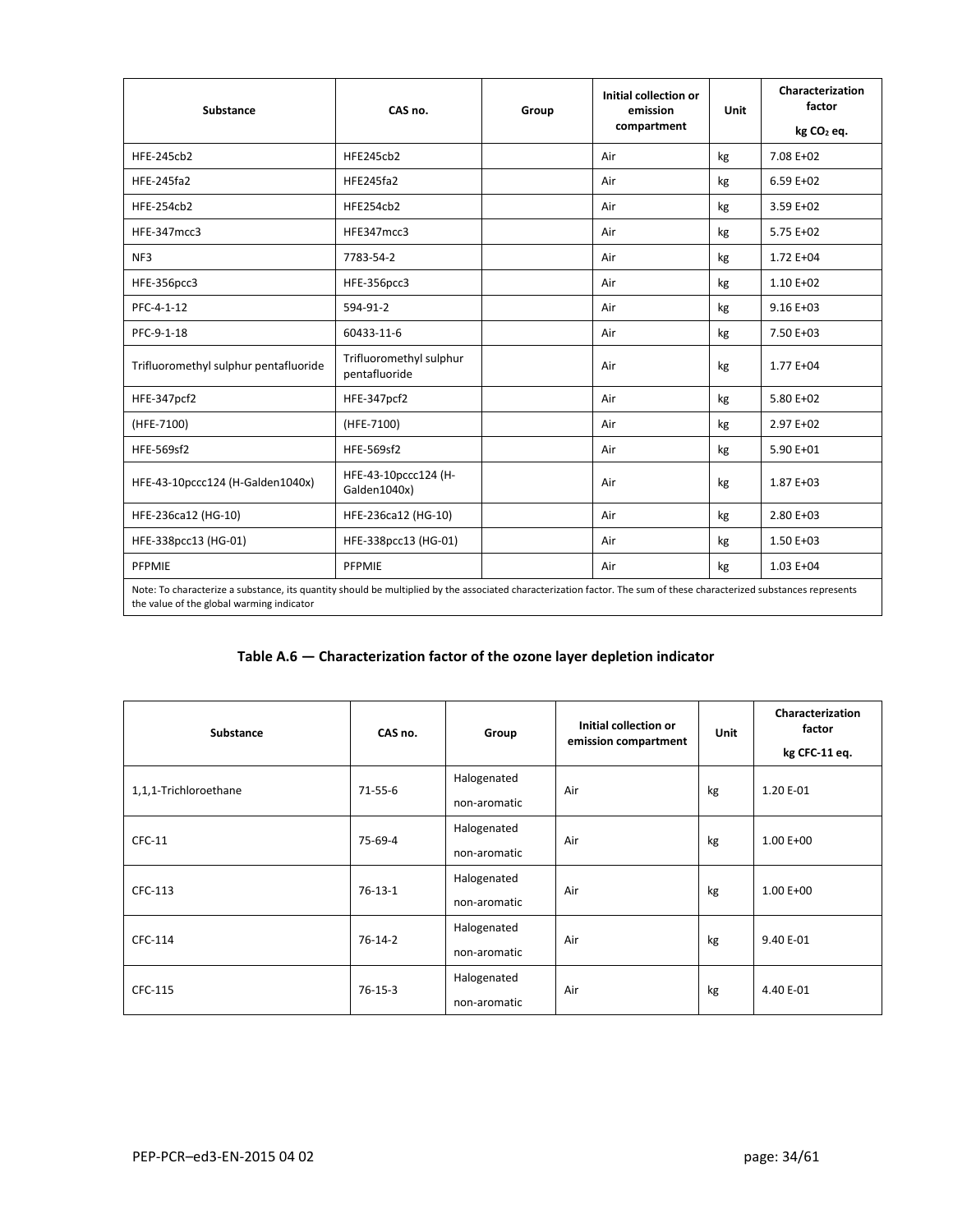| Substance | CAS no. | Group | Initial collection or emission compartment | Unit | Characterization factor kg $CO_2$ eq. |
|---|---|---|---|---|---|
| HFE-245cb2 | HFE245cb2 | | Air | kg | 7.08 E+02 |
| HFE-245fa2 | HFE245fa2 | | Air | kg | 6.59 E+02 |
| HFE-254cb2 | HFE254cb2 | | Air | kg | 3.59 E+02 |
| HFE-347mcc3 | HFE347mcc3 | | Air | kg | 5.75 E+02 |
| NF3 | 7783-54-2 | | Air | kg | 1.72 E+04 |
| HFE-356pcc3 | HFE-356pcc3 | | Air | kg | 1.10 E+02 |
| PFC-4-1-12 | 594-91-2 | | Air | kg | 9.16 E+03 |
| PFC-9-1-18 | 60433-11-6 | | Air | kg | 7.50 E+03 |
| Trifluoromethyl sulphur pentafluoride | Trifluoromethyl sulphur pentafluoride | | Air | kg | 1.77 E+04 |
| HFE-347pcf2 | HFE-347pcf2 | | Air | kg | 5.80 E+02 |
| (HFE-7100) | (HFE-7100) | | Air | kg | 2.97 E+02 |
| HFE-569sf2 | HFE-569sf2 | | Air | kg | 5.90 E+01 |
| HFE-43-10pccc124 (H-Galden1040x) | HFE-43-10pccc124 (H-Galden1040x) | | Air | kg | 1.87 E+03 |
| HFE-236ca12 (HG-10) | HFE-236ca12 (HG-10) | | Air | kg | 2.80 E+03 |
| HFE-338pcc13 (HG-01) | HFE-338pcc13 (HG-01) | | Air | kg | 1.50 E+03 |
| PFPMIE | PFPMIE | | Air | kg | 1.03 E+04 |

Note: To characterize a substance, its quantity should be multiplied by the associated characterization factor. The sum of these characterized substances represents the value of the global warming indicator

**Table A.6 — Characterization factor of the ozone layer depletion indicator**

| Substance | CAS no. | Group | Initial collection or emission compartment | Unit | Characterization factor kg CFC-11 eq. |
|---|---|---|---|---|---|
| 1,1,1-Trichloroethane | 71-55-6 | Halogenated non-aromatic | Air | kg | 1.20 E-01 |
| CFC-11 | 75-69-4 | Halogenated non-aromatic | Air | kg | 1.00 E+00 |
| CFC-113 | 76-13-1 | Halogenated non-aromatic | Air | kg | 1.00 E+00 |
| CFC-114 | 76-14-2 | Halogenated non-aromatic | Air | kg | 9.40 E-01 |
| CFC-115 | 76-15-3 | Halogenated non-aromatic | Air | kg | 4.40 E-01 |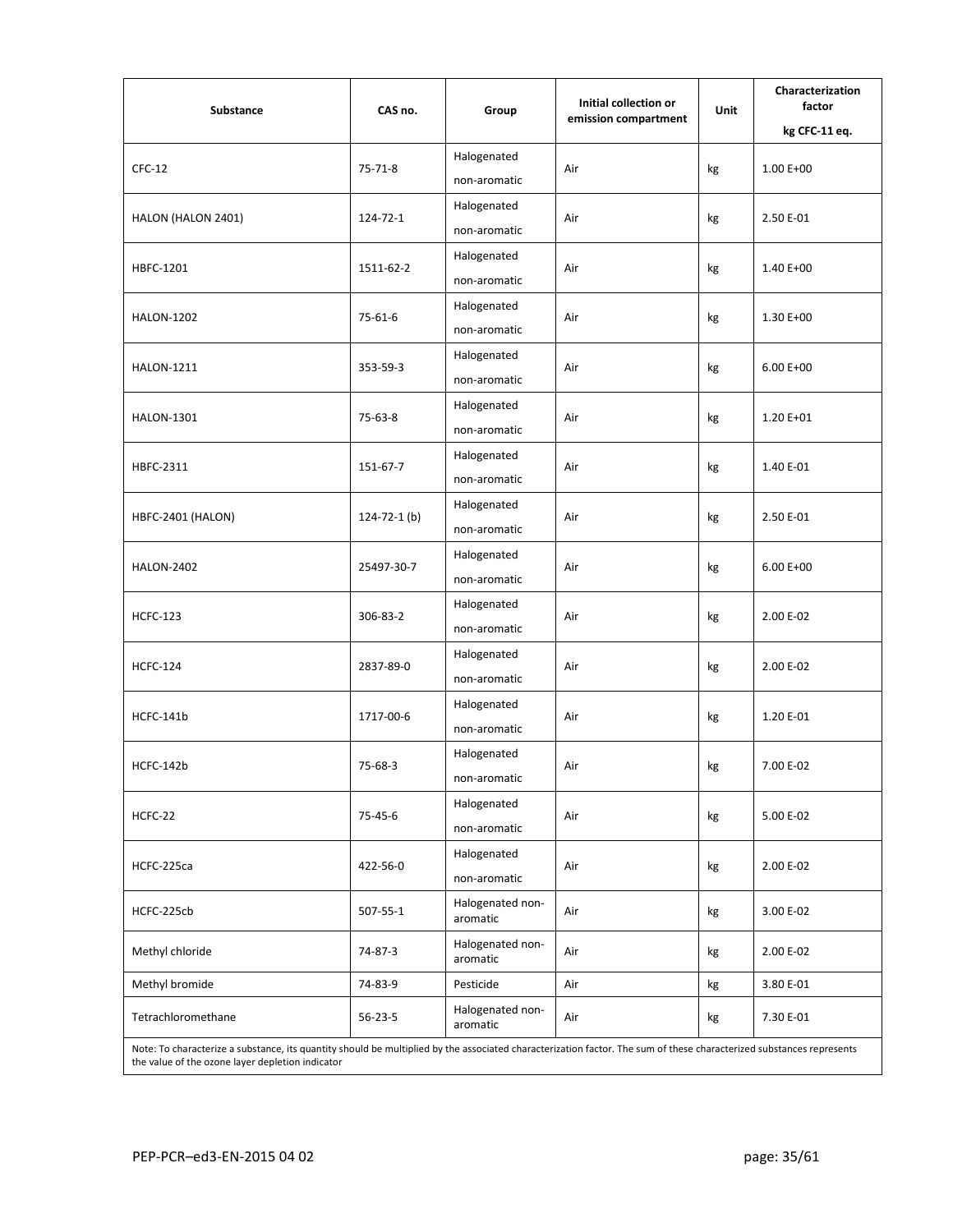| Substance | CAS no. | Group | Initial collection or emission compartment | Unit | Characterization factor kg CFC-11 eq. |
|---|---|---|---|---|---|
| CFC-12 | 75-71-8 | Halogenated non-aromatic | Air | kg | 1.00 E+00 |
| HALON (HALON 2401) | 124-72-1 | Halogenated non-aromatic | Air | kg | 2.50 E-01 |
| HBFC-1201 | 1511-62-2 | Halogenated non-aromatic | Air | kg | 1.40 E+00 |
| HALON-1202 | 75-61-6 | Halogenated non-aromatic | Air | kg | 1.30 E+00 |
| HALON-1211 | 353-59-3 | Halogenated non-aromatic | Air | kg | 6.00 E+00 |
| HALON-1301 | 75-63-8 | Halogenated non-aromatic | Air | kg | 1.20 E+01 |
| HBFC-2311 | 151-67-7 | Halogenated non-aromatic | Air | kg | 1.40 E-01 |
| HBFC-2401 (HALON) | 124-72-1 (b) | Halogenated non-aromatic | Air | kg | 2.50 E-01 |
| HALON-2402 | 25497-30-7 | Halogenated non-aromatic | Air | kg | 6.00 E+00 |
| HCFC-123 | 306-83-2 | Halogenated non-aromatic | Air | kg | 2.00 E-02 |
| HCFC-124 | 2837-89-0 | Halogenated non-aromatic | Air | kg | 2.00 E-02 |
| HCFC-141b | 1717-00-6 | Halogenated non-aromatic | Air | kg | 1.20 E-01 |
| HCFC-142b | 75-68-3 | Halogenated non-aromatic | Air | kg | 7.00 E-02 |
| HCFC-22 | 75-45-6 | Halogenated non-aromatic | Air | kg | 5.00 E-02 |
| HCFC-225ca | 422-56-0 | Halogenated non-aromatic | Air | kg | 2.00 E-02 |
| HCFC-225cb | 507-55-1 | Halogenated non-aromatic | Air | kg | 3.00 E-02 |
| Methyl chloride | 74-87-3 | Halogenated non-aromatic | Air | kg | 2.00 E-02 |
| Methyl bromide | 74-83-9 | Pesticide | Air | kg | 3.80 E-01 |
| Tetrachloromethane | 56-23-5 | Halogenated non-aromatic | Air | kg | 7.30 E-01 |

Note: To characterize a substance, its quantity should be multiplied by the associated characterization factor. The sum of these characterized substances represents the value of the ozone layer depletion indicator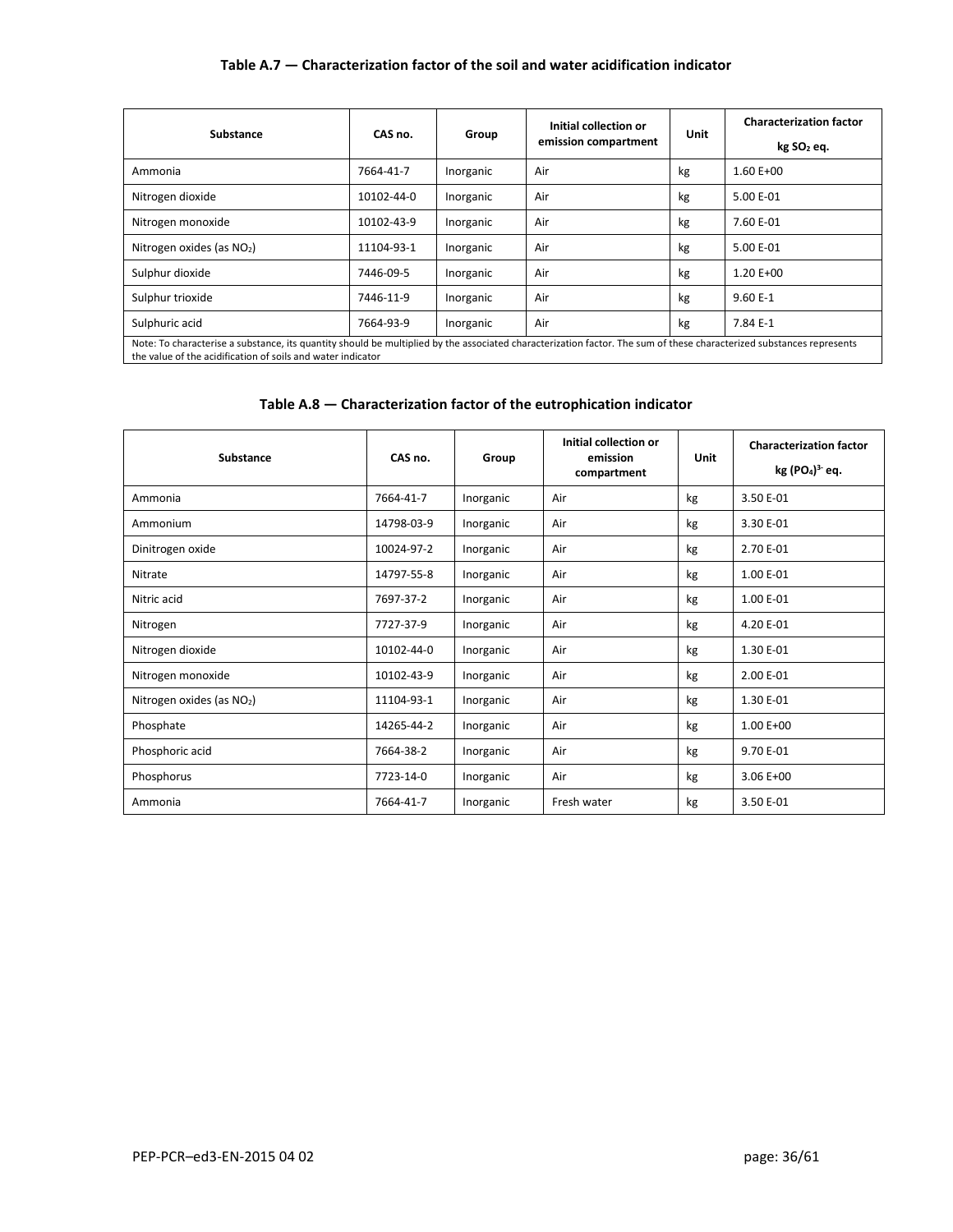**Table A.7 — Characterization factor of the soil and water acidification indicator**

| Substance | CAS no. | Group | Initial collection or emission compartment | Unit | Characterization factor kg $SO_2$ eq. |
|---|---|---|---|---|---|
| Ammonia | 7664-41-7 | Inorganic | Air | kg | 1.60 E+00 |
| Nitrogen dioxide | 10102-44-0 | Inorganic | Air | kg | 5.00 E-01 |
| Nitrogen monoxide | 10102-43-9 | Inorganic | Air | kg | 7.60 E-01 |
| Nitrogen oxides (as $NO_2$) | 11104-93-1 | Inorganic | Air | kg | 5.00 E-01 |
| Sulphur dioxide | 7446-09-5 | Inorganic | Air | kg | 1.20 E+00 |
| Sulphur trioxide | 7446-11-9 | Inorganic | Air | kg | 9.60 E-1 |
| Sulphuric acid | 7664-93-9 | Inorganic | Air | kg | 7.84 E-1 |

Note: To characterise a substance, its quantity should be multiplied by the associated characterization factor. The sum of these characterized substances represents the value of the acidification of soils and water indicator

**Table A.8 — Characterization factor of the eutrophication indicator**

| Substance | CAS no. | Group | Initial collection or emission compartment | Unit | Characterization factor kg $(PO_4)^{3-}$ eq. |
|---|---|---|---|---|---|
| Ammonia | 7664-41-7 | Inorganic | Air | kg | 3.50 E-01 |
| Ammonium | 14798-03-9 | Inorganic | Air | kg | 3.30 E-01 |
| Dinitrogen oxide | 10024-97-2 | Inorganic | Air | kg | 2.70 E-01 |
| Nitrate | 14797-55-8 | Inorganic | Air | kg | 1.00 E-01 |
| Nitric acid | 7697-37-2 | Inorganic | Air | kg | 1.00 E-01 |
| Nitrogen | 7727-37-9 | Inorganic | Air | kg | 4.20 E-01 |
| Nitrogen dioxide | 10102-44-0 | Inorganic | Air | kg | 1.30 E-01 |
| Nitrogen monoxide | 10102-43-9 | Inorganic | Air | kg | 2.00 E-01 |
| Nitrogen oxides (as $NO_2$) | 11104-93-1 | Inorganic | Air | kg | 1.30 E-01 |
| Phosphate | 14265-44-2 | Inorganic | Air | kg | 1.00 E+00 |
| Phosphoric acid | 7664-38-2 | Inorganic | Air | kg | 9.70 E-01 |
| Phosphorus | 7723-14-0 | Inorganic | Air | kg | 3.06 E+00 |
| Ammonia | 7664-41-7 | Inorganic | Fresh water | kg | 3.50 E-01 |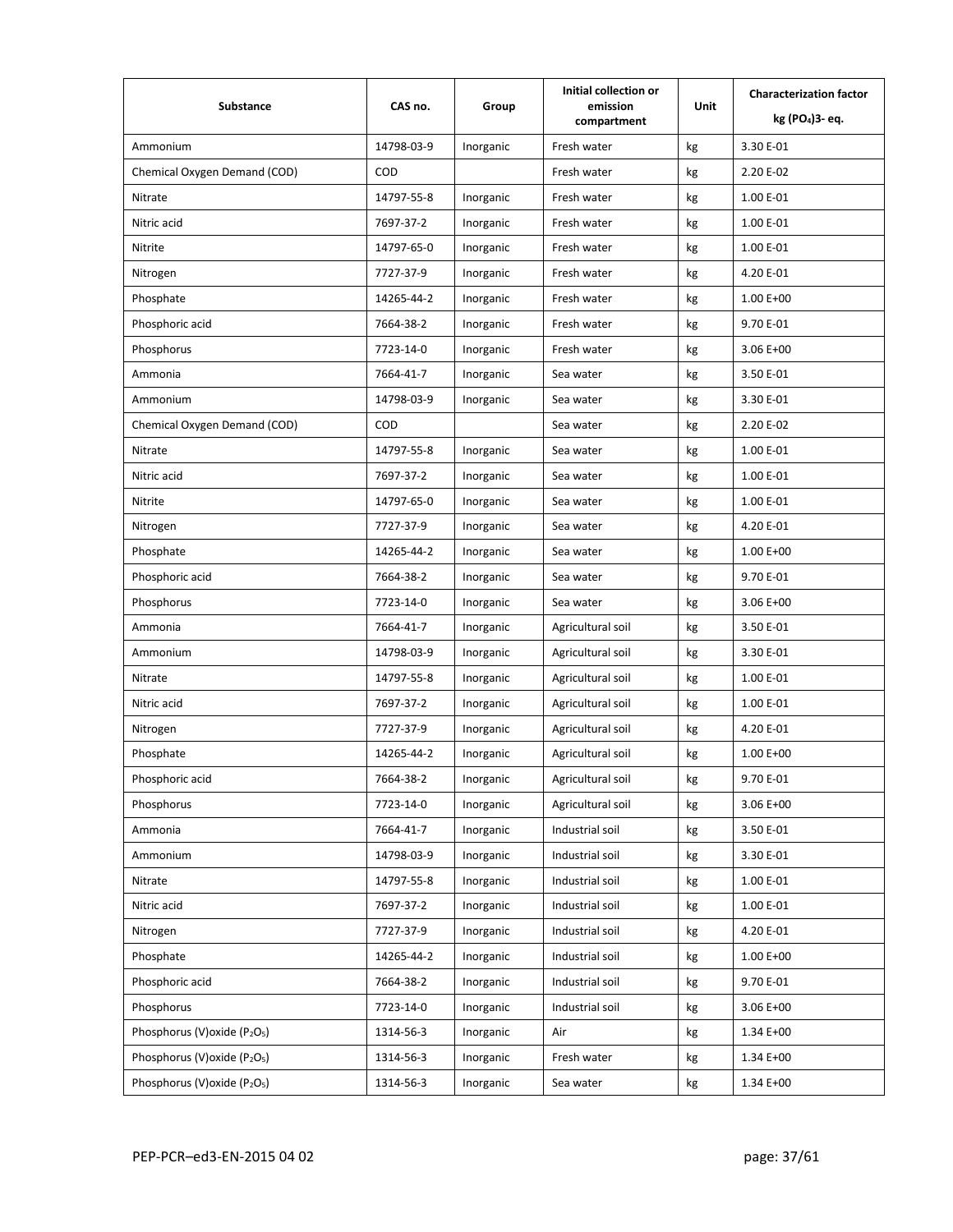| Substance | CAS no. | Group | Initial collection or emission compartment | Unit | Characterization factor kg $(PO_4)^{3-}$ eq. |
|---|---|---|---|---|---|
| Ammonium | 14798-03-9 | Inorganic | Fresh water | kg | 3.30 E-01 |
| Chemical Oxygen Demand (COD) | COD | | Fresh water | kg | 2.20 E-02 |
| Nitrate | 14797-55-8 | Inorganic | Fresh water | kg | 1.00 E-01 |
| Nitric acid | 7697-37-2 | Inorganic | Fresh water | kg | 1.00 E-01 |
| Nitrite | 14797-65-0 | Inorganic | Fresh water | kg | 1.00 E-01 |
| Nitrogen | 7727-37-9 | Inorganic | Fresh water | kg | 4.20 E-01 |
| Phosphate | 14265-44-2 | Inorganic | Fresh water | kg | 1.00 E+00 |
| Phosphoric acid | 7664-38-2 | Inorganic | Fresh water | kg | 9.70 E-01 |
| Phosphorus | 7723-14-0 | Inorganic | Fresh water | kg | 3.06 E+00 |
| Ammonia | 7664-41-7 | Inorganic | Sea water | kg | 3.50 E-01 |
| Ammonium | 14798-03-9 | Inorganic | Sea water | kg | 3.30 E-01 |
| Chemical Oxygen Demand (COD) | COD | | Sea water | kg | 2.20 E-02 |
| Nitrate | 14797-55-8 | Inorganic | Sea water | kg | 1.00 E-01 |
| Nitric acid | 7697-37-2 | Inorganic | Sea water | kg | 1.00 E-01 |
| Nitrite | 14797-65-0 | Inorganic | Sea water | kg | 1.00 E-01 |
| Nitrogen | 7727-37-9 | Inorganic | Sea water | kg | 4.20 E-01 |
| Phosphate | 14265-44-2 | Inorganic | Sea water | kg | 1.00 E+00 |
| Phosphoric acid | 7664-38-2 | Inorganic | Sea water | kg | 9.70 E-01 |
| Phosphorus | 7723-14-0 | Inorganic | Sea water | kg | 3.06 E+00 |
| Ammonia | 7664-41-7 | Inorganic | Agricultural soil | kg | 3.50 E-01 |
| Ammonium | 14798-03-9 | Inorganic | Agricultural soil | kg | 3.30 E-01 |
| Nitrate | 14797-55-8 | Inorganic | Agricultural soil | kg | 1.00 E-01 |
| Nitric acid | 7697-37-2 | Inorganic | Agricultural soil | kg | 1.00 E-01 |
| Nitrogen | 7727-37-9 | Inorganic | Agricultural soil | kg | 4.20 E-01 |
| Phosphate | 14265-44-2 | Inorganic | Agricultural soil | kg | 1.00 E+00 |
| Phosphoric acid | 7664-38-2 | Inorganic | Agricultural soil | kg | 9.70 E-01 |
| Phosphorus | 7723-14-0 | Inorganic | Agricultural soil | kg | 3.06 E+00 |
| Ammonia | 7664-41-7 | Inorganic | Industrial soil | kg | 3.50 E-01 |
| Ammonium | 14798-03-9 | Inorganic | Industrial soil | kg | 3.30 E-01 |
| Nitrate | 14797-55-8 | Inorganic | Industrial soil | kg | 1.00 E-01 |
| Nitric acid | 7697-37-2 | Inorganic | Industrial soil | kg | 1.00 E-01 |
| Nitrogen | 7727-37-9 | Inorganic | Industrial soil | kg | 4.20 E-01 |
| Phosphate | 14265-44-2 | Inorganic | Industrial soil | kg | 1.00 E+00 |
| Phosphoric acid | 7664-38-2 | Inorganic | Industrial soil | kg | 9.70 E-01 |
| Phosphorus | 7723-14-0 | Inorganic | Industrial soil | kg | 3.06 E+00 |
| Phosphorus (V)oxide ($P_2O_5$) | 1314-56-3 | Inorganic | Air | kg | 1.34 E+00 |
| Phosphorus (V)oxide ($P_2O_5$) | 1314-56-3 | Inorganic | Fresh water | kg | 1.34 E+00 |
| Phosphorus (V)oxide ($P_2O_5$) | 1314-56-3 | Inorganic | Sea water | kg | 1.34 E+00 |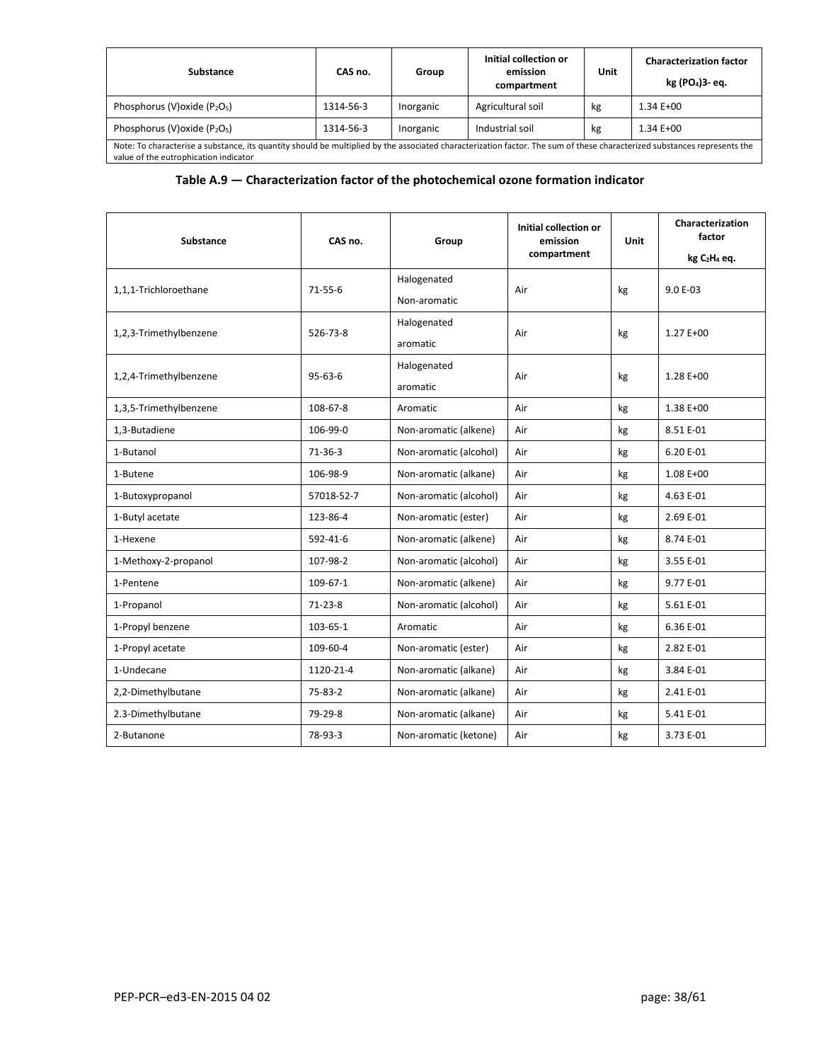| Substance | CAS no. | Group | Initial collection or emission compartment | Unit | Characterization factor kg $(PO_4)^{3-}$ eq. |
|---|---|---|---|---|---|
| Phosphorus (V)oxide ($P_2O_5$) | 1314-56-3 | Inorganic | Agricultural soil | kg | 1.34 E+00 |
| Phosphorus (V)oxide ($P_2O_5$) | 1314-56-3 | Inorganic | Industrial soil | kg | 1.34 E+00 |

Note: To characterise a substance, its quantity should be multiplied by the associated characterization factor. The sum of these characterized substances represents the value of the eutrophication indicator

**Table A.9 — Characterization factor of the photochemical ozone formation indicator**

| Substance | CAS no. | Group | Initial collection or emission compartment | Unit | Characterization factor kg $C_2H_4$ eq. |
|---|---|---|---|---|---|
| 1,1,1-Trichloroethane | 71-55-6 | Halogenated Non-aromatic | Air | kg | 9.0 E-03 |
| 1,2,3-Trimethylbenzene | 526-73-8 | Halogenated aromatic | Air | kg | 1.27 E+00 |
| 1,2,4-Trimethylbenzene | 95-63-6 | Halogenated aromatic | Air | kg | 1.28 E+00 |
| 1,3,5-Trimethylbenzene | 108-67-8 | Aromatic | Air | kg | 1.38 E+00 |
| 1,3-Butadiene | 106-99-0 | Non-aromatic (alkene) | Air | kg | 8.51 E-01 |
| 1-Butanol | 71-36-3 | Non-aromatic (alcohol) | Air | kg | 6.20 E-01 |
| 1-Butene | 106-98-9 | Non-aromatic (alkane) | Air | kg | 1.08 E+00 |
| 1-Butoxypropanol | 57018-52-7 | Non-aromatic (alcohol) | Air | kg | 4.63 E-01 |
| 1-Butyl acetate | 123-86-4 | Non-aromatic (ester) | Air | kg | 2.69 E-01 |
| 1-Hexene | 592-41-6 | Non-aromatic (alkene) | Air | kg | 8.74 E-01 |
| 1-Methoxy-2-propanol | 107-98-2 | Non-aromatic (alcohol) | Air | kg | 3.55 E-01 |
| 1-Pentene | 109-67-1 | Non-aromatic (alkene) | Air | kg | 9.77 E-01 |
| 1-Propanol | 71-23-8 | Non-aromatic (alcohol) | Air | kg | 5.61 E-01 |
| 1-Propyl benzene | 103-65-1 | Aromatic | Air | kg | 6.36 E-01 |
| 1-Propyl acetate | 109-60-4 | Non-aromatic (ester) | Air | kg | 2.82 E-01 |
| 1-Undecane | 1120-21-4 | Non-aromatic (alkane) | Air | kg | 3.84 E-01 |
| 2,2-Dimethylbutane | 75-83-2 | Non-aromatic (alkane) | Air | kg | 2.41 E-01 |
| 2.3-Dimethylbutane | 79-29-8 | Non-aromatic (alkane) | Air | kg | 5.41 E-01 |
| 2-Butanone | 78-93-3 | Non-aromatic (ketone) | Air | kg | 3.73 E-01 |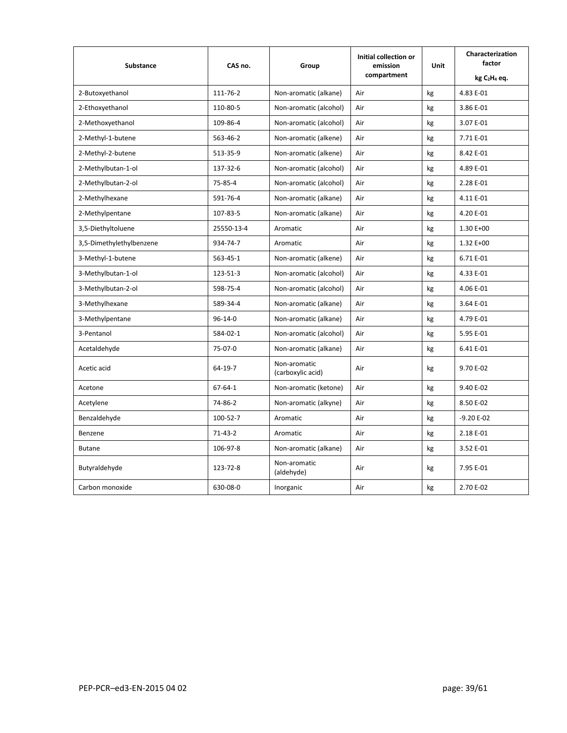| Substance | CAS no. | Group | Initial collection or emission compartment | Unit | Characterization factor kg $C_2H_4$ eq. |
|---|---|---|---|---|---|
| 2-Butoxyethanol | 111-76-2 | Non-aromatic (alkane) | Air | kg | 4.83 E-01 |
| 2-Ethoxyethanol | 110-80-5 | Non-aromatic (alcohol) | Air | kg | 3.86 E-01 |
| 2-Methoxyethanol | 109-86-4 | Non-aromatic (alcohol) | Air | kg | 3.07 E-01 |
| 2-Methyl-1-butene | 563-46-2 | Non-aromatic (alkene) | Air | kg | 7.71 E-01 |
| 2-Methyl-2-butene | 513-35-9 | Non-aromatic (alkene) | Air | kg | 8.42 E-01 |
| 2-Methylbutan-1-ol | 137-32-6 | Non-aromatic (alcohol) | Air | kg | 4.89 E-01 |
| 2-Methylbutan-2-ol | 75-85-4 | Non-aromatic (alcohol) | Air | kg | 2.28 E-01 |
| 2-Methylhexane | 591-76-4 | Non-aromatic (alkane) | Air | kg | 4.11 E-01 |
| 2-Methylpentane | 107-83-5 | Non-aromatic (alkane) | Air | kg | 4.20 E-01 |
| 3,5-Diethyltoluene | 25550-13-4 | Aromatic | Air | kg | 1.30 E+00 |
| 3,5-Dimethylethylbenzene | 934-74-7 | Aromatic | Air | kg | 1.32 E+00 |
| 3-Methyl-1-butene | 563-45-1 | Non-aromatic (alkene) | Air | kg | 6.71 E-01 |
| 3-Methylbutan-1-ol | 123-51-3 | Non-aromatic (alcohol) | Air | kg | 4.33 E-01 |
| 3-Methylbutan-2-ol | 598-75-4 | Non-aromatic (alcohol) | Air | kg | 4.06 E-01 |
| 3-Methylhexane | 589-34-4 | Non-aromatic (alkane) | Air | kg | 3.64 E-01 |
| 3-Methylpentane | 96-14-0 | Non-aromatic (alkane) | Air | kg | 4.79 E-01 |
| 3-Pentanol | 584-02-1 | Non-aromatic (alcohol) | Air | kg | 5.95 E-01 |
| Acetaldehyde | 75-07-0 | Non-aromatic (alkane) | Air | kg | 6.41 E-01 |
| Acetic acid | 64-19-7 | Non-aromatic (carboxylic acid) | Air | kg | 9.70 E-02 |
| Acetone | 67-64-1 | Non-aromatic (ketone) | Air | kg | 9.40 E-02 |
| Acetylene | 74-86-2 | Non-aromatic (alkyne) | Air | kg | 8.50 E-02 |
| Benzaldehyde | 100-52-7 | Aromatic | Air | kg | -9.20 E-02 |
| Benzene | 71-43-2 | Aromatic | Air | kg | 2.18 E-01 |
| Butane | 106-97-8 | Non-aromatic (alkane) | Air | kg | 3.52 E-01 |
| Butyraldehyde | 123-72-8 | Non-aromatic (aldehyde) | Air | kg | 7.95 E-01 |
| Carbon monoxide | 630-08-0 | Inorganic | Air | kg | 2.70 E-02 |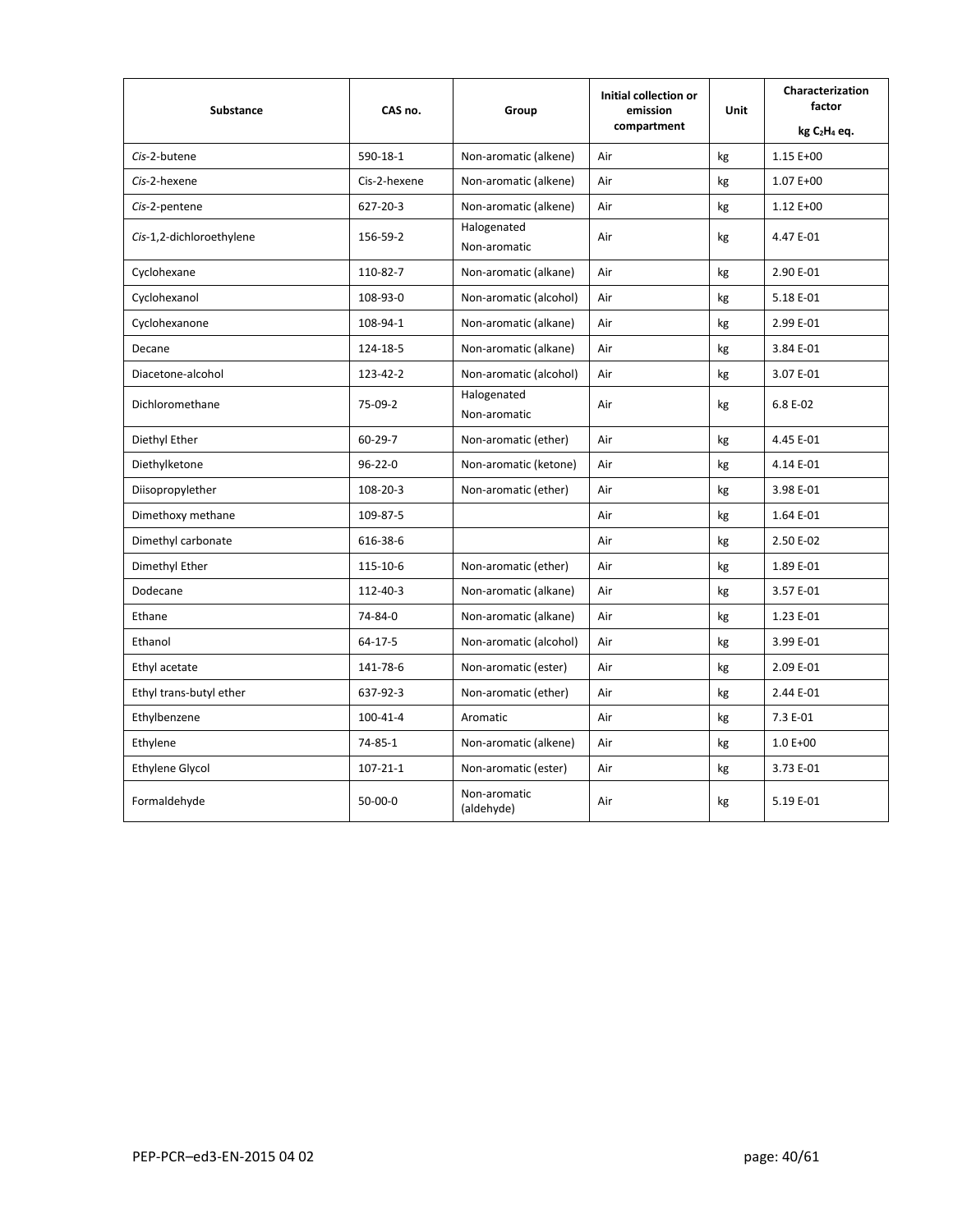| Substance | CAS no. | Group | Initial collection or emission compartment | Unit | Characterization factor kg $C_2H_4$ eq. |
|---|---|---|---|---|---|
| *Cis*-2-butene | 590-18-1 | Non-aromatic (alkene) | Air | kg | 1.15 E+00 |
| *Cis*-2-hexene | Cis-2-hexene | Non-aromatic (alkene) | Air | kg | 1.07 E+00 |
| *Cis*-2-pentene | 627-20-3 | Non-aromatic (alkene) | Air | kg | 1.12 E+00 |
| *Cis*-1,2-dichloroethylene | 156-59-2 | Halogenated Non-aromatic | Air | kg | 4.47 E-01 |
| Cyclohexane | 110-82-7 | Non-aromatic (alkane) | Air | kg | 2.90 E-01 |
| Cyclohexanol | 108-93-0 | Non-aromatic (alcohol) | Air | kg | 5.18 E-01 |
| Cyclohexanone | 108-94-1 | Non-aromatic (alkane) | Air | kg | 2.99 E-01 |
| Decane | 124-18-5 | Non-aromatic (alkane) | Air | kg | 3.84 E-01 |
| Diacetone-alcohol | 123-42-2 | Non-aromatic (alcohol) | Air | kg | 3.07 E-01 |
| Dichloromethane | 75-09-2 | Halogenated Non-aromatic | Air | kg | 6.8 E-02 |
| Diethyl Ether | 60-29-7 | Non-aromatic (ether) | Air | kg | 4.45 E-01 |
| Diethylketone | 96-22-0 | Non-aromatic (ketone) | Air | kg | 4.14 E-01 |
| Diisopropylether | 108-20-3 | Non-aromatic (ether) | Air | kg | 3.98 E-01 |
| Dimethoxy methane | 109-87-5 | | Air | kg | 1.64 E-01 |
| Dimethyl carbonate | 616-38-6 | | Air | kg | 2.50 E-02 |
| Dimethyl Ether | 115-10-6 | Non-aromatic (ether) | Air | kg | 1.89 E-01 |
| Dodecane | 112-40-3 | Non-aromatic (alkane) | Air | kg | 3.57 E-01 |
| Ethane | 74-84-0 | Non-aromatic (alkane) | Air | kg | 1.23 E-01 |
| Ethanol | 64-17-5 | Non-aromatic (alcohol) | Air | kg | 3.99 E-01 |
| Ethyl acetate | 141-78-6 | Non-aromatic (ester) | Air | kg | 2.09 E-01 |
| Ethyl trans-butyl ether | 637-92-3 | Non-aromatic (ether) | Air | kg | 2.44 E-01 |
| Ethylbenzene | 100-41-4 | Aromatic | Air | kg | 7.3 E-01 |
| Ethylene | 74-85-1 | Non-aromatic (alkene) | Air | kg | 1.0 E+00 |
| Ethylene Glycol | 107-21-1 | Non-aromatic (ester) | Air | kg | 3.73 E-01 |
| Formaldehyde | 50-00-0 | Non-aromatic (aldehyde) | Air | kg | 5.19 E-01 |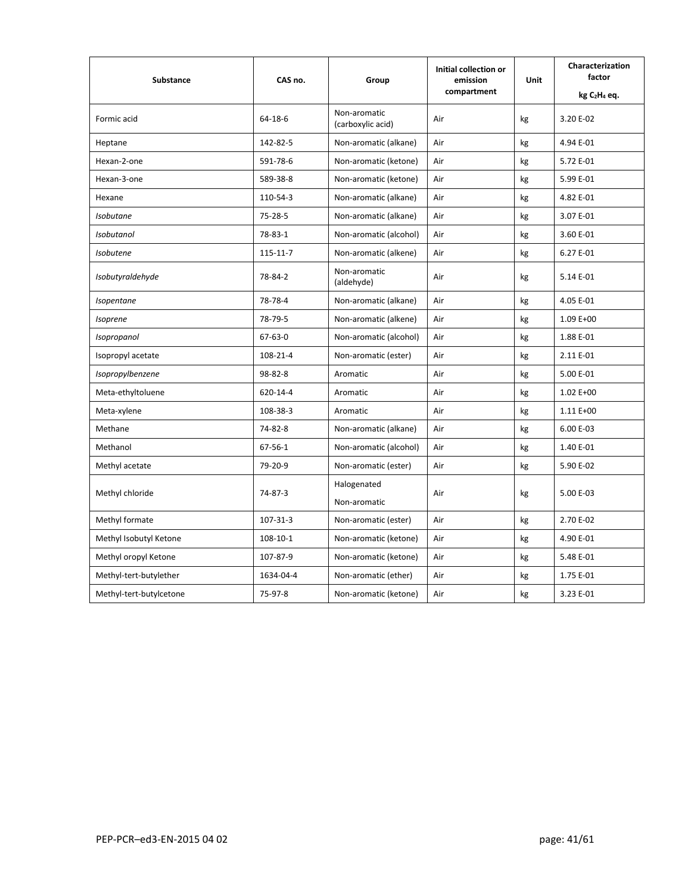| Substance | CAS no. | Group | Initial collection or emission compartment | Unit | Characterization factor<br>kg $C_2H_4$ eq. |
|---|---|---|---|---|---|
| Formic acid | 64-18-6 | Non-aromatic (carboxylic acid) | Air | kg | 3.20 E-02 |
| Heptane | 142-82-5 | Non-aromatic (alkane) | Air | kg | 4.94 E-01 |
| Hexan-2-one | 591-78-6 | Non-aromatic (ketone) | Air | kg | 5.72 E-01 |
| Hexan-3-one | 589-38-8 | Non-aromatic (ketone) | Air | kg | 5.99 E-01 |
| Hexane | 110-54-3 | Non-aromatic (alkane) | Air | kg | 4.82 E-01 |
| *Isobutane* | 75-28-5 | Non-aromatic (alkane) | Air | kg | 3.07 E-01 |
| *Isobutanol* | 78-83-1 | Non-aromatic (alcohol) | Air | kg | 3.60 E-01 |
| *Isobutene* | 115-11-7 | Non-aromatic (alkene) | Air | kg | 6.27 E-01 |
| *Isobutyraldehyde* | 78-84-2 | Non-aromatic (aldehyde) | Air | kg | 5.14 E-01 |
| *Isopentane* | 78-78-4 | Non-aromatic (alkane) | Air | kg | 4.05 E-01 |
| *Isoprene* | 78-79-5 | Non-aromatic (alkene) | Air | kg | 1.09 E+00 |
| *Isopropanol* | 67-63-0 | Non-aromatic (alcohol) | Air | kg | 1.88 E-01 |
| Isopropyl acetate | 108-21-4 | Non-aromatic (ester) | Air | kg | 2.11 E-01 |
| *Isopropylbenzene* | 98-82-8 | Aromatic | Air | kg | 5.00 E-01 |
| Meta-ethyltoluene | 620-14-4 | Aromatic | Air | kg | 1.02 E+00 |
| Meta-xylene | 108-38-3 | Aromatic | Air | kg | 1.11 E+00 |
| Methane | 74-82-8 | Non-aromatic (alkane) | Air | kg | 6.00 E-03 |
| Methanol | 67-56-1 | Non-aromatic (alcohol) | Air | kg | 1.40 E-01 |
| Methyl acetate | 79-20-9 | Non-aromatic (ester) | Air | kg | 5.90 E-02 |
| Methyl chloride | 74-87-3 | Halogenated Non-aromatic | Air | kg | 5.00 E-03 |
| Methyl formate | 107-31-3 | Non-aromatic (ester) | Air | kg | 2.70 E-02 |
| Methyl Isobutyl Ketone | 108-10-1 | Non-aromatic (ketone) | Air | kg | 4.90 E-01 |
| Methyl oropyl Ketone | 107-87-9 | Non-aromatic (ketone) | Air | kg | 5.48 E-01 |
| Methyl-tert-butylether | 1634-04-4 | Non-aromatic (ether) | Air | kg | 1.75 E-01 |
| Methyl-tert-butylcetone | 75-97-8 | Non-aromatic (ketone) | Air | kg | 3.23 E-01 |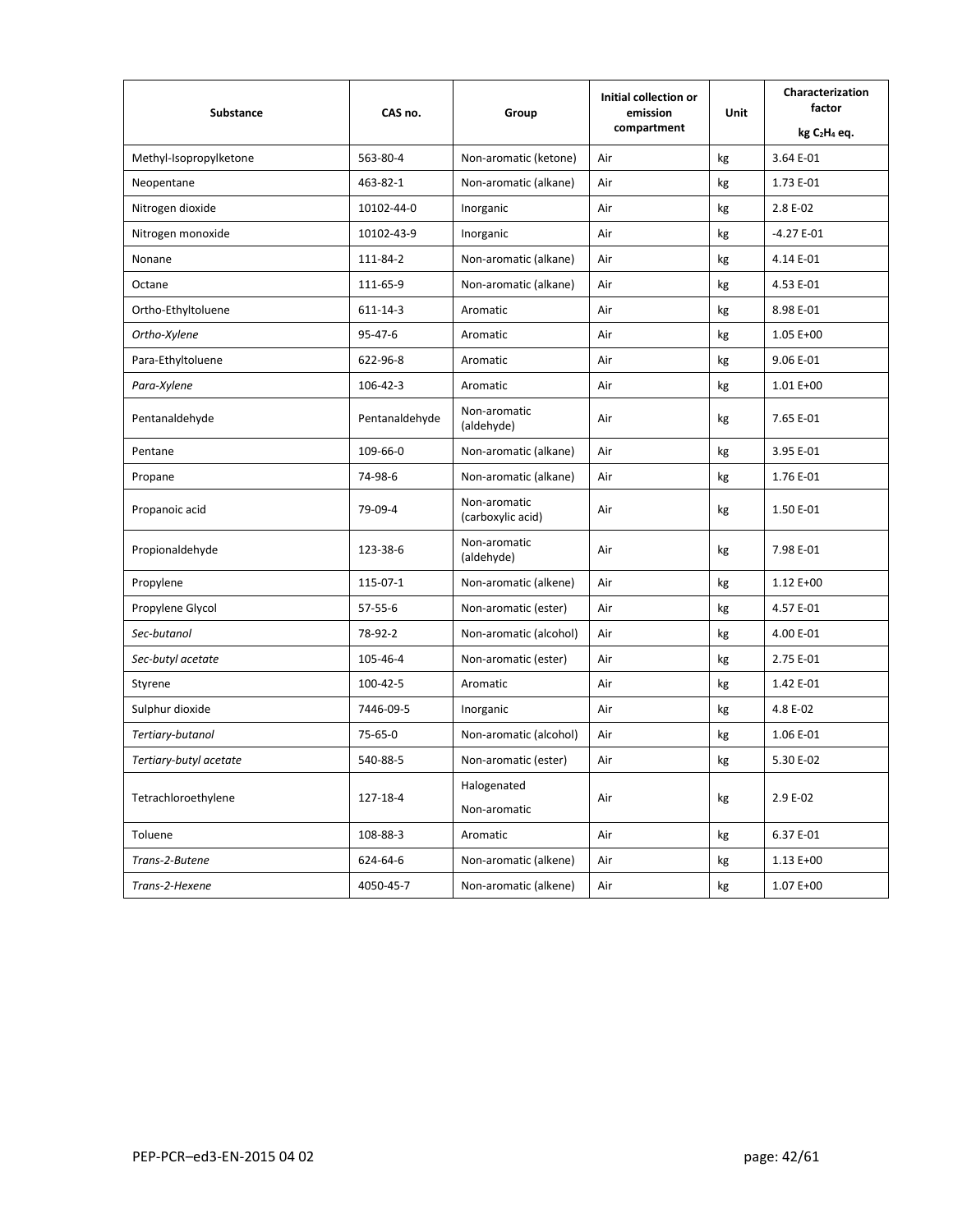| Substance | CAS no. | Group | Initial collection or emission compartment | Unit | Characterization factor kg $C_2H_4$ eq. |
|---|---|---|---|---|---|
| Methyl-Isopropylketone | 563-80-4 | Non-aromatic (ketone) | Air | kg | 3.64 E-01 |
| Neopentane | 463-82-1 | Non-aromatic (alkane) | Air | kg | 1.73 E-01 |
| Nitrogen dioxide | 10102-44-0 | Inorganic | Air | kg | 2.8 E-02 |
| Nitrogen monoxide | 10102-43-9 | Inorganic | Air | kg | -4.27 E-01 |
| Nonane | 111-84-2 | Non-aromatic (alkane) | Air | kg | 4.14 E-01 |
| Octane | 111-65-9 | Non-aromatic (alkane) | Air | kg | 4.53 E-01 |
| Ortho-Ethyltoluene | 611-14-3 | Aromatic | Air | kg | 8.98 E-01 |
| *Ortho-Xylene* | 95-47-6 | Aromatic | Air | kg | 1.05 E+00 |
| Para-Ethyltoluene | 622-96-8 | Aromatic | Air | kg | 9.06 E-01 |
| *Para-Xylene* | 106-42-3 | Aromatic | Air | kg | 1.01 E+00 |
| Pentanaldehyde | Pentanaldehyde | Non-aromatic (aldehyde) | Air | kg | 7.65 E-01 |
| Pentane | 109-66-0 | Non-aromatic (alkane) | Air | kg | 3.95 E-01 |
| Propane | 74-98-6 | Non-aromatic (alkane) | Air | kg | 1.76 E-01 |
| Propanoic acid | 79-09-4 | Non-aromatic (carboxylic acid) | Air | kg | 1.50 E-01 |
| Propionaldehyde | 123-38-6 | Non-aromatic (aldehyde) | Air | kg | 7.98 E-01 |
| Propylene | 115-07-1 | Non-aromatic (alkene) | Air | kg | 1.12 E+00 |
| Propylene Glycol | 57-55-6 | Non-aromatic (ester) | Air | kg | 4.57 E-01 |
| *Sec-butanol* | 78-92-2 | Non-aromatic (alcohol) | Air | kg | 4.00 E-01 |
| *Sec-butyl acetate* | 105-46-4 | Non-aromatic (ester) | Air | kg | 2.75 E-01 |
| Styrene | 100-42-5 | Aromatic | Air | kg | 1.42 E-01 |
| Sulphur dioxide | 7446-09-5 | Inorganic | Air | kg | 4.8 E-02 |
| *Tertiary-butanol* | 75-65-0 | Non-aromatic (alcohol) | Air | kg | 1.06 E-01 |
| *Tertiary-butyl acetate* | 540-88-5 | Non-aromatic (ester) | Air | kg | 5.30 E-02 |
| Tetrachloroethylene | 127-18-4 | Halogenated Non-aromatic | Air | kg | 2.9 E-02 |
| Toluene | 108-88-3 | Aromatic | Air | kg | 6.37 E-01 |
| *Trans-2-Butene* | 624-64-6 | Non-aromatic (alkene) | Air | kg | 1.13 E+00 |
| *Trans-2-Hexene* | 4050-45-7 | Non-aromatic (alkene) | Air | kg | 1.07 E+00 |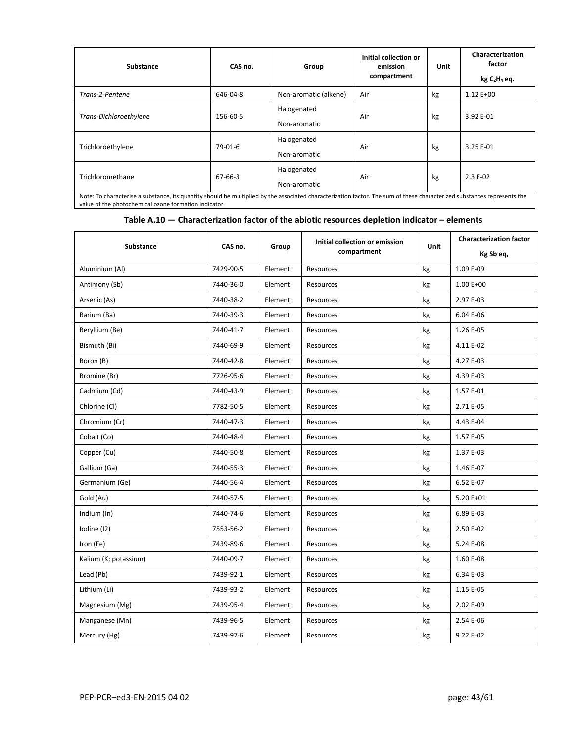| Substance | CAS no. | Group | Initial collection or emission compartment | Unit | Characterization factor kg $C_2H_4$ eq. |
| --- | --- | --- | --- | --- | --- |
| *Trans-2-Pentene* | 646-04-8 | Non-aromatic (alkene) | Air | kg | 1.12 E+00 |
| *Trans-Dichloroethylene* | 156-60-5 | Halogenated Non-aromatic | Air | kg | 3.92 E-01 |
| Trichloroethylene | 79-01-6 | Halogenated Non-aromatic | Air | kg | 3.25 E-01 |
| Trichloromethane | 67-66-3 | Halogenated Non-aromatic | Air | kg | 2.3 E-02 |

Note: To characterise a substance, its quantity should be multiplied by the associated characterization factor. The sum of these characterized substances represents the value of the photochemical ozone formation indicator

**Table A.10 — Characterization factor of the abiotic resources depletion indicator – elements**

| Substance | CAS no. | Group | Initial collection or emission compartment | Unit | Characterization factor Kg Sb eq, |
| --- | --- | --- | --- | --- | --- |
| Aluminium (Al) | 7429-90-5 | Element | Resources | kg | 1.09 E-09 |
| Antimony (Sb) | 7440-36-0 | Element | Resources | kg | 1.00 E+00 |
| Arsenic (As) | 7440-38-2 | Element | Resources | kg | 2.97 E-03 |
| Barium (Ba) | 7440-39-3 | Element | Resources | kg | 6.04 E-06 |
| Beryllium (Be) | 7440-41-7 | Element | Resources | kg | 1.26 E-05 |
| Bismuth (Bi) | 7440-69-9 | Element | Resources | kg | 4.11 E-02 |
| Boron (B) | 7440-42-8 | Element | Resources | kg | 4.27 E-03 |
| Bromine (Br) | 7726-95-6 | Element | Resources | kg | 4.39 E-03 |
| Cadmium (Cd) | 7440-43-9 | Element | Resources | kg | 1.57 E-01 |
| Chlorine (Cl) | 7782-50-5 | Element | Resources | kg | 2.71 E-05 |
| Chromium (Cr) | 7440-47-3 | Element | Resources | kg | 4.43 E-04 |
| Cobalt (Co) | 7440-48-4 | Element | Resources | kg | 1.57 E-05 |
| Copper (Cu) | 7440-50-8 | Element | Resources | kg | 1.37 E-03 |
| Gallium (Ga) | 7440-55-3 | Element | Resources | kg | 1.46 E-07 |
| Germanium (Ge) | 7440-56-4 | Element | Resources | kg | 6.52 E-07 |
| Gold (Au) | 7440-57-5 | Element | Resources | kg | 5.20 E+01 |
| Indium (In) | 7440-74-6 | Element | Resources | kg | 6.89 E-03 |
| Iodine (I2) | 7553-56-2 | Element | Resources | kg | 2.50 E-02 |
| Iron (Fe) | 7439-89-6 | Element | Resources | kg | 5.24 E-08 |
| Kalium (K; potassium) | 7440-09-7 | Element | Resources | kg | 1.60 E-08 |
| Lead (Pb) | 7439-92-1 | Element | Resources | kg | 6.34 E-03 |
| Lithium (Li) | 7439-93-2 | Element | Resources | kg | 1.15 E-05 |
| Magnesium (Mg) | 7439-95-4 | Element | Resources | kg | 2.02 E-09 |
| Manganese (Mn) | 7439-96-5 | Element | Resources | kg | 2.54 E-06 |
| Mercury (Hg) | 7439-97-6 | Element | Resources | kg | 9.22 E-02 |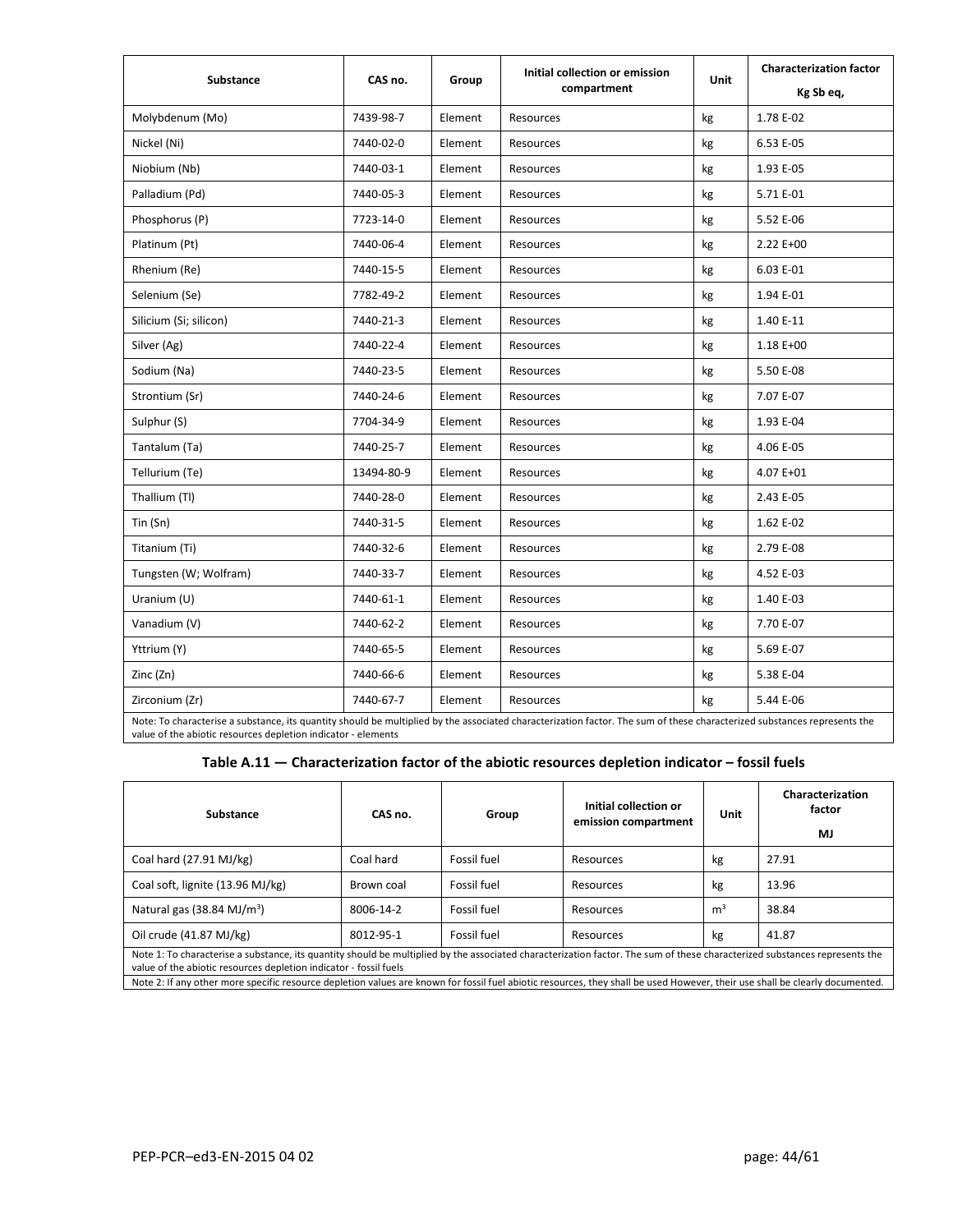| Substance | CAS no. | Group | Initial collection or emission compartment | Unit | Characterization factor Kg Sb eq, |
|---|---|---|---|---|---|
| Molybdenum (Mo) | 7439-98-7 | Element | Resources | kg | 1.78 E-02 |
| Nickel (Ni) | 7440-02-0 | Element | Resources | kg | 6.53 E-05 |
| Niobium (Nb) | 7440-03-1 | Element | Resources | kg | 1.93 E-05 |
| Palladium (Pd) | 7440-05-3 | Element | Resources | kg | 5.71 E-01 |
| Phosphorus (P) | 7723-14-0 | Element | Resources | kg | 5.52 E-06 |
| Platinum (Pt) | 7440-06-4 | Element | Resources | kg | 2.22 E+00 |
| Rhenium (Re) | 7440-15-5 | Element | Resources | kg | 6.03 E-01 |
| Selenium (Se) | 7782-49-2 | Element | Resources | kg | 1.94 E-01 |
| Silicium (Si; silicon) | 7440-21-3 | Element | Resources | kg | 1.40 E-11 |
| Silver (Ag) | 7440-22-4 | Element | Resources | kg | 1.18 E+00 |
| Sodium (Na) | 7440-23-5 | Element | Resources | kg | 5.50 E-08 |
| Strontium (Sr) | 7440-24-6 | Element | Resources | kg | 7.07 E-07 |
| Sulphur (S) | 7704-34-9 | Element | Resources | kg | 1.93 E-04 |
| Tantalum (Ta) | 7440-25-7 | Element | Resources | kg | 4.06 E-05 |
| Tellurium (Te) | 13494-80-9 | Element | Resources | kg | 4.07 E+01 |
| Thallium (Tl) | 7440-28-0 | Element | Resources | kg | 2.43 E-05 |
| Tin (Sn) | 7440-31-5 | Element | Resources | kg | 1.62 E-02 |
| Titanium (Ti) | 7440-32-6 | Element | Resources | kg | 2.79 E-08 |
| Tungsten (W; Wolfram) | 7440-33-7 | Element | Resources | kg | 4.52 E-03 |
| Uranium (U) | 7440-61-1 | Element | Resources | kg | 1.40 E-03 |
| Vanadium (V) | 7440-62-2 | Element | Resources | kg | 7.70 E-07 |
| Yttrium (Y) | 7440-65-5 | Element | Resources | kg | 5.69 E-07 |
| Zinc (Zn) | 7440-66-6 | Element | Resources | kg | 5.38 E-04 |
| Zirconium (Zr) | 7440-67-7 | Element | Resources | kg | 5.44 E-06 |
| Note: To characterise a substance, its quantity should be multiplied by the associated characterization factor. The sum of these characterized substances represents the value of the abiotic resources depletion indicator - elements | | | | | |

**Table A.11 — Characterization factor of the abiotic resources depletion indicator – fossil fuels**

| Substance | CAS no. | Group | Initial collection or emission compartment | Unit | Characterization factor MJ |
|---|---|---|---|---|---|
| Coal hard (27.91 MJ/kg) | Coal hard | Fossil fuel | Resources | kg | 27.91 |
| Coal soft, lignite (13.96 MJ/kg) | Brown coal | Fossil fuel | Resources | kg | 13.96 |
| Natural gas (38.84 MJ/m$^3$) | 8006-14-2 | Fossil fuel | Resources | m$^3$ | 38.84 |
| Oil crude (41.87 MJ/kg) | 8012-95-1 | Fossil fuel | Resources | kg | 41.87 |
| Note 1: To characterise a substance, its quantity should be multiplied by the associated characterization factor. The sum of these characterized substances represents the value of the abiotic resources depletion indicator - fossil fuels | | | | | |
| Note 2: If any other more specific resource depletion values are known for fossil fuel abiotic resources, they shall be used However, their use shall be clearly documented. | | | | | |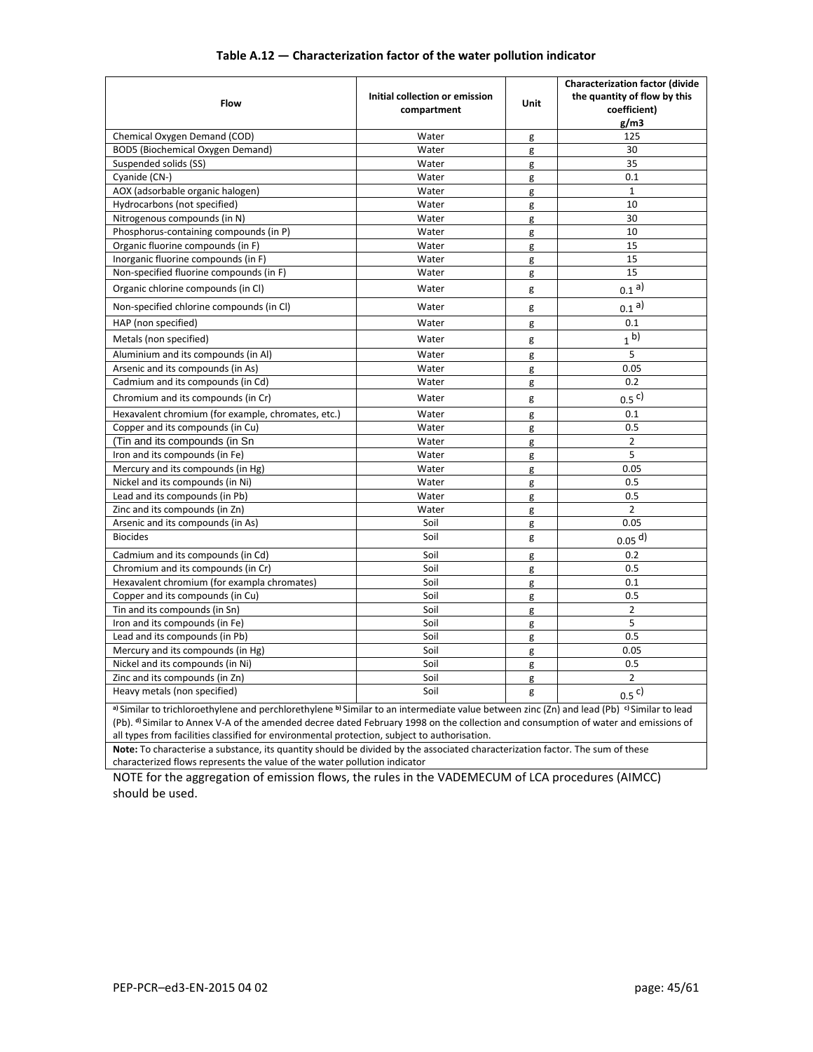**Table A.12 — Characterization factor of the water pollution indicator**

| Flow | Initial collection or emission compartment | Unit | Characterization factor (divide the quantity of flow by this coefficient) g/m3 |
|---|---|---|---|
| Chemical Oxygen Demand (COD) | Water | g | 125 |
| BOD5 (Biochemical Oxygen Demand) | Water | g | 30 |
| Suspended solids (SS) | Water | g | 35 |
| Cyanide (CN-) | Water | g | 0.1 |
| AOX (adsorbable organic halogen) | Water | g | 1 |
| Hydrocarbons (not specified) | Water | g | 10 |
| Nitrogenous compounds (in N) | Water | g | 30 |
| Phosphorus-containing compounds (in P) | Water | g | 10 |
| Organic fluorine compounds (in F) | Water | g | 15 |
| Inorganic fluorine compounds (in F) | Water | g | 15 |
| Non-specified fluorine compounds (in F) | Water | g | 15 |
| Organic chlorine compounds (in Cl) | Water | g | 0.1 [a)] |
| Non-specified chlorine compounds (in Cl) | Water | g | 0.1 [a)] |
| HAP (non specified) | Water | g | 0.1 |
| Metals (non specified) | Water | g | 1 [b)] |
| Aluminium and its compounds (in Al) | Water | g | 5 |
| Arsenic and its compounds (in As) | Water | g | 0.05 |
| Cadmium and its compounds (in Cd) | Water | g | 0.2 |
| Chromium and its compounds (in Cr) | Water | g | 0.5 [c)] |
| Hexavalent chromium (for example, chromates, etc.) | Water | g | 0.1 |
| Copper and its compounds (in Cu) | Water | g | 0.5 |
| (Tin and its compounds (in Sn | Water | g | 2 |
| Iron and its compounds (in Fe) | Water | g | 5 |
| Mercury and its compounds (in Hg) | Water | g | 0.05 |
| Nickel and its compounds (in Ni) | Water | g | 0.5 |
| Lead and its compounds (in Pb) | Water | g | 0.5 |
| Zinc and its compounds (in Zn) | Water | g | 2 |
| Arsenic and its compounds (in As) | Soil | g | 0.05 |
| Biocides | Soil | g | 0.05 [d)] |
| Cadmium and its compounds (in Cd) | Soil | g | 0.2 |
| Chromium and its compounds (in Cr) | Soil | g | 0.5 |
| Hexavalent chromium (for exampla chromates) | Soil | g | 0.1 |
| Copper and its compounds (in Cu) | Soil | g | 0.5 |
| Tin and its compounds (in Sn) | Soil | g | 2 |
| Iron and its compounds (in Fe) | Soil | g | 5 |
| Lead and its compounds (in Pb) | Soil | g | 0.5 |
| Mercury and its compounds (in Hg) | Soil | g | 0.05 |
| Nickel and its compounds (in Ni) | Soil | g | 0.5 |
| Zinc and its compounds (in Zn) | Soil | g | 2 |
| Heavy metals (non specified) | Soil | g | 0.5 [c)] |

[a)] Similar to trichloroethylene and perchlorethylene [b)] Similar to an intermediate value between zinc (Zn) and lead (Pb) [c)] Similar to lead (Pb). [d)] Similar to Annex V-A of the amended decree dated February 1998 on the collection and consumption of water and emissions of all types from facilities classified for environmental protection, subject to authorisation.

**Note:** To characterise a substance, its quantity should be divided by the associated characterization factor. The sum of these characterized flows represents the value of the water pollution indicator

NOTE for the aggregation of emission flows, the rules in the VADEMECUM of LCA procedures (AIMCC) should be used.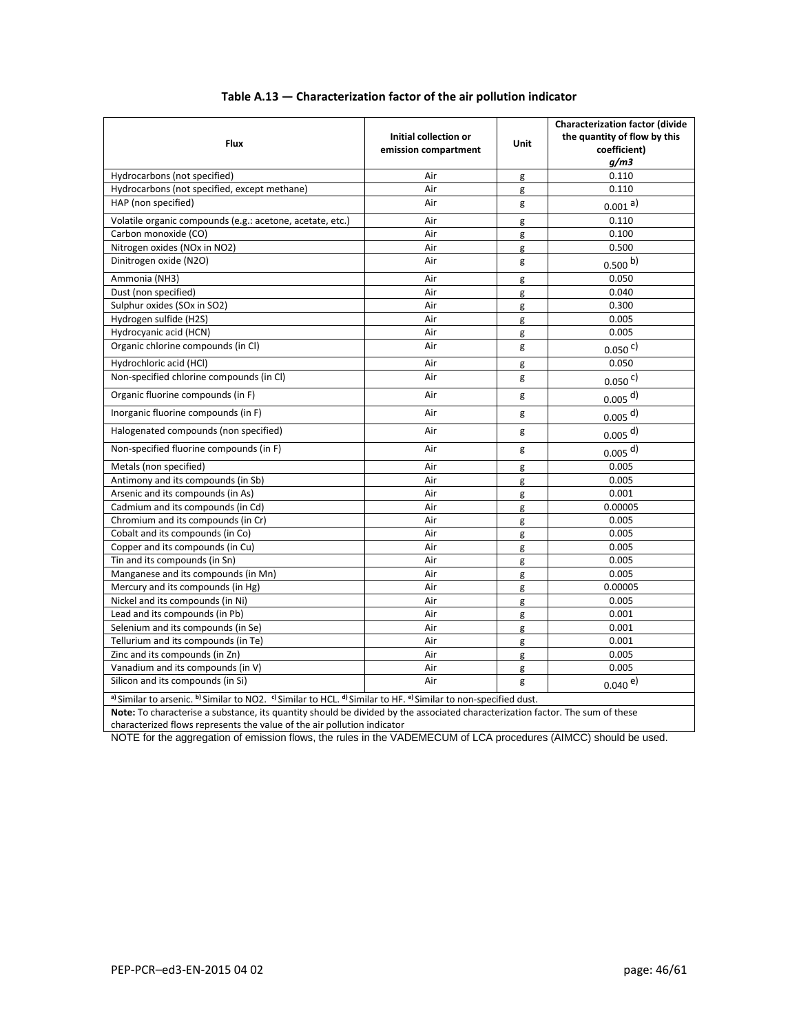**Table A.13 — Characterization factor of the air pollution indicator**

| Flux | Initial collection or emission compartment | Unit | Characterization factor (divide the quantity of flow by this coefficient) *g/m3* |
|---|---|---|---|
| Hydrocarbons (not specified) | Air | g | 0.110 |
| Hydrocarbons (not specified, except methane) | Air | g | 0.110 |
| HAP (non specified) | Air | g | 0.001 [a)] |
| Volatile organic compounds (e.g.: acetone, acetate, etc.) | Air | g | 0.110 |
| Carbon monoxide (CO) | Air | g | 0.100 |
| Nitrogen oxides (NOx in NO2) | Air | g | 0.500 |
| Dinitrogen oxide (N2O) | Air | g | 0.500 [b)] |
| Ammonia (NH3) | Air | g | 0.050 |
| Dust (non specified) | Air | g | 0.040 |
| Sulphur oxides (SOx in SO2) | Air | g | 0.300 |
| Hydrogen sulfide (H2S) | Air | g | 0.005 |
| Hydrocyanic acid (HCN) | Air | g | 0.005 |
| Organic chlorine compounds (in Cl) | Air | g | 0.050 [c)] |
| Hydrochloric acid (HCl) | Air | g | 0.050 |
| Non-specified chlorine compounds (in Cl) | Air | g | 0.050 [c)] |
| Organic fluorine compounds (in F) | Air | g | 0.005 [d)] |
| Inorganic fluorine compounds (in F) | Air | g | 0.005 [d)] |
| Halogenated compounds (non specified) | Air | g | 0.005 [d)] |
| Non-specified fluorine compounds (in F) | Air | g | 0.005 [d)] |
| Metals (non specified) | Air | g | 0.005 |
| Antimony and its compounds (in Sb) | Air | g | 0.005 |
| Arsenic and its compounds (in As) | Air | g | 0.001 |
| Cadmium and its compounds (in Cd) | Air | g | 0.00005 |
| Chromium and its compounds (in Cr) | Air | g | 0.005 |
| Cobalt and its compounds (in Co) | Air | g | 0.005 |
| Copper and its compounds (in Cu) | Air | g | 0.005 |
| Tin and its compounds (in Sn) | Air | g | 0.005 |
| Manganese and its compounds (in Mn) | Air | g | 0.005 |
| Mercury and its compounds (in Hg) | Air | g | 0.00005 |
| Nickel and its compounds (in Ni) | Air | g | 0.005 |
| Lead and its compounds (in Pb) | Air | g | 0.001 |
| Selenium and its compounds (in Se) | Air | g | 0.001 |
| Tellurium and its compounds (in Te) | Air | g | 0.001 |
| Zinc and its compounds (in Zn) | Air | g | 0.005 |
| Vanadium and its compounds (in V) | Air | g | 0.005 |
| Silicon and its compounds (in Si) | Air | g | 0.040 [e)] |

[a)] Similar to arsenic. [b)] Similar to NO2. [c)] Similar to HCL. [d)] Similar to HF. [e)] Similar to non-specified dust.

**Note:** To characterise a substance, its quantity should be divided by the associated characterization factor. The sum of these characterized flows represents the value of the air pollution indicator

NOTE for the aggregation of emission flows, the rules in the VADEMECUM of LCA procedures (AIMCC) should be used.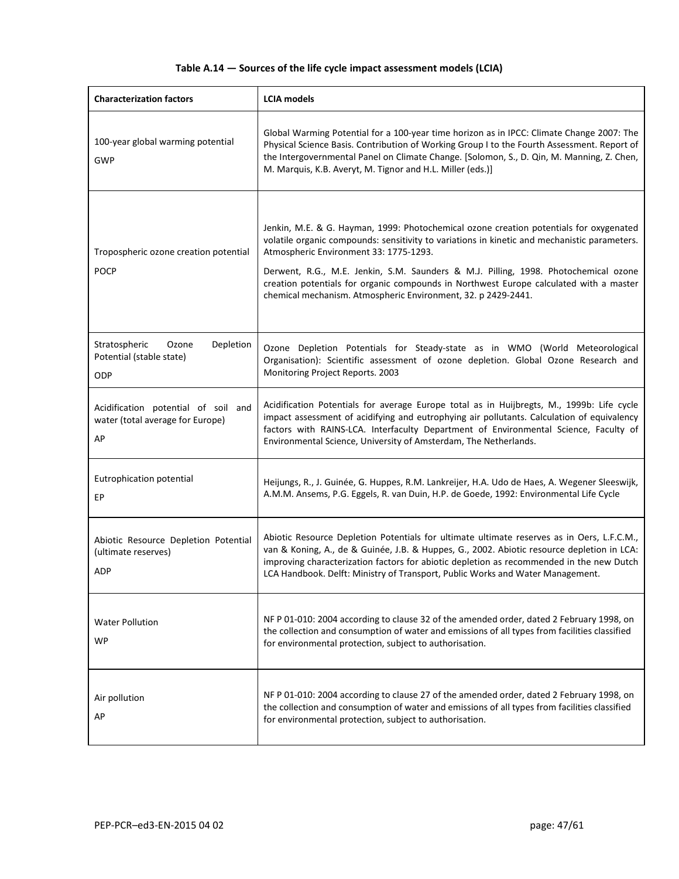**Table A.14 — Sources of the life cycle impact assessment models (LCIA)**

| Characterization factors | LCIA models |
|---|---|
| 100-year global warming potential<br>GWP | Global Warming Potential for a 100-year time horizon as in IPCC: Climate Change 2007: The Physical Science Basis. Contribution of Working Group I to the Fourth Assessment. Report of the Intergovernmental Panel on Climate Change. [Solomon, S., D. Qin, M. Manning, Z. Chen, M. Marquis, K.B. Averyt, M. Tignor and H.L. Miller (eds.)] |
| Tropospheric ozone creation potential<br>POCP | Jenkin, M.E. & G. Hayman, 1999: Photochemical ozone creation potentials for oxygenated volatile organic compounds: sensitivity to variations in kinetic and mechanistic parameters. Atmospheric Environment 33: 1775-1293.<br>Derwent, R.G., M.E. Jenkin, S.M. Saunders & M.J. Pilling, 1998. Photochemical ozone creation potentials for organic compounds in Northwest Europe calculated with a master chemical mechanism. Atmospheric Environment, 32. p 2429-2441. |
| Stratospheric Ozone Depletion Potential (stable state)<br>ODP | Ozone Depletion Potentials for Steady-state as in WMO (World Meteorological Organisation): Scientific assessment of ozone depletion. Global Ozone Research and Monitoring Project Reports. 2003 |
| Acidification potential of soil and water (total average for Europe)<br>AP | Acidification Potentials for average Europe total as in Huijbregts, M., 1999b: Life cycle impact assessment of acidifying and eutrophying air pollutants. Calculation of equivalency factors with RAINS-LCA. Interfaculty Department of Environmental Science, Faculty of Environmental Science, University of Amsterdam, The Netherlands. |
| Eutrophication potential<br>EP | Heijungs, R., J. Guinée, G. Huppes, R.M. Lankreijer, H.A. Udo de Haes, A. Wegener Sleeswijk, A.M.M. Ansems, P.G. Eggels, R. van Duin, H.P. de Goede, 1992: Environmental Life Cycle |
| Abiotic Resource Depletion Potential (ultimate reserves)<br>ADP | Abiotic Resource Depletion Potentials for ultimate ultimate reserves as in Oers, L.F.C.M., van & Koning, A., de & Guinée, J.B. & Huppes, G., 2002. Abiotic resource depletion in LCA: improving characterization factors for abiotic depletion as recommended in the new Dutch LCA Handbook. Delft: Ministry of Transport, Public Works and Water Management. |
| Water Pollution<br>WP | NF P 01-010: 2004 according to clause 32 of the amended order, dated 2 February 1998, on the collection and consumption of water and emissions of all types from facilities classified for environmental protection, subject to authorisation. |
| Air pollution<br>AP | NF P 01-010: 2004 according to clause 27 of the amended order, dated 2 February 1998, on the collection and consumption of water and emissions of all types from facilities classified for environmental protection, subject to authorisation. |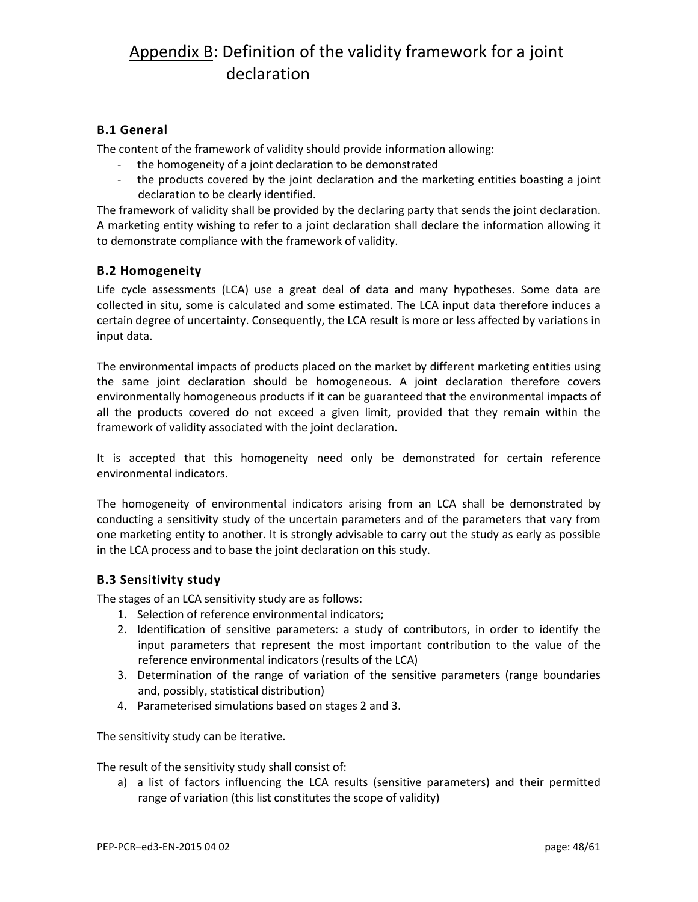# Appendix B: Definition of the validity framework for a joint declaration

### B.1 General

The content of the framework of validity should provide information allowing:

- the homogeneity of a joint declaration to be demonstrated
- the products covered by the joint declaration and the marketing entities boasting a joint declaration to be clearly identified.

The framework of validity shall be provided by the declaring party that sends the joint declaration. A marketing entity wishing to refer to a joint declaration shall declare the information allowing it to demonstrate compliance with the framework of validity.

### B.2 Homogeneity

Life cycle assessments (LCA) use a great deal of data and many hypotheses. Some data are collected in situ, some is calculated and some estimated. The LCA input data therefore induces a certain degree of uncertainty. Consequently, the LCA result is more or less affected by variations in input data.

The environmental impacts of products placed on the market by different marketing entities using the same joint declaration should be homogeneous. A joint declaration therefore covers environmentally homogeneous products if it can be guaranteed that the environmental impacts of all the products covered do not exceed a given limit, provided that they remain within the framework of validity associated with the joint declaration.

It is accepted that this homogeneity need only be demonstrated for certain reference environmental indicators.

The homogeneity of environmental indicators arising from an LCA shall be demonstrated by conducting a sensitivity study of the uncertain parameters and of the parameters that vary from one marketing entity to another. It is strongly advisable to carry out the study as early as possible in the LCA process and to base the joint declaration on this study.

### B.3 Sensitivity study

The stages of an LCA sensitivity study are as follows:

1. Selection of reference environmental indicators;
2. Identification of sensitive parameters: a study of contributors, in order to identify the input parameters that represent the most important contribution to the value of the reference environmental indicators (results of the LCA)
3. Determination of the range of variation of the sensitive parameters (range boundaries and, possibly, statistical distribution)
4. Parameterised simulations based on stages 2 and 3.

The sensitivity study can be iterative.

The result of the sensitivity study shall consist of:

a) a list of factors influencing the LCA results (sensitive parameters) and their permitted range of variation (this list constitutes the scope of validity)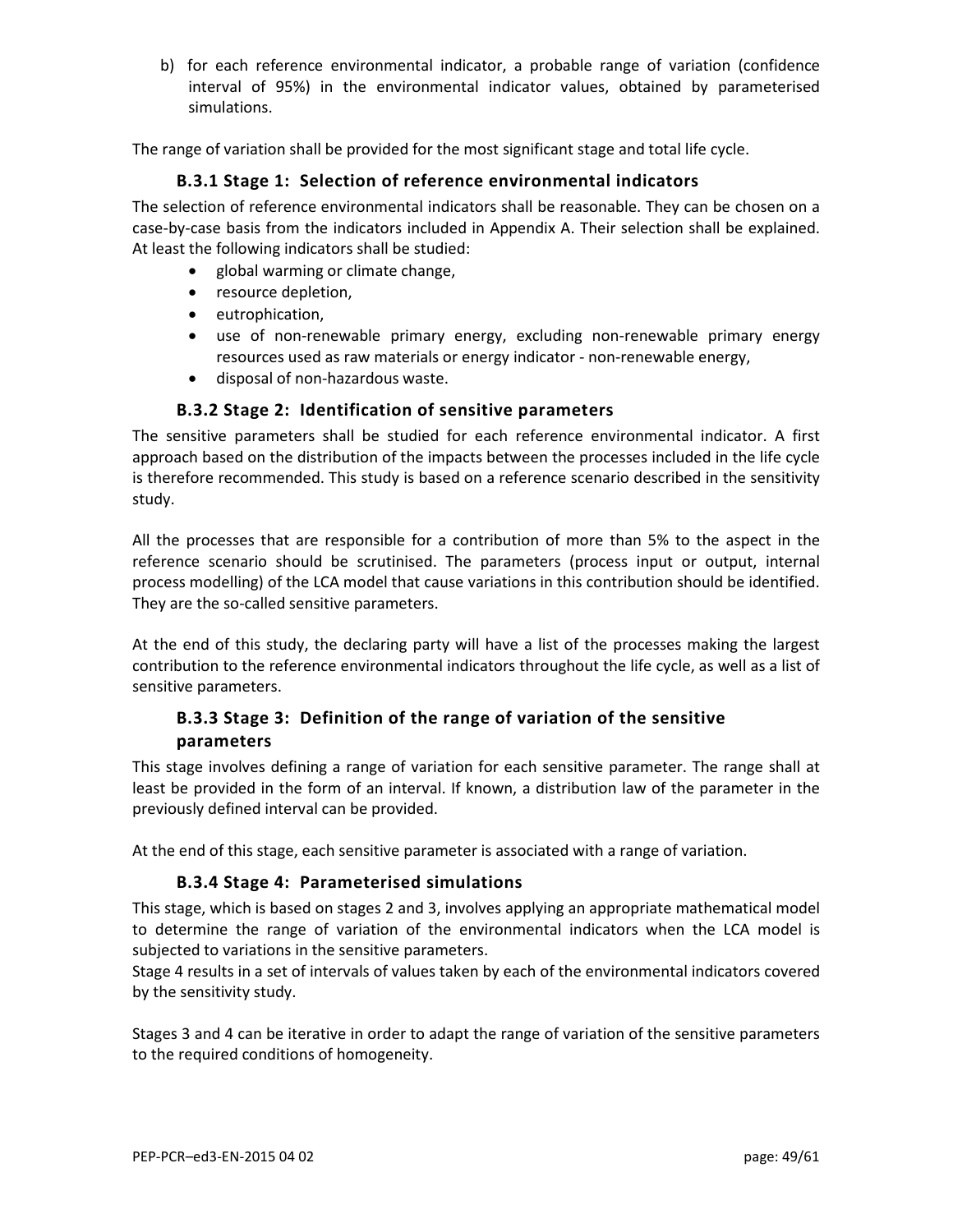b) for each reference environmental indicator, a probable range of variation (confidence interval of 95%) in the environmental indicator values, obtained by parameterised simulations.

The range of variation shall be provided for the most significant stage and total life cycle.

### B.3.1 Stage 1: Selection of reference environmental indicators

The selection of reference environmental indicators shall be reasonable. They can be chosen on a case-by-case basis from the indicators included in Appendix A. Their selection shall be explained. At least the following indicators shall be studied:

- global warming or climate change,
- resource depletion,
- eutrophication,
- use of non-renewable primary energy, excluding non-renewable primary energy resources used as raw materials or energy indicator - non-renewable energy,
- disposal of non-hazardous waste.

### B.3.2 Stage 2: Identification of sensitive parameters

The sensitive parameters shall be studied for each reference environmental indicator. A first approach based on the distribution of the impacts between the processes included in the life cycle is therefore recommended. This study is based on a reference scenario described in the sensitivity study.

All the processes that are responsible for a contribution of more than 5% to the aspect in the reference scenario should be scrutinised. The parameters (process input or output, internal process modelling) of the LCA model that cause variations in this contribution should be identified. They are the so-called sensitive parameters.

At the end of this study, the declaring party will have a list of the processes making the largest contribution to the reference environmental indicators throughout the life cycle, as well as a list of sensitive parameters.

### B.3.3 Stage 3: Definition of the range of variation of the sensitive parameters

This stage involves defining a range of variation for each sensitive parameter. The range shall at least be provided in the form of an interval. If known, a distribution law of the parameter in the previously defined interval can be provided.

At the end of this stage, each sensitive parameter is associated with a range of variation.

### B.3.4 Stage 4: Parameterised simulations

This stage, which is based on stages 2 and 3, involves applying an appropriate mathematical model to determine the range of variation of the environmental indicators when the LCA model is subjected to variations in the sensitive parameters.
Stage 4 results in a set of intervals of values taken by each of the environmental indicators covered by the sensitivity study.

Stages 3 and 4 can be iterative in order to adapt the range of variation of the sensitive parameters to the required conditions of homogeneity.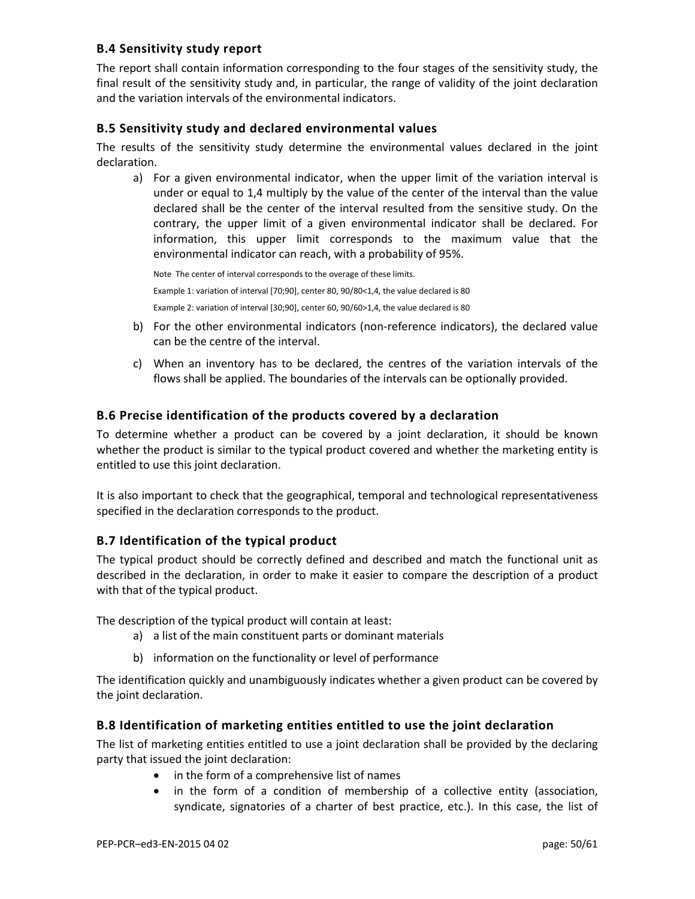### B.4 Sensitivity study report

The report shall contain information corresponding to the four stages of the sensitivity study, the final result of the sensitivity study and, in particular, the range of validity of the joint declaration and the variation intervals of the environmental indicators.

### B.5 Sensitivity study and declared environmental values

The results of the sensitivity study determine the environmental values declared in the joint declaration.

a) For a given environmental indicator, when the upper limit of the variation interval is under or equal to 1,4 multiply by the value of the center of the interval than the value declared shall be the center of the interval resulted from the sensitive study. On the contrary, the upper limit of a given environmental indicator shall be declared. For information, this upper limit corresponds to the maximum value that the environmental indicator can reach, with a probability of 95%.

   Note The center of interval corresponds to the overage of these limits.

   Example 1: variation of interval [70;90], center 80, 90/80<1,4, the value declared is 80

   Example 2: variation of interval [30;90], center 60, 90/60>1,4, the value declared is 80

b) For the other environmental indicators (non-reference indicators), the declared value can be the centre of the interval.

c) When an inventory has to be declared, the centres of the variation intervals of the flows shall be applied. The boundaries of the intervals can be optionally provided.

### B.6 Precise identification of the products covered by a declaration

To determine whether a product can be covered by a joint declaration, it should be known whether the product is similar to the typical product covered and whether the marketing entity is entitled to use this joint declaration.

It is also important to check that the geographical, temporal and technological representativeness specified in the declaration corresponds to the product.

### B.7 Identification of the typical product

The typical product should be correctly defined and described and match the functional unit as described in the declaration, in order to make it easier to compare the description of a product with that of the typical product.

The description of the typical product will contain at least:

a) a list of the main constituent parts or dominant materials

b) information on the functionality or level of performance

The identification quickly and unambiguously indicates whether a given product can be covered by the joint declaration.

### B.8 Identification of marketing entities entitled to use the joint declaration

The list of marketing entities entitled to use a joint declaration shall be provided by the declaring party that issued the joint declaration:

- in the form of a comprehensive list of names
- in the form of a condition of membership of a collective entity (association, syndicate, signatories of a charter of best practice, etc.). In this case, the list of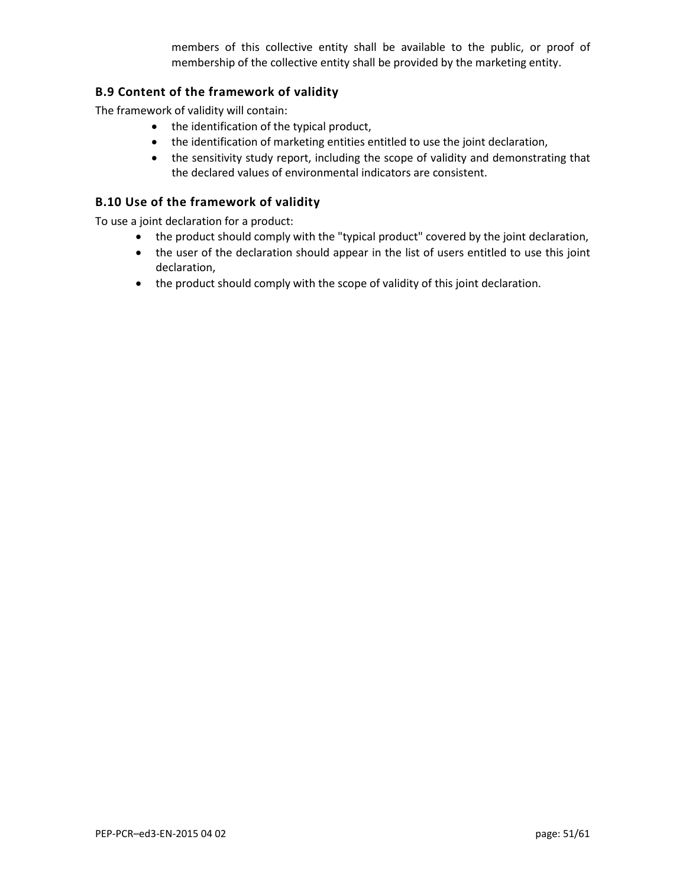members of this collective entity shall be available to the public, or proof of membership of the collective entity shall be provided by the marketing entity.

### B.9 Content of the framework of validity

The framework of validity will contain:

- the identification of the typical product,
- the identification of marketing entities entitled to use the joint declaration,
- the sensitivity study report, including the scope of validity and demonstrating that the declared values of environmental indicators are consistent.

### B.10 Use of the framework of validity

To use a joint declaration for a product:

- the product should comply with the "typical product" covered by the joint declaration,
- the user of the declaration should appear in the list of users entitled to use this joint declaration,
- the product should comply with the scope of validity of this joint declaration.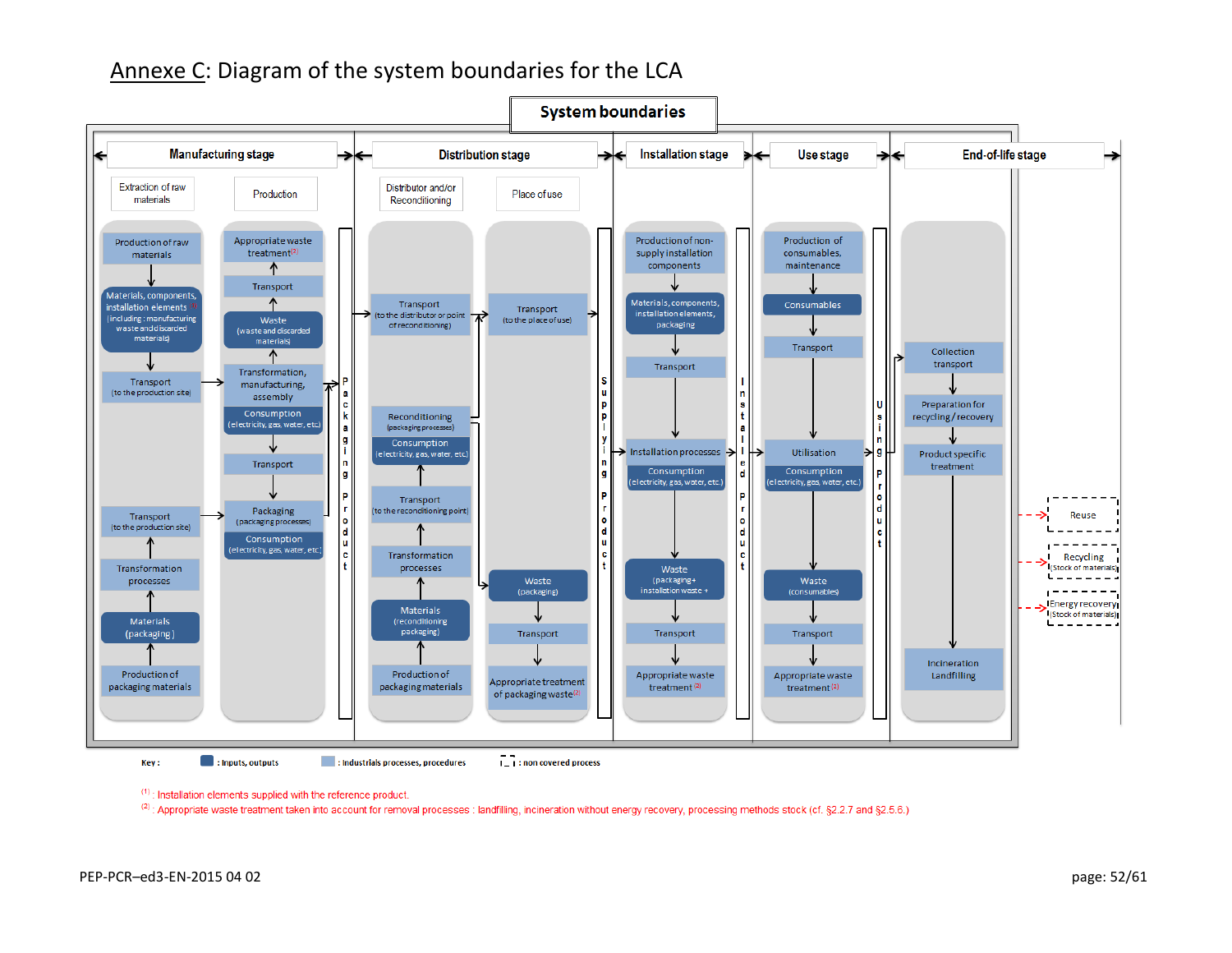# Annexe C: Diagram of the system boundaries for the LCA

**System boundaries**

**Manufacturing stage**

- Extraction of raw materials
  - Production of raw materials
  - Materials, components, installation elements [(1)] (including: manufacturing waste and discarded materials)
  - Transport (to the production site)
  - Transport (to the production site)
  - Transformation processes
  - Materials (packaging)
  - Production of packaging materials
- Production
  - Appropriate waste treatment [(2)]
  - Transport
  - Waste (waste and discarded materials)
  - Transformation, manufacturing, assembly
  - Consumption (electricity, gas, water, etc)
  - Transport
  - Packaging (packaging processes)
  - Consumption (electricity, gas, water, etc)

Packaging Product

**Distribution stage**

- Distributor and/or Reconditioning
  - Transport (to the distributor or point of reconditioning)
  - Reconditioning (packaging processes)
  - Consumption (electricity, gas, water, etc)
  - Transport (to the reconditioning point)
  - Transformation processes
  - Materials (reconditioning packaging)
  - Production of packaging materials
- Place of use
  - Transport (to the place of use)
  - Waste (packaging)
  - Transport
  - Appropriate treatment of packaging waste [(2)]

Supplying Product

**Installation stage**

- Production of non-supply installation components
- Materials, components, installation elements, packaging
- Transport
- Installation processes
- Consumption (electricity, gas, water, etc.)
- Waste (packaging + installation waste +)
- Transport
- Appropriate waste treatment [(2)]

Installed Product

**Use stage**

- Production of consumables, maintenance
- Consumables
- Transport
- Utilisation
- Consumption (electricity, gas, water, etc.)
- Waste (consumables)
- Transport
- Appropriate waste treatment [(2)]

Using Product

**End-of-life stage**

- Collection transport
- Preparation for recycling / recovery
- Product specific treatment
- Incineration Landfilling

Non covered processes: Reuse; Recycling (Stock of materials); Energy recovery (Stock of materials)

Key: ■ : Inputs, outputs; ■ : Industrials processes, procedures; [ ] : non covered process

(1) : Installation elements supplied with the reference product.

(2) : Appropriate waste treatment taken into account for removal processes : landfilling, incineration without energy recovery, processing methods stock (cf. §2.2.7 and §2.5.6.)

PEP-PCR–ed3-EN-2015 04 02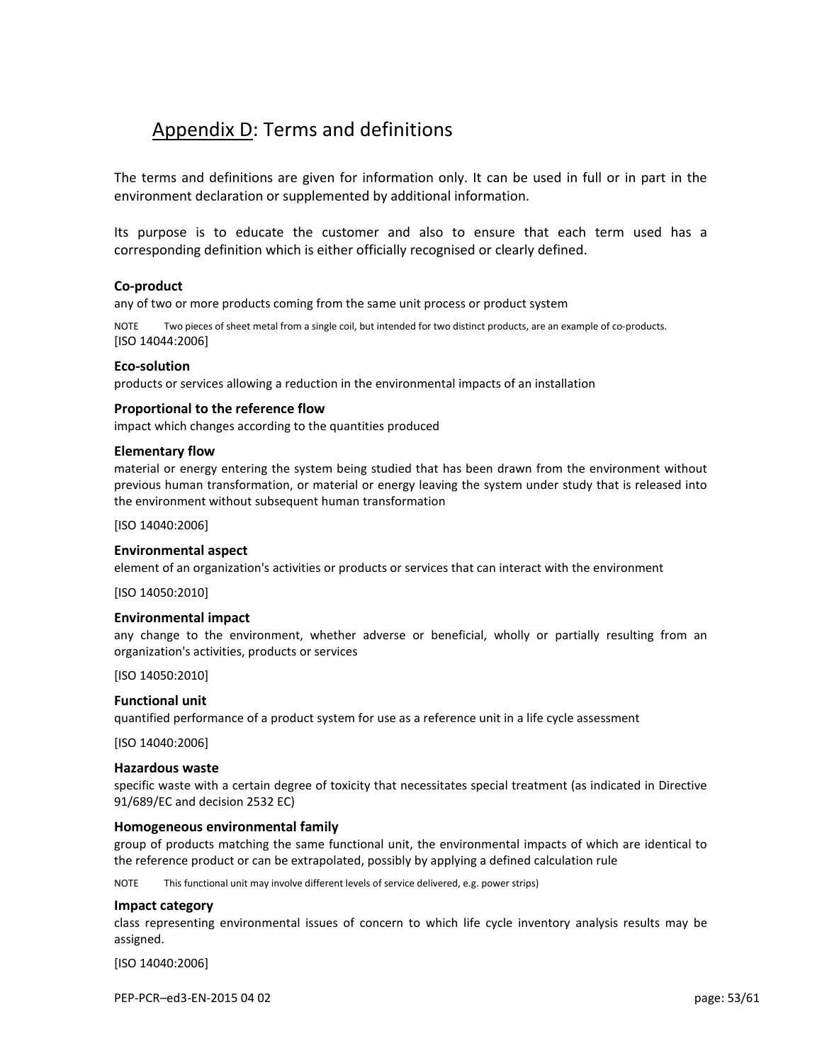# Appendix D: Terms and definitions

The terms and definitions are given for information only. It can be used in full or in part in the environment declaration or supplemented by additional information.

Its purpose is to educate the customer and also to ensure that each term used has a corresponding definition which is either officially recognised or clearly defined.

**Co-product**
any of two or more products coming from the same unit process or product system

NOTE Two pieces of sheet metal from a single coil, but intended for two distinct products, are an example of co-products.
[ISO 14044:2006]

**Eco-solution**
products or services allowing a reduction in the environmental impacts of an installation

**Proportional to the reference flow**
impact which changes according to the quantities produced

**Elementary flow**
material or energy entering the system being studied that has been drawn from the environment without previous human transformation, or material or energy leaving the system under study that is released into the environment without subsequent human transformation

[ISO 14040:2006]

**Environmental aspect**
element of an organization's activities or products or services that can interact with the environment

[ISO 14050:2010]

**Environmental impact**
any change to the environment, whether adverse or beneficial, wholly or partially resulting from an organization's activities, products or services

[ISO 14050:2010]

**Functional unit**
quantified performance of a product system for use as a reference unit in a life cycle assessment

[ISO 14040:2006]

**Hazardous waste**
specific waste with a certain degree of toxicity that necessitates special treatment (as indicated in Directive 91/689/EC and decision 2532 EC)

**Homogeneous environmental family**
group of products matching the same functional unit, the environmental impacts of which are identical to the reference product or can be extrapolated, possibly by applying a defined calculation rule

NOTE This functional unit may involve different levels of service delivered, e.g. power strips)

**Impact category**
class representing environmental issues of concern to which life cycle inventory analysis results may be assigned.

[ISO 14040:2006]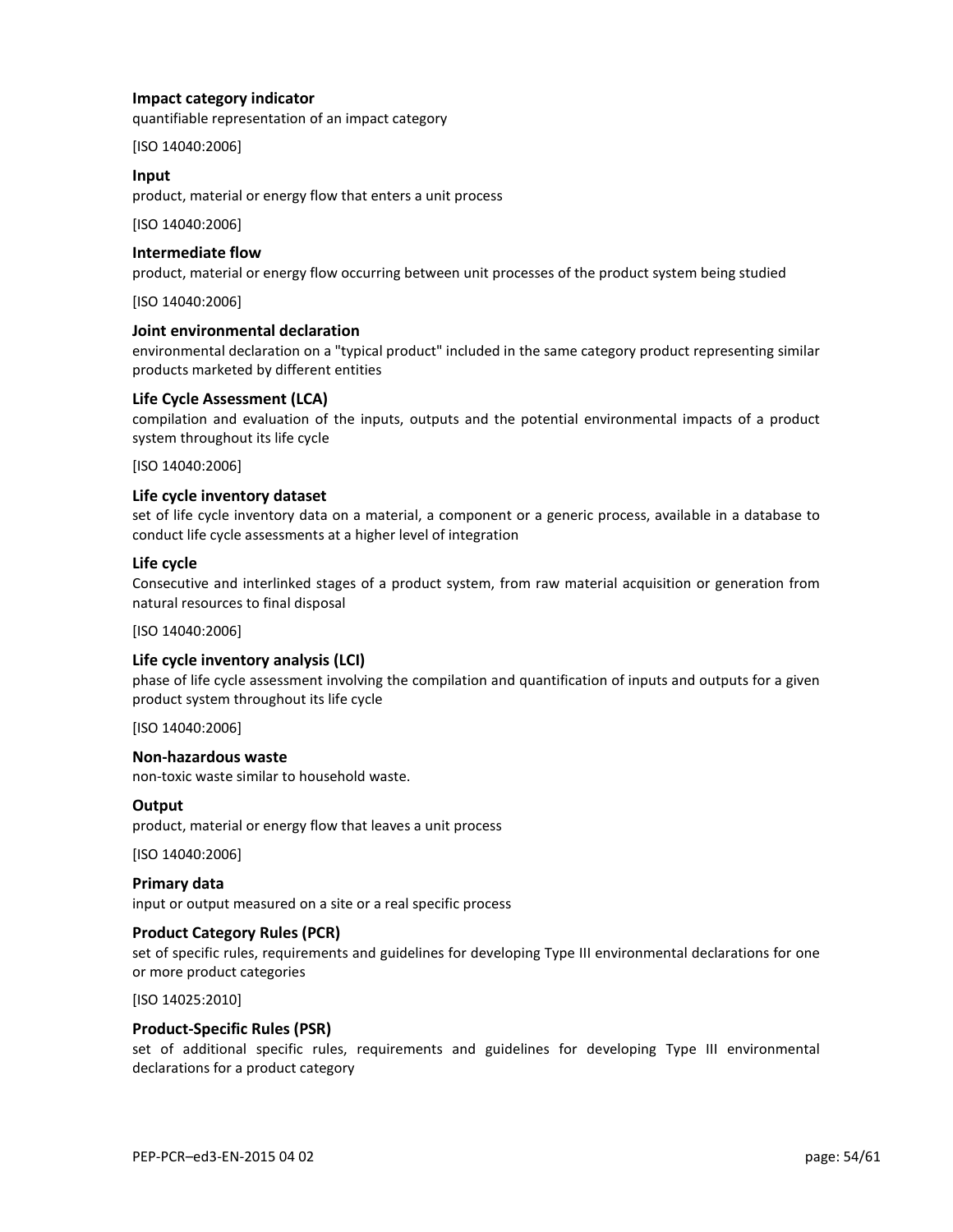**Impact category indicator**
quantifiable representation of an impact category

[ISO 14040:2006]

**Input**
product, material or energy flow that enters a unit process

[ISO 14040:2006]

**Intermediate flow**
product, material or energy flow occurring between unit processes of the product system being studied

[ISO 14040:2006]

**Joint environmental declaration**
environmental declaration on a "typical product" included in the same category product representing similar products marketed by different entities

**Life Cycle Assessment (LCA)**
compilation and evaluation of the inputs, outputs and the potential environmental impacts of a product system throughout its life cycle

[ISO 14040:2006]

**Life cycle inventory dataset**
set of life cycle inventory data on a material, a component or a generic process, available in a database to conduct life cycle assessments at a higher level of integration

**Life cycle**
Consecutive and interlinked stages of a product system, from raw material acquisition or generation from natural resources to final disposal

[ISO 14040:2006]

**Life cycle inventory analysis (LCI)**
phase of life cycle assessment involving the compilation and quantification of inputs and outputs for a given product system throughout its life cycle

[ISO 14040:2006]

**Non-hazardous waste**
non-toxic waste similar to household waste.

**Output**
product, material or energy flow that leaves a unit process

[ISO 14040:2006]

**Primary data**
input or output measured on a site or a real specific process

**Product Category Rules (PCR)**
set of specific rules, requirements and guidelines for developing Type III environmental declarations for one or more product categories

[ISO 14025:2010]

**Product-Specific Rules (PSR)**
set of additional specific rules, requirements and guidelines for developing Type III environmental declarations for a product category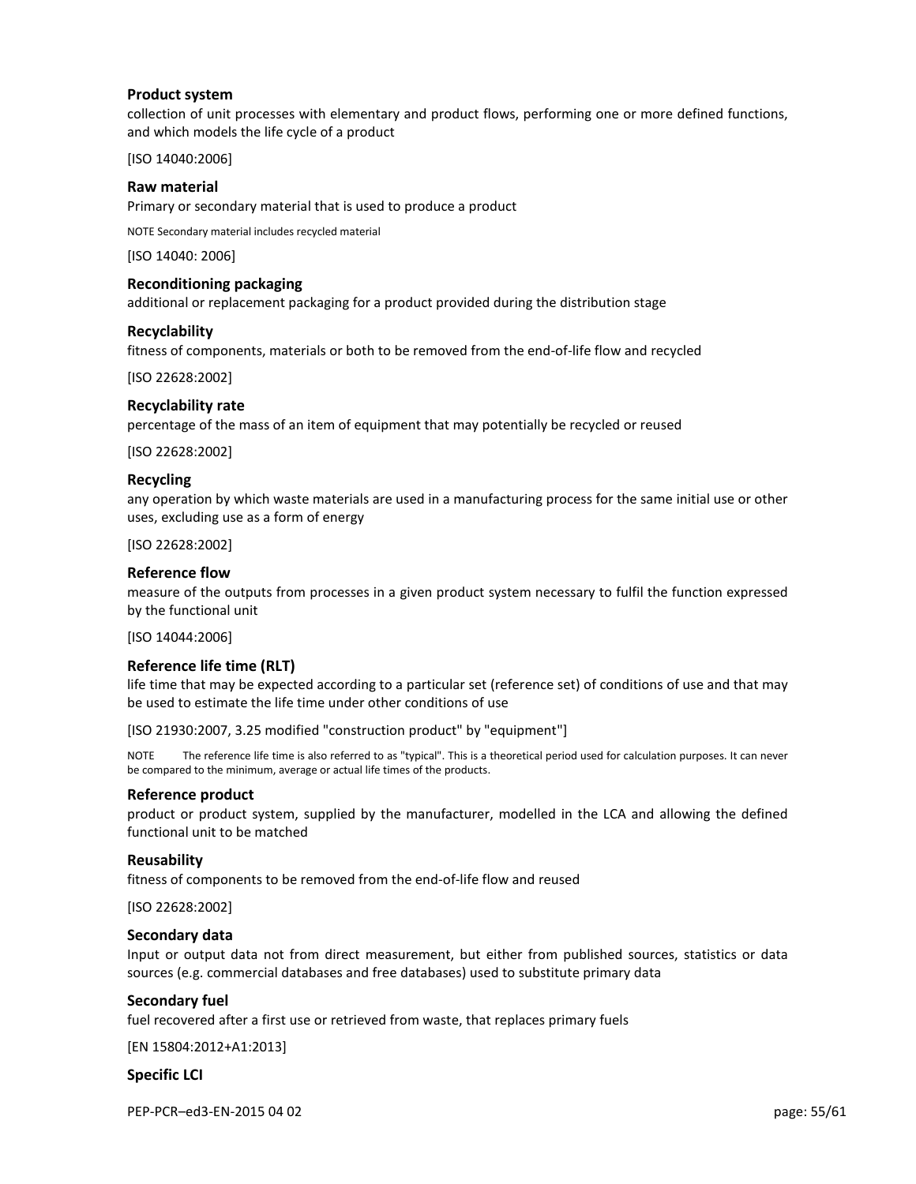**Product system**

collection of unit processes with elementary and product flows, performing one or more defined functions, and which models the life cycle of a product

[ISO 14040:2006]

**Raw material**

Primary or secondary material that is used to produce a product

NOTE Secondary material includes recycled material

[ISO 14040: 2006]

**Reconditioning packaging**

additional or replacement packaging for a product provided during the distribution stage

**Recyclability**

fitness of components, materials or both to be removed from the end-of-life flow and recycled

[ISO 22628:2002]

**Recyclability rate**

percentage of the mass of an item of equipment that may potentially be recycled or reused

[ISO 22628:2002]

**Recycling**

any operation by which waste materials are used in a manufacturing process for the same initial use or other uses, excluding use as a form of energy

[ISO 22628:2002]

**Reference flow**

measure of the outputs from processes in a given product system necessary to fulfil the function expressed by the functional unit

[ISO 14044:2006]

**Reference life time (RLT)**

life time that may be expected according to a particular set (reference set) of conditions of use and that may be used to estimate the life time under other conditions of use

[ISO 21930:2007, 3.25 modified "construction product" by "equipment"]

NOTE The reference life time is also referred to as "typical". This is a theoretical period used for calculation purposes. It can never be compared to the minimum, average or actual life times of the products.

**Reference product**

product or product system, supplied by the manufacturer, modelled in the LCA and allowing the defined functional unit to be matched

**Reusability**

fitness of components to be removed from the end-of-life flow and reused

[ISO 22628:2002]

**Secondary data**

Input or output data not from direct measurement, but either from published sources, statistics or data sources (e.g. commercial databases and free databases) used to substitute primary data

**Secondary fuel**

fuel recovered after a first use or retrieved from waste, that replaces primary fuels

[EN 15804:2012+A1:2013]

**Specific LCI**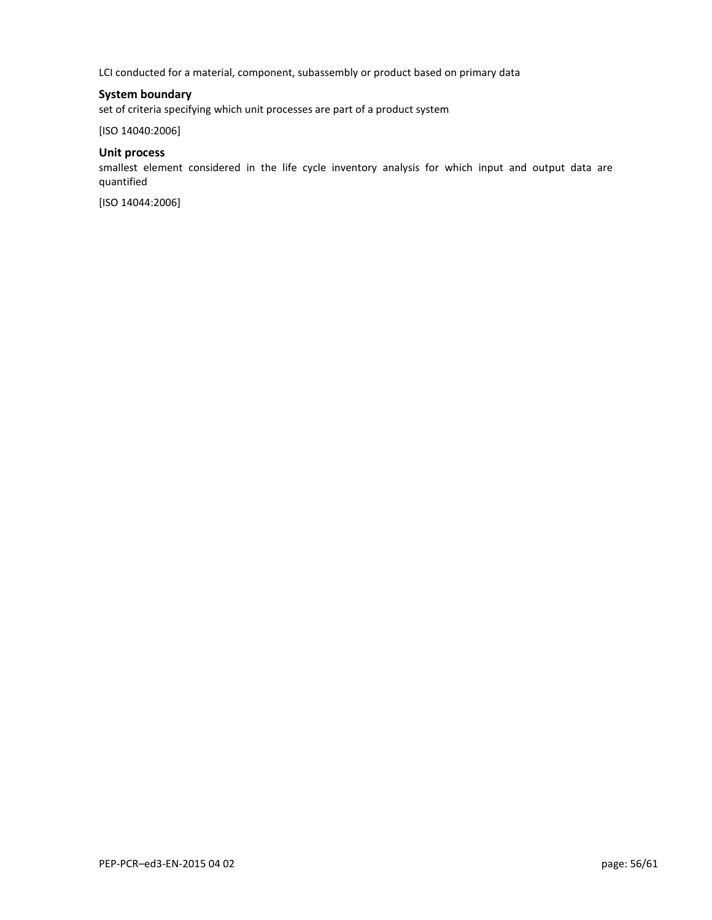LCI conducted for a material, component, subassembly or product based on primary data

**System boundary**

set of criteria specifying which unit processes are part of a product system

[ISO 14040:2006]

**Unit process**

smallest element considered in the life cycle inventory analysis for which input and output data are quantified

[ISO 14044:2006]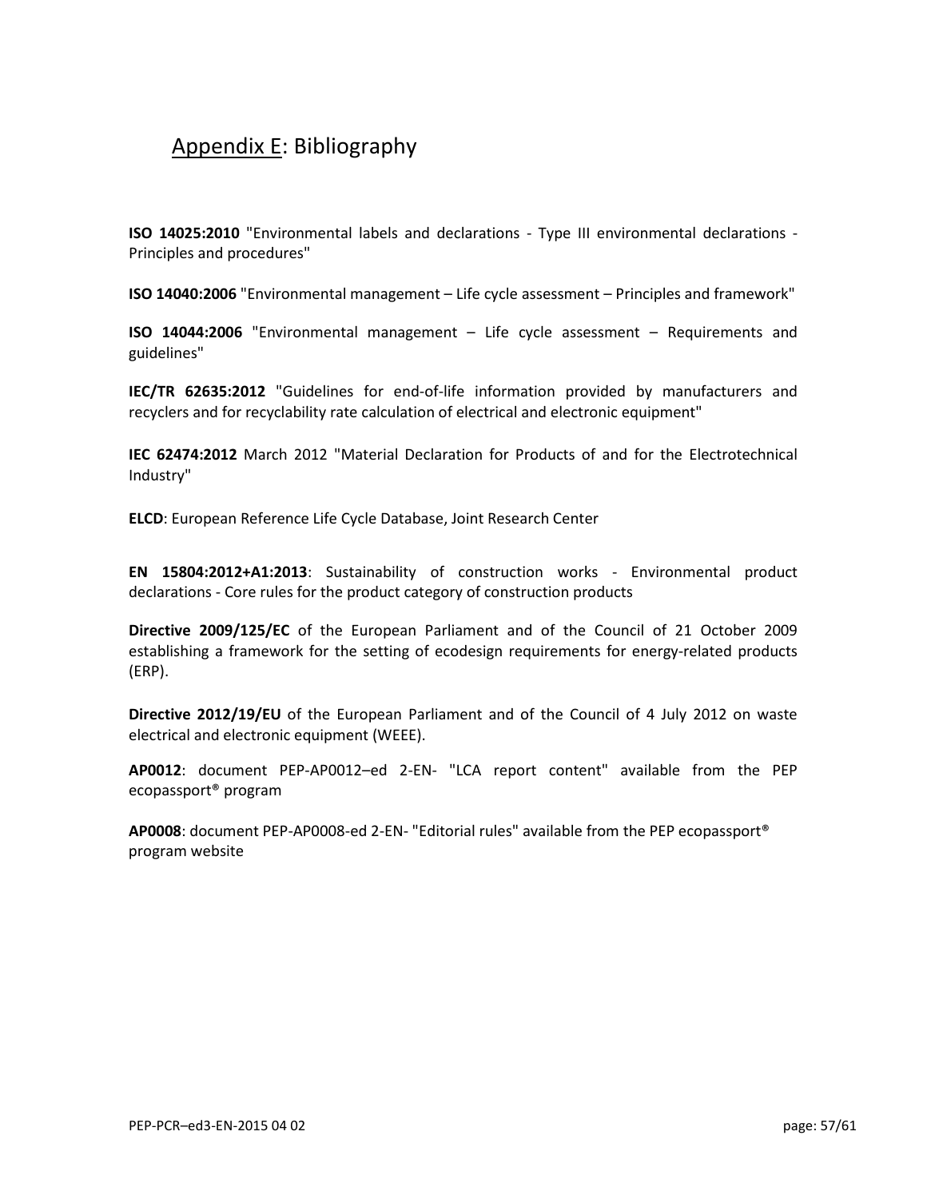# Appendix E: Bibliography

**ISO 14025:2010** "Environmental labels and declarations - Type III environmental declarations - Principles and procedures"

**ISO 14040:2006** "Environmental management – Life cycle assessment – Principles and framework"

**ISO 14044:2006** "Environmental management – Life cycle assessment – Requirements and guidelines"

**IEC/TR 62635:2012** "Guidelines for end-of-life information provided by manufacturers and recyclers and for recyclability rate calculation of electrical and electronic equipment"

**IEC 62474:2012** March 2012 "Material Declaration for Products of and for the Electrotechnical Industry"

**ELCD**: European Reference Life Cycle Database, Joint Research Center

**EN 15804:2012+A1:2013**: Sustainability of construction works - Environmental product declarations - Core rules for the product category of construction products

**Directive 2009/125/EC** of the European Parliament and of the Council of 21 October 2009 establishing a framework for the setting of ecodesign requirements for energy-related products (ERP).

**Directive 2012/19/EU** of the European Parliament and of the Council of 4 July 2012 on waste electrical and electronic equipment (WEEE).

**AP0012**: document PEP-AP0012–ed 2-EN- "LCA report content" available from the PEP ecopassport® program

**AP0008**: document PEP-AP0008-ed 2-EN- "Editorial rules" available from the PEP ecopassport® program website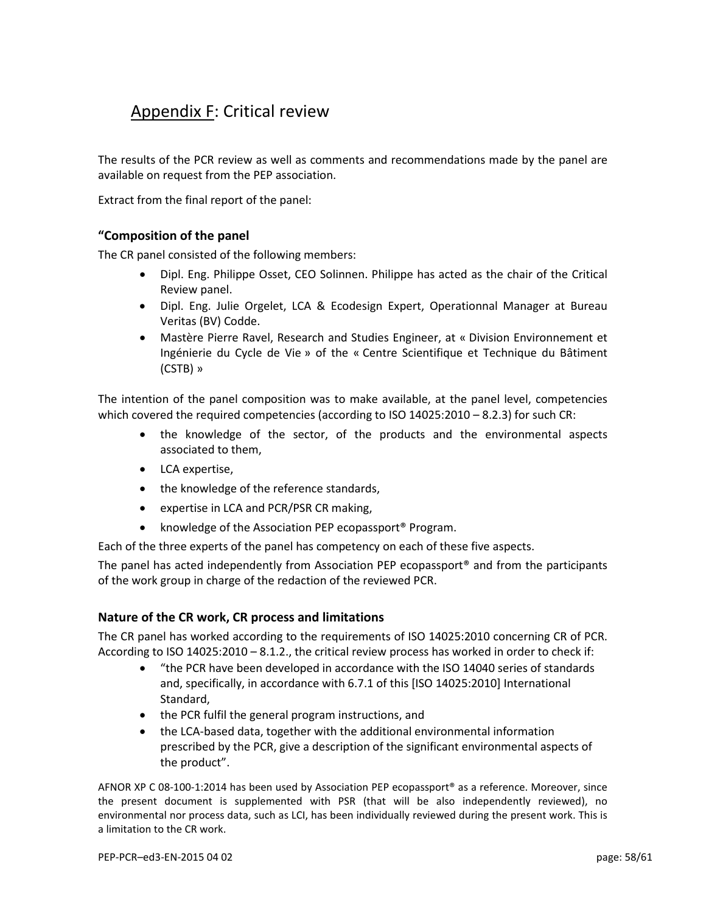# Appendix F: Critical review

The results of the PCR review as well as comments and recommendations made by the panel are available on request from the PEP association.

Extract from the final report of the panel:

### “Composition of the panel

The CR panel consisted of the following members:

- Dipl. Eng. Philippe Osset, CEO Solinnen. Philippe has acted as the chair of the Critical Review panel.
- Dipl. Eng. Julie Orgelet, LCA & Ecodesign Expert, Operationnal Manager at Bureau Veritas (BV) Codde.
- Mastère Pierre Ravel, Research and Studies Engineer, at « Division Environnement et Ingénierie du Cycle de Vie » of the « Centre Scientifique et Technique du Bâtiment (CSTB) »

The intention of the panel composition was to make available, at the panel level, competencies which covered the required competencies (according to ISO 14025:2010 – 8.2.3) for such CR:

- the knowledge of the sector, of the products and the environmental aspects associated to them,
- LCA expertise,
- the knowledge of the reference standards,
- expertise in LCA and PCR/PSR CR making,
- knowledge of the Association PEP ecopassport® Program.

Each of the three experts of the panel has competency on each of these five aspects.

The panel has acted independently from Association PEP ecopassport® and from the participants of the work group in charge of the redaction of the reviewed PCR.

### Nature of the CR work, CR process and limitations

The CR panel has worked according to the requirements of ISO 14025:2010 concerning CR of PCR. According to ISO 14025:2010 – 8.1.2., the critical review process has worked in order to check if:

- “the PCR have been developed in accordance with the ISO 14040 series of standards and, specifically, in accordance with 6.7.1 of this [ISO 14025:2010] International Standard,
- the PCR fulfil the general program instructions, and
- the LCA-based data, together with the additional environmental information prescribed by the PCR, give a description of the significant environmental aspects of the product”.

AFNOR XP C 08-100-1:2014 has been used by Association PEP ecopassport® as a reference. Moreover, since the present document is supplemented with PSR (that will be also independently reviewed), no environmental nor process data, such as LCI, has been individually reviewed during the present work. This is a limitation to the CR work.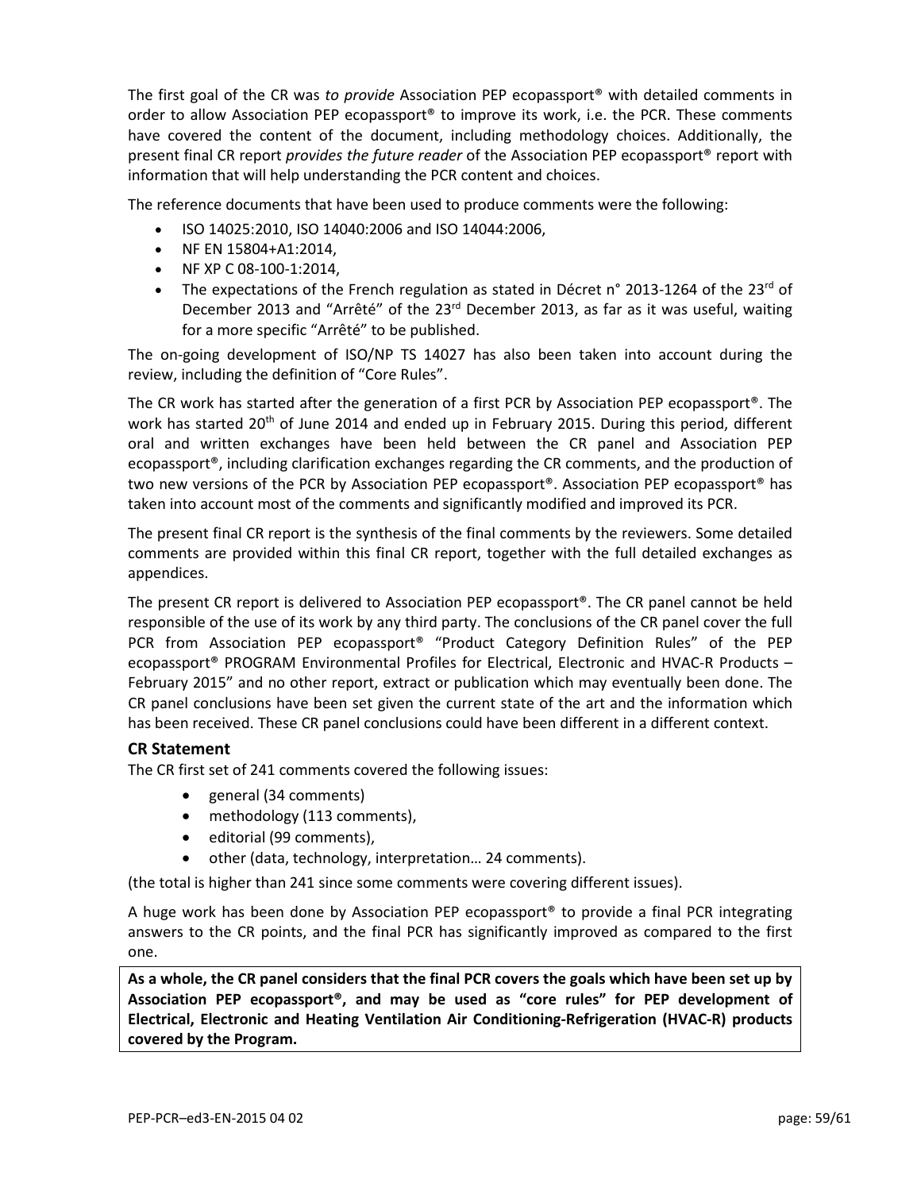The first goal of the CR was *to provide* Association PEP ecopassport® with detailed comments in order to allow Association PEP ecopassport® to improve its work, i.e. the PCR. These comments have covered the content of the document, including methodology choices. Additionally, the present final CR report *provides the future reader* of the Association PEP ecopassport® report with information that will help understanding the PCR content and choices.

The reference documents that have been used to produce comments were the following:

- ISO 14025:2010, ISO 14040:2006 and ISO 14044:2006,
- NF EN 15804+A1:2014,
- NF XP C 08-100-1:2014,
- The expectations of the French regulation as stated in Décret n° 2013-1264 of the 23rd of December 2013 and "Arrêté" of the 23rd December 2013, as far as it was useful, waiting for a more specific "Arrêté" to be published.

The on-going development of ISO/NP TS 14027 has also been taken into account during the review, including the definition of "Core Rules".

The CR work has started after the generation of a first PCR by Association PEP ecopassport®. The work has started 20th of June 2014 and ended up in February 2015. During this period, different oral and written exchanges have been held between the CR panel and Association PEP ecopassport®, including clarification exchanges regarding the CR comments, and the production of two new versions of the PCR by Association PEP ecopassport®. Association PEP ecopassport® has taken into account most of the comments and significantly modified and improved its PCR.

The present final CR report is the synthesis of the final comments by the reviewers. Some detailed comments are provided within this final CR report, together with the full detailed exchanges as appendices.

The present CR report is delivered to Association PEP ecopassport®. The CR panel cannot be held responsible of the use of its work by any third party. The conclusions of the CR panel cover the full PCR from Association PEP ecopassport® "Product Category Definition Rules" of the PEP ecopassport® PROGRAM Environmental Profiles for Electrical, Electronic and HVAC-R Products – February 2015" and no other report, extract or publication which may eventually been done. The CR panel conclusions have been set given the current state of the art and the information which has been received. These CR panel conclusions could have been different in a different context.

### CR Statement

The CR first set of 241 comments covered the following issues:

- general (34 comments)
- methodology (113 comments),
- editorial (99 comments),
- other (data, technology, interpretation… 24 comments).

(the total is higher than 241 since some comments were covering different issues).

A huge work has been done by Association PEP ecopassport® to provide a final PCR integrating answers to the CR points, and the final PCR has significantly improved as compared to the first one.

**As a whole, the CR panel considers that the final PCR covers the goals which have been set up by Association PEP ecopassport®, and may be used as "core rules" for PEP development of Electrical, Electronic and Heating Ventilation Air Conditioning-Refrigeration (HVAC-R) products covered by the Program.**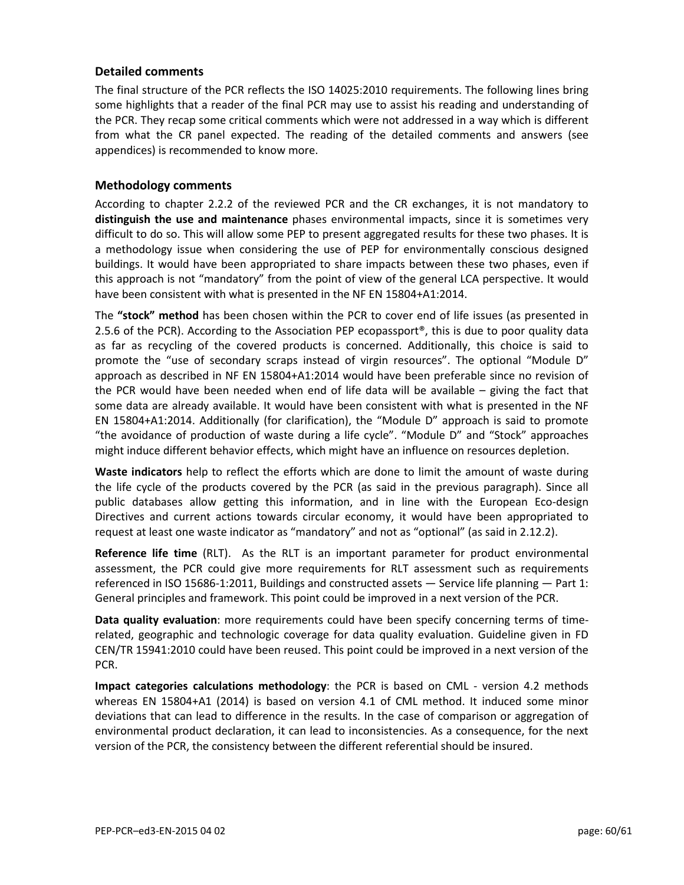### Detailed comments

The final structure of the PCR reflects the ISO 14025:2010 requirements. The following lines bring some highlights that a reader of the final PCR may use to assist his reading and understanding of the PCR. They recap some critical comments which were not addressed in a way which is different from what the CR panel expected. The reading of the detailed comments and answers (see appendices) is recommended to know more.

### Methodology comments

According to chapter 2.2.2 of the reviewed PCR and the CR exchanges, it is not mandatory to **distinguish the use and maintenance** phases environmental impacts, since it is sometimes very difficult to do so. This will allow some PEP to present aggregated results for these two phases. It is a methodology issue when considering the use of PEP for environmentally conscious designed buildings. It would have been appropriated to share impacts between these two phases, even if this approach is not "mandatory" from the point of view of the general LCA perspective. It would have been consistent with what is presented in the NF EN 15804+A1:2014.

The **"stock" method** has been chosen within the PCR to cover end of life issues (as presented in 2.5.6 of the PCR). According to the Association PEP ecopassport®, this is due to poor quality data as far as recycling of the covered products is concerned. Additionally, this choice is said to promote the "use of secondary scraps instead of virgin resources". The optional "Module D" approach as described in NF EN 15804+A1:2014 would have been preferable since no revision of the PCR would have been needed when end of life data will be available – giving the fact that some data are already available. It would have been consistent with what is presented in the NF EN 15804+A1:2014. Additionally (for clarification), the "Module D" approach is said to promote "the avoidance of production of waste during a life cycle". "Module D" and "Stock" approaches might induce different behavior effects, which might have an influence on resources depletion.

**Waste indicators** help to reflect the efforts which are done to limit the amount of waste during the life cycle of the products covered by the PCR (as said in the previous paragraph). Since all public databases allow getting this information, and in line with the European Eco-design Directives and current actions towards circular economy, it would have been appropriated to request at least one waste indicator as "mandatory" and not as "optional" (as said in 2.12.2).

**Reference life time** (RLT). As the RLT is an important parameter for product environmental assessment, the PCR could give more requirements for RLT assessment such as requirements referenced in ISO 15686-1:2011, Buildings and constructed assets — Service life planning — Part 1: General principles and framework. This point could be improved in a next version of the PCR.

**Data quality evaluation**: more requirements could have been specify concerning terms of time-related, geographic and technologic coverage for data quality evaluation. Guideline given in FD CEN/TR 15941:2010 could have been reused. This point could be improved in a next version of the PCR.

**Impact categories calculations methodology**: the PCR is based on CML - version 4.2 methods whereas EN 15804+A1 (2014) is based on version 4.1 of CML method. It induced some minor deviations that can lead to difference in the results. In the case of comparison or aggregation of environmental product declaration, it can lead to inconsistencies. As a consequence, for the next version of the PCR, the consistency between the different referential should be insured.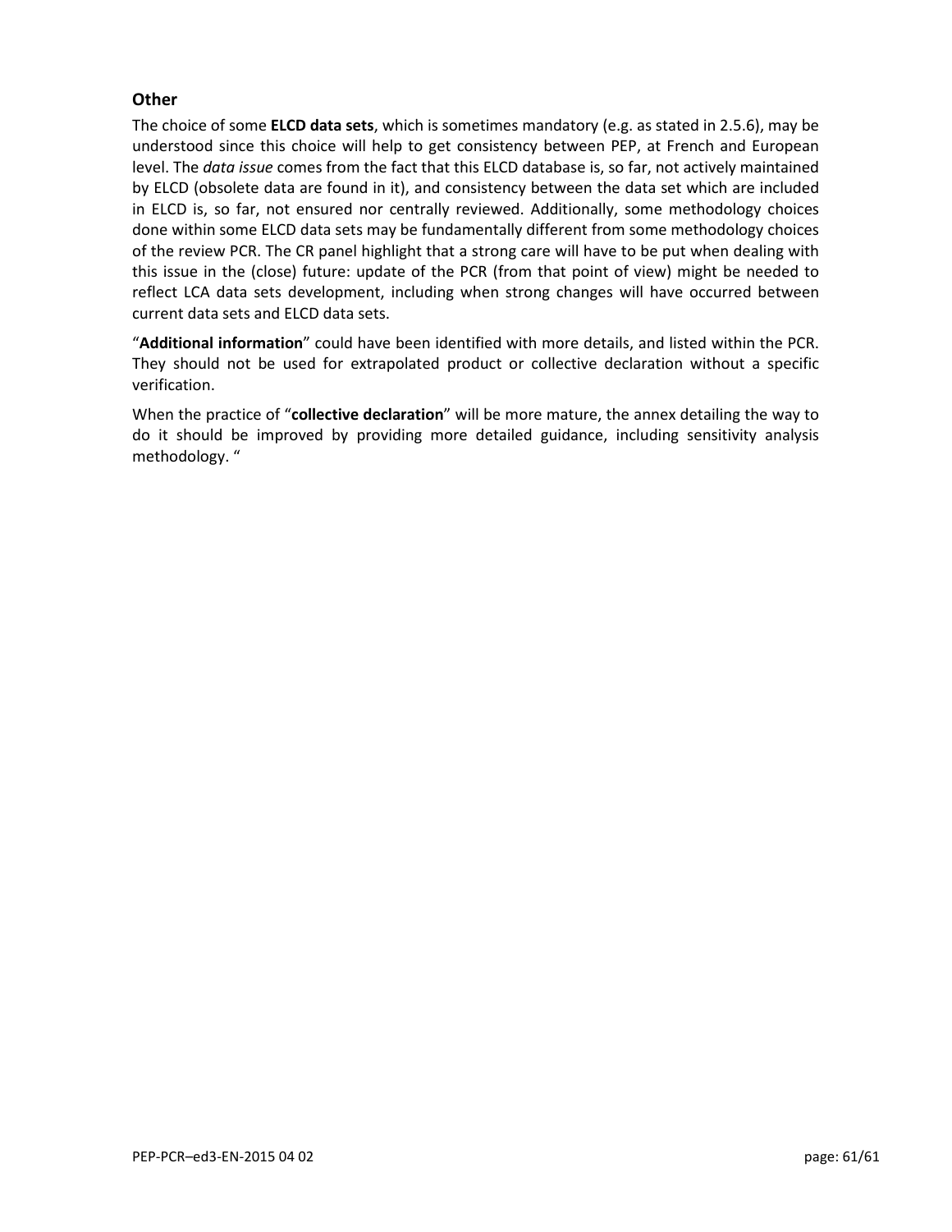### Other

The choice of some **ELCD data sets**, which is sometimes mandatory (e.g. as stated in 2.5.6), may be understood since this choice will help to get consistency between PEP, at French and European level. The *data issue* comes from the fact that this ELCD database is, so far, not actively maintained by ELCD (obsolete data are found in it), and consistency between the data set which are included in ELCD is, so far, not ensured nor centrally reviewed. Additionally, some methodology choices done within some ELCD data sets may be fundamentally different from some methodology choices of the review PCR. The CR panel highlight that a strong care will have to be put when dealing with this issue in the (close) future: update of the PCR (from that point of view) might be needed to reflect LCA data sets development, including when strong changes will have occurred between current data sets and ELCD data sets.

"**Additional information**" could have been identified with more details, and listed within the PCR. They should not be used for extrapolated product or collective declaration without a specific verification.

When the practice of "**collective declaration**" will be more mature, the annex detailing the way to do it should be improved by providing more detailed guidance, including sensitivity analysis methodology. "